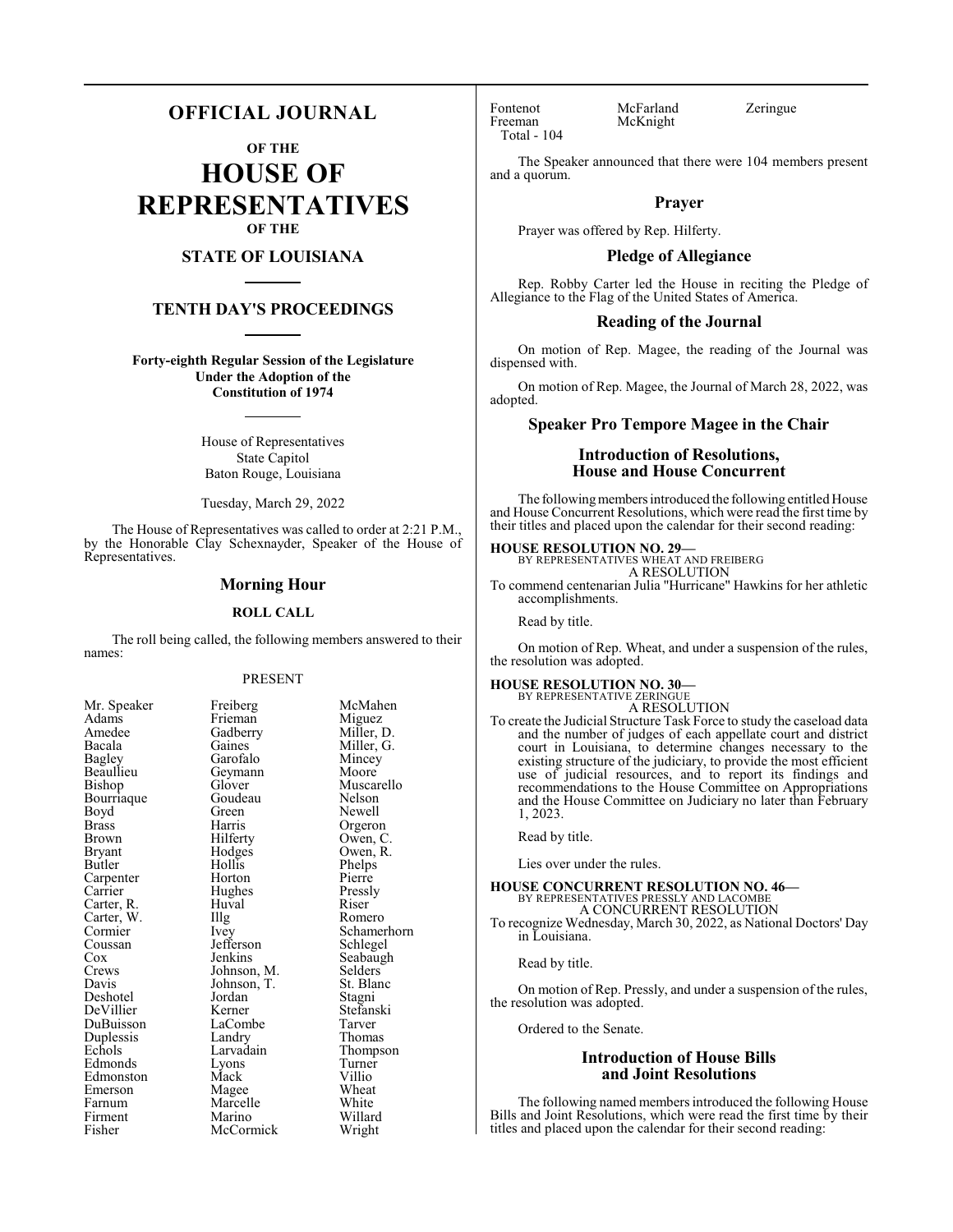# OFFICIAL JOURNAL

## OF THE

# HOUSE OF REPRESENTATIVES

## OF THE

## STATE OF LOUISIANA

## TENTH DAY'S PROCEEDINGS

**Forty-eighth Regular Session of the Legislature**
**Under the Adoption of the**
**Constitution of 1974**

House of Representatives
State Capitol
Baton Rouge, Louisiana

Tuesday, March 29, 2022

The House of Representatives was called to order at 2:21 P.M., by the Honorable Clay Schexnayder, Speaker of the House of Representatives.

## Morning Hour

### ROLL CALL

The roll being called, the following members answered to their names:

PRESENT

| | | |
|---|---|---|
| Mr. Speaker | Freiberg | McMahen |
| Adams | Frieman | Miguez |
| Amedee | Gadberry | Miller, D. |
| Bacala | Gaines | Miller, G. |
| Bagley | Garofalo | Mincey |
| Beaullieu | Geymann | Moore |
| Bishop | Glover | Muscarello |
| Bourriaque | Goudeau | Nelson |
| Boyd | Green | Newell |
| Brass | Harris | Orgeron |
| Brown | Hilferty | Owen, C. |
| Bryant | Hodges | Owen, R. |
| Butler | Hollis | Phelps |
| Carpenter | Horton | Pierre |
| Carrier | Hughes | Pressly |
| Carter, R. | Huval | Riser |
| Carter, W. | Illg | Romero |
| Cormier | Ivey | Schamerhorn |
| Coussan | Jefferson | Schlegel |
| Cox | Jenkins | Seabaugh |
| Crews | Johnson, M. | Selders |
| Davis | Johnson, T. | St. Blanc |
| Deshotel | Jordan | Stagni |
| DeVillier | Kerner | Stefanski |
| DuBuisson | LaCombe | Tarver |
| Duplessis | Landry | Thomas |
| Echols | Larvadain | Thompson |
| Edmonds | Lyons | Turner |
| Edmonston | Mack | Villio |
| Emerson | Magee | Wheat |
| Farnum | Marcelle | White |
| Firment | Marino | Willard |
| Fisher | McCormick | Wright |
| Fontenot | McFarland | Zeringue |
| Freeman | McKnight | |

Total - 104

The Speaker announced that there were 104 members present and a quorum.

## Prayer

Prayer was offered by Rep. Hilferty.

## Pledge of Allegiance

Rep. Robby Carter led the House in reciting the Pledge of Allegiance to the Flag of the United States of America.

## Reading of the Journal

On motion of Rep. Magee, the reading of the Journal was dispensed with.

On motion of Rep. Magee, the Journal of March 28, 2022, was adopted.

## Speaker Pro Tempore Magee in the Chair

## Introduction of Resolutions, House and House Concurrent

The following members introduced the following entitled House and House Concurrent Resolutions, which were read the first time by their titles and placed upon the calendar for their second reading:

**HOUSE RESOLUTION NO. 29—**
BY REPRESENTATIVES WHEAT AND FREIBERG
A RESOLUTION
To commend centenarian Julia "Hurricane" Hawkins for her athletic accomplishments.

Read by title.

On motion of Rep. Wheat, and under a suspension of the rules, the resolution was adopted.

**HOUSE RESOLUTION NO. 30—**
BY REPRESENTATIVE ZERINGUE
A RESOLUTION
To create the Judicial Structure Task Force to study the caseload data and the number of judges of each appellate court and district court in Louisiana, to determine changes necessary to the existing structure of the judiciary, to provide the most efficient use of judicial resources, and to report its findings and recommendations to the House Committee on Appropriations and the House Committee on Judiciary no later than February 1, 2023.

Read by title.

Lies over under the rules.

**HOUSE CONCURRENT RESOLUTION NO. 46—**
BY REPRESENTATIVES PRESSLY AND LACOMBE
A CONCURRENT RESOLUTION
To recognize Wednesday, March 30, 2022, as National Doctors' Day in Louisiana.

Read by title.

On motion of Rep. Pressly, and under a suspension of the rules, the resolution was adopted.

Ordered to the Senate.

## Introduction of House Bills and Joint Resolutions

The following named members introduced the following House Bills and Joint Resolutions, which were read the first time by their titles and placed upon the calendar for their second reading: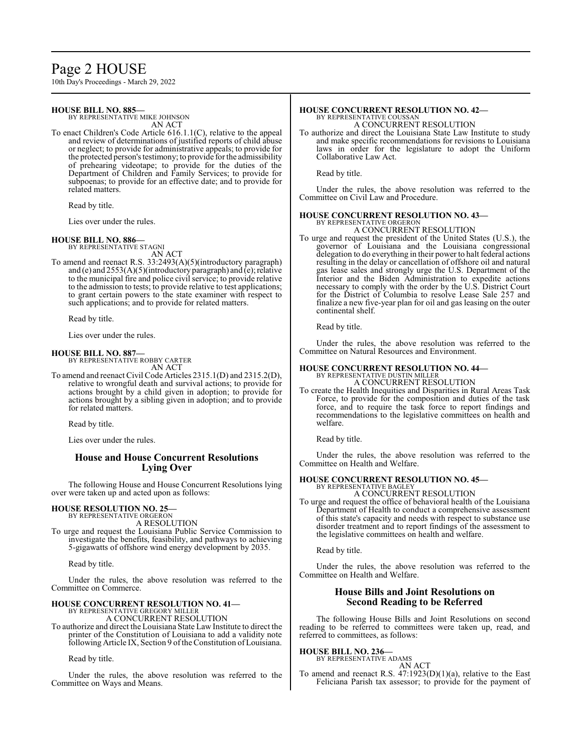**HOUSE BILL NO. 885—**
BY REPRESENTATIVE MIKE JOHNSON
AN ACT

To enact Children's Code Article 616.1.1(C), relative to the appeal and review of determinations of justified reports of child abuse or neglect; to provide for administrative appeals; to provide for the protected person's testimony; to provide for the admissibility of prehearing videotape; to provide for the duties of the Department of Children and Family Services; to provide for subpoenas; to provide for an effective date; and to provide for related matters.

Read by title.

Lies over under the rules.

**HOUSE BILL NO. 886—**
BY REPRESENTATIVE STAGNI
AN ACT

To amend and reenact R.S. 33:2493(A)(5)(introductory paragraph) and (e) and 2553(A)(5)(introductory paragraph) and (e); relative to the municipal fire and police civil service; to provide relative to the admission to tests; to provide relative to test applications; to grant certain powers to the state examiner with respect to such applications; and to provide for related matters.

Read by title.

Lies over under the rules.

**HOUSE BILL NO. 887—**
BY REPRESENTATIVE ROBBY CARTER
AN ACT

To amend and reenact Civil Code Articles 2315.1(D) and 2315.2(D), relative to wrongful death and survival actions; to provide for actions brought by a child given in adoption; to provide for actions brought by a sibling given in adoption; and to provide for related matters.

Read by title.

Lies over under the rules.

## House and House Concurrent Resolutions Lying Over

The following House and House Concurrent Resolutions lying over were taken up and acted upon as follows:

**HOUSE RESOLUTION NO. 25—**
BY REPRESENTATIVE ORGERON
A RESOLUTION

To urge and request the Louisiana Public Service Commission to investigate the benefits, feasibility, and pathways to achieving 5-gigawatts of offshore wind energy development by 2035.

Read by title.

Under the rules, the above resolution was referred to the Committee on Commerce.

**HOUSE CONCURRENT RESOLUTION NO. 41—**
BY REPRESENTATIVE GREGORY MILLER
A CONCURRENT RESOLUTION

To authorize and direct the Louisiana State Law Institute to direct the printer of the Constitution of Louisiana to add a validity note following Article IX, Section 9 of the Constitution of Louisiana.

Read by title.

Under the rules, the above resolution was referred to the Committee on Ways and Means.

**HOUSE CONCURRENT RESOLUTION NO. 42—**
BY REPRESENTATIVE COUSSAN
A CONCURRENT RESOLUTION

To authorize and direct the Louisiana State Law Institute to study and make specific recommendations for revisions to Louisiana laws in order for the legislature to adopt the Uniform Collaborative Law Act.

Read by title.

Under the rules, the above resolution was referred to the Committee on Civil Law and Procedure.

**HOUSE CONCURRENT RESOLUTION NO. 43—**
BY REPRESENTATIVE ORGERON
A CONCURRENT RESOLUTION

To urge and request the president of the United States (U.S.), the governor of Louisiana and the Louisiana congressional delegation to do everything in their power to halt federal actions resulting in the delay or cancellation of offshore oil and natural gas lease sales and strongly urge the U.S. Department of the Interior and the Biden Administration to expedite actions necessary to comply with the order by the U.S. District Court for the District of Columbia to resolve Lease Sale 257 and finalize a new five-year plan for oil and gas leasing on the outer continental shelf.

Read by title.

Under the rules, the above resolution was referred to the Committee on Natural Resources and Environment.

**HOUSE CONCURRENT RESOLUTION NO. 44—**
BY REPRESENTATIVE DUSTIN MILLER
A CONCURRENT RESOLUTION

To create the Health Inequities and Disparities in Rural Areas Task Force, to provide for the composition and duties of the task force, and to require the task force to report findings and recommendations to the legislative committees on health and welfare.

Read by title.

Under the rules, the above resolution was referred to the Committee on Health and Welfare.

**HOUSE CONCURRENT RESOLUTION NO. 45—**
BY REPRESENTATIVE BAGLEY
A CONCURRENT RESOLUTION

To urge and request the office of behavioral health of the Louisiana Department of Health to conduct a comprehensive assessment of this state's capacity and needs with respect to substance use disorder treatment and to report findings of the assessment to the legislative committees on health and welfare.

Read by title.

Under the rules, the above resolution was referred to the Committee on Health and Welfare.

## House Bills and Joint Resolutions on Second Reading to be Referred

The following House Bills and Joint Resolutions on second reading to be referred to committees were taken up, read, and referred to committees, as follows:

**HOUSE BILL NO. 236—**
BY REPRESENTATIVE ADAMS
AN ACT

To amend and reenact R.S. 47:1923(D)(1)(a), relative to the East Feliciana Parish tax assessor; to provide for the payment of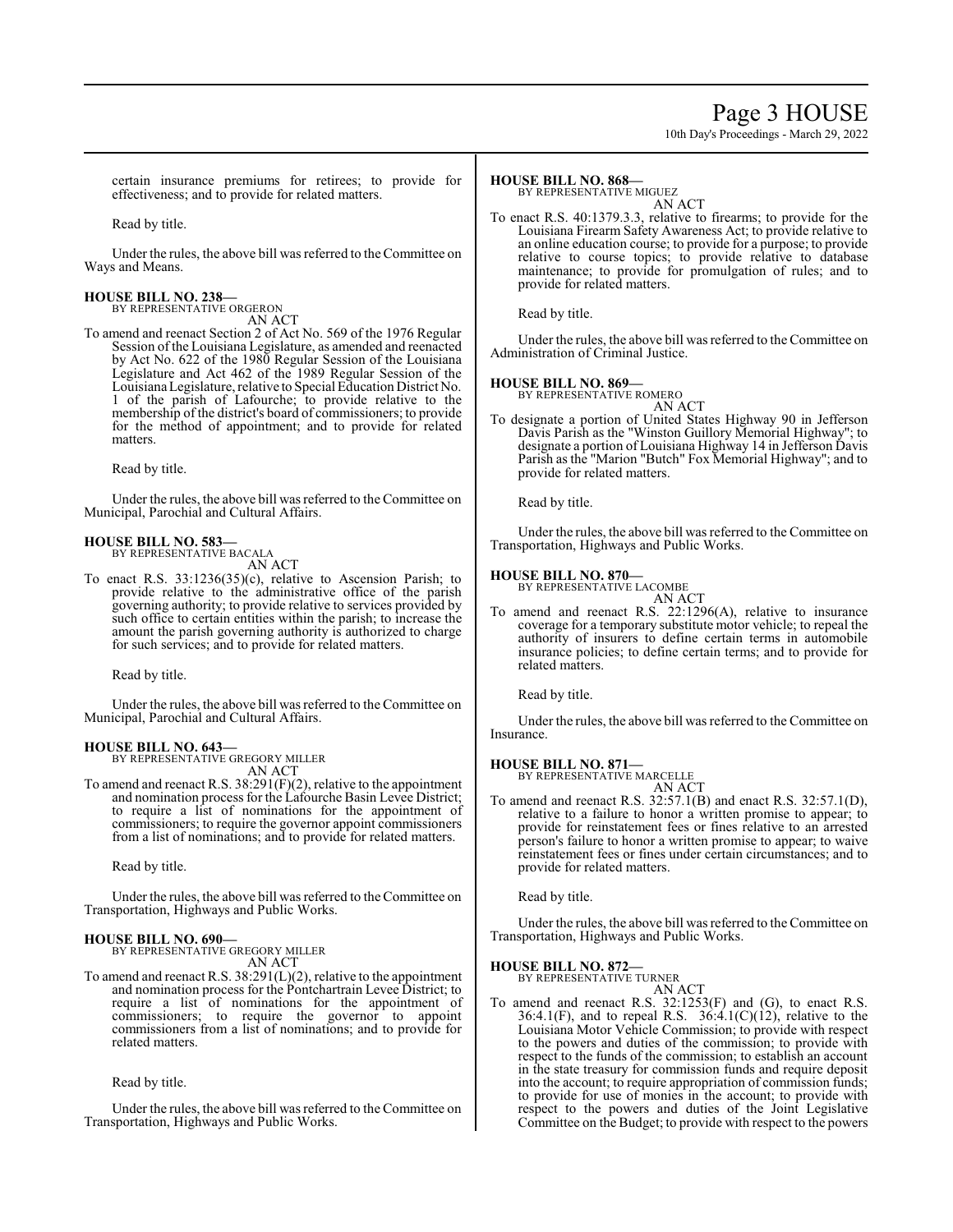certain insurance premiums for retirees; to provide for effectiveness; and to provide for related matters.

Read by title.

Under the rules, the above bill was referred to the Committee on Ways and Means.

**HOUSE BILL NO. 238—**
BY REPRESENTATIVE ORGERON
AN ACT

To amend and reenact Section 2 of Act No. 569 of the 1976 Regular Session of the Louisiana Legislature, as amended and reenacted by Act No. 622 of the 1980 Regular Session of the Louisiana Legislature and Act 462 of the 1989 Regular Session of the Louisiana Legislature, relative to Special Education District No. 1 of the parish of Lafourche; to provide relative to the membership of the district's board of commissioners; to provide for the method of appointment; and to provide for related matters.

Read by title.

Under the rules, the above bill was referred to the Committee on Municipal, Parochial and Cultural Affairs.

**HOUSE BILL NO. 583—**
BY REPRESENTATIVE BACALA
AN ACT

To enact R.S. 33:1236(35)(c), relative to Ascension Parish; to provide relative to the administrative office of the parish governing authority; to provide relative to services provided by such office to certain entities within the parish; to increase the amount the parish governing authority is authorized to charge for such services; and to provide for related matters.

Read by title.

Under the rules, the above bill was referred to the Committee on Municipal, Parochial and Cultural Affairs.

**HOUSE BILL NO. 643—**
BY REPRESENTATIVE GREGORY MILLER
AN ACT

To amend and reenact R.S. 38:291(F)(2), relative to the appointment and nomination process for the Lafourche Basin Levee District; to require a list of nominations for the appointment of commissioners; to require the governor appoint commissioners from a list of nominations; and to provide for related matters.

Read by title.

Under the rules, the above bill was referred to the Committee on Transportation, Highways and Public Works.

**HOUSE BILL NO. 690—**
BY REPRESENTATIVE GREGORY MILLER
AN ACT

To amend and reenact R.S. 38:291(L)(2), relative to the appointment and nomination process for the Pontchartrain Levee District; to require a list of nominations for the appointment of commissioners; to require the governor to appoint commissioners from a list of nominations; and to provide for related matters.

Read by title.

Under the rules, the above bill was referred to the Committee on Transportation, Highways and Public Works.

**HOUSE BILL NO. 868—**
BY REPRESENTATIVE MIGUEZ
AN ACT

To enact R.S. 40:1379.3.3, relative to firearms; to provide for the Louisiana Firearm Safety Awareness Act; to provide relative to an online education course; to provide for a purpose; to provide relative to course topics; to provide relative to database maintenance; to provide for promulgation of rules; and to provide for related matters.

Read by title.

Under the rules, the above bill was referred to the Committee on Administration of Criminal Justice.

**HOUSE BILL NO. 869—**
BY REPRESENTATIVE ROMERO
AN ACT

To designate a portion of United States Highway 90 in Jefferson Davis Parish as the "Winston Guillory Memorial Highway"; to designate a portion of Louisiana Highway 14 in Jefferson Davis Parish as the "Marion "Butch" Fox Memorial Highway"; and to provide for related matters.

Read by title.

Under the rules, the above bill was referred to the Committee on Transportation, Highways and Public Works.

**HOUSE BILL NO. 870—**
BY REPRESENTATIVE LACOMBE
AN ACT

To amend and reenact R.S. 22:1296(A), relative to insurance coverage for a temporary substitute motor vehicle; to repeal the authority of insurers to define certain terms in automobile insurance policies; to define certain terms; and to provide for related matters.

Read by title.

Under the rules, the above bill was referred to the Committee on Insurance.

**HOUSE BILL NO. 871—**
BY REPRESENTATIVE MARCELLE
AN ACT

To amend and reenact R.S. 32:57.1(B) and enact R.S. 32:57.1(D), relative to a failure to honor a written promise to appear; to provide for reinstatement fees or fines relative to an arrested person's failure to honor a written promise to appear; to waive reinstatement fees or fines under certain circumstances; and to provide for related matters.

Read by title.

Under the rules, the above bill was referred to the Committee on Transportation, Highways and Public Works.

**HOUSE BILL NO. 872—**
BY REPRESENTATIVE TURNER
AN ACT

To amend and reenact R.S. 32:1253(F) and (G), to enact R.S. 36:4.1(F), and to repeal R.S. 36:4.1(C)(12), relative to the Louisiana Motor Vehicle Commission; to provide with respect to the powers and duties of the commission; to provide with respect to the funds of the commission; to establish an account in the state treasury for commission funds and require deposit into the account; to require appropriation of commission funds; to provide for use of monies in the account; to provide with respect to the powers and duties of the Joint Legislative Committee on the Budget; to provide with respect to the powers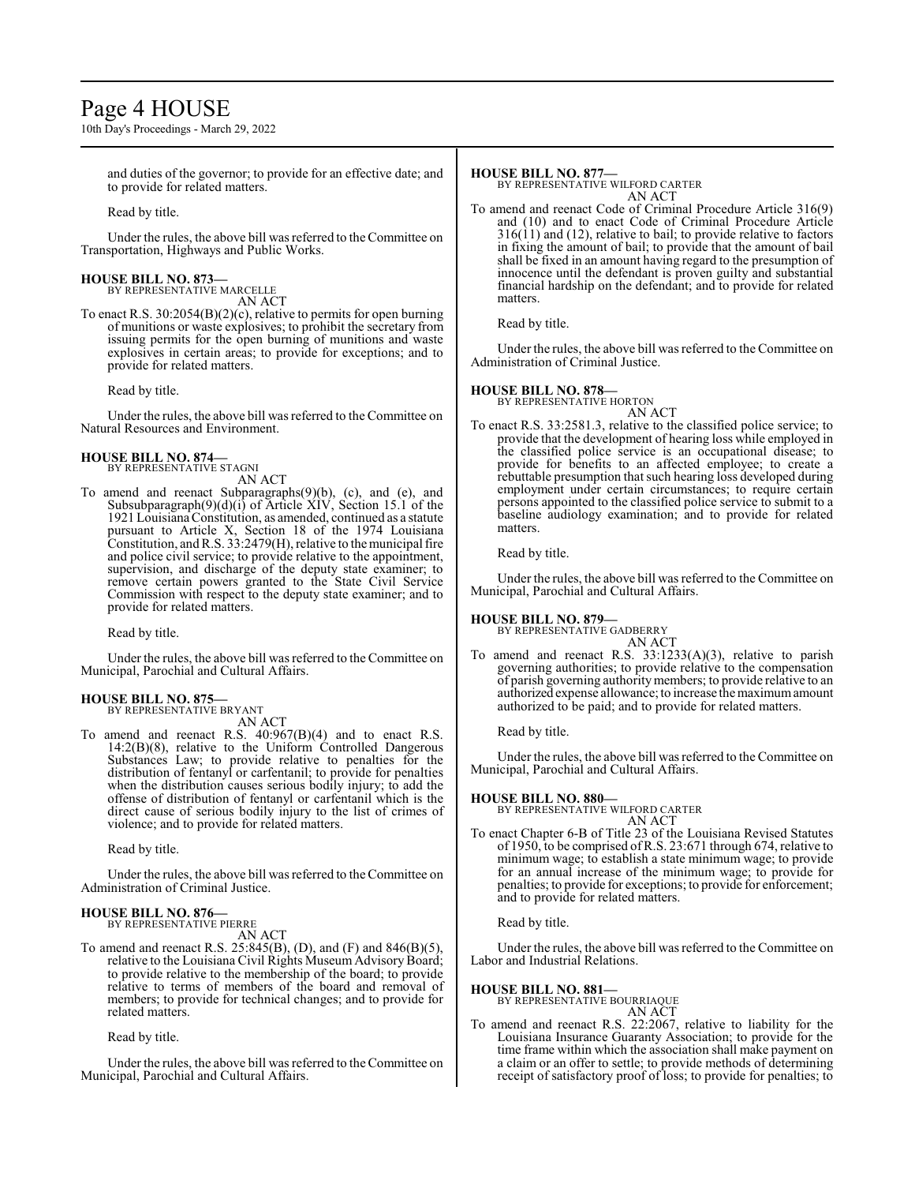and duties of the governor; to provide for an effective date; and to provide for related matters.

Read by title.

Under the rules, the above bill was referred to the Committee on Transportation, Highways and Public Works.

**HOUSE BILL NO. 873—**
BY REPRESENTATIVE MARCELLE
AN ACT

To enact R.S. 30:2054(B)(2)(c), relative to permits for open burning of munitions or waste explosives; to prohibit the secretary from issuing permits for the open burning of munitions and waste explosives in certain areas; to provide for exceptions; and to provide for related matters.

Read by title.

Under the rules, the above bill was referred to the Committee on Natural Resources and Environment.

**HOUSE BILL NO. 874—**
BY REPRESENTATIVE STAGNI
AN ACT

To amend and reenact Subparagraphs(9)(b), (c), and (e), and Subsubparagraph(9)(d)(i) of Article XIV, Section 15.1 of the 1921 Louisiana Constitution, as amended, continued as a statute pursuant to Article X, Section 18 of the 1974 Louisiana Constitution, and R.S. 33:2479(H), relative to the municipal fire and police civil service; to provide relative to the appointment, supervision, and discharge of the deputy state examiner; to remove certain powers granted to the State Civil Service Commission with respect to the deputy state examiner; and to provide for related matters.

Read by title.

Under the rules, the above bill was referred to the Committee on Municipal, Parochial and Cultural Affairs.

**HOUSE BILL NO. 875—**
BY REPRESENTATIVE BRYANT
AN ACT

To amend and reenact R.S. 40:967(B)(4) and to enact R.S. 14:2(B)(8), relative to the Uniform Controlled Dangerous Substances Law; to provide relative to penalties for the distribution of fentanyl or carfentanil; to provide for penalties when the distribution causes serious bodily injury; to add the offense of distribution of fentanyl or carfentanil which is the direct cause of serious bodily injury to the list of crimes of violence; and to provide for related matters.

Read by title.

Under the rules, the above bill was referred to the Committee on Administration of Criminal Justice.

**HOUSE BILL NO. 876—**
BY REPRESENTATIVE PIERRE
AN ACT

To amend and reenact R.S. 25:845(B), (D), and (F) and 846(B)(5), relative to the Louisiana Civil Rights Museum Advisory Board; to provide relative to the membership of the board; to provide relative to terms of members of the board and removal of members; to provide for technical changes; and to provide for related matters.

Read by title.

Under the rules, the above bill was referred to the Committee on Municipal, Parochial and Cultural Affairs.

**HOUSE BILL NO. 877—**
BY REPRESENTATIVE WILFORD CARTER
AN ACT

To amend and reenact Code of Criminal Procedure Article 316(9) and (10) and to enact Code of Criminal Procedure Article 316(11) and (12), relative to bail; to provide relative to factors in fixing the amount of bail; to provide that the amount of bail shall be fixed in an amount having regard to the presumption of innocence until the defendant is proven guilty and substantial financial hardship on the defendant; and to provide for related matters.

Read by title.

Under the rules, the above bill was referred to the Committee on Administration of Criminal Justice.

**HOUSE BILL NO. 878—**
BY REPRESENTATIVE HORTON
AN ACT

To enact R.S. 33:2581.3, relative to the classified police service; to provide that the development of hearing loss while employed in the classified police service is an occupational disease; to provide for benefits to an affected employee; to create a rebuttable presumption that such hearing loss developed during employment under certain circumstances; to require certain persons appointed to the classified police service to submit to a baseline audiology examination; and to provide for related matters.

Read by title.

Under the rules, the above bill was referred to the Committee on Municipal, Parochial and Cultural Affairs.

**HOUSE BILL NO. 879—**
BY REPRESENTATIVE GADBERRY
AN ACT

To amend and reenact R.S. 33:1233(A)(3), relative to parish governing authorities; to provide relative to the compensation of parish governing authority members; to provide relative to an authorized expense allowance; to increase the maximum amount authorized to be paid; and to provide for related matters.

Read by title.

Under the rules, the above bill was referred to the Committee on Municipal, Parochial and Cultural Affairs.

**HOUSE BILL NO. 880—**
BY REPRESENTATIVE WILFORD CARTER
AN ACT

To enact Chapter 6-B of Title 23 of the Louisiana Revised Statutes of 1950, to be comprised of R.S. 23:671 through 674, relative to minimum wage; to establish a state minimum wage; to provide for an annual increase of the minimum wage; to provide for penalties; to provide for exceptions; to provide for enforcement; and to provide for related matters.

Read by title.

Under the rules, the above bill was referred to the Committee on Labor and Industrial Relations.

**HOUSE BILL NO. 881—**
BY REPRESENTATIVE BOURRIAQUE
AN ACT

To amend and reenact R.S. 22:2067, relative to liability for the Louisiana Insurance Guaranty Association; to provide for the time frame within which the association shall make payment on a claim or an offer to settle; to provide methods of determining receipt of satisfactory proof of loss; to provide for penalties; to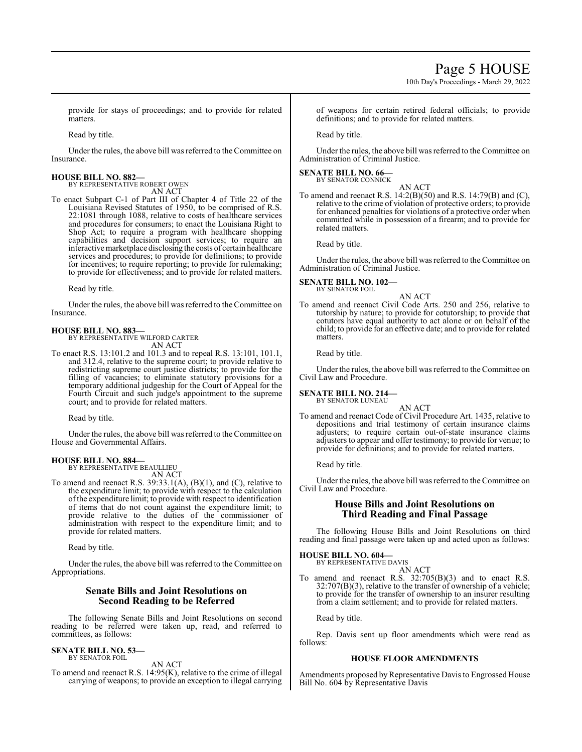provide for stays of proceedings; and to provide for related matters.

Read by title.

Under the rules, the above bill was referred to the Committee on Insurance.

**HOUSE BILL NO. 882—**
BY REPRESENTATIVE ROBERT OWEN
AN ACT

To enact Subpart C-1 of Part III of Chapter 4 of Title 22 of the Louisiana Revised Statutes of 1950, to be comprised of R.S. 22:1081 through 1088, relative to costs of healthcare services and procedures for consumers; to enact the Louisiana Right to Shop Act; to require a program with healthcare shopping capabilities and decision support services; to require an interactive marketplace disclosing the costs of certain healthcare services and procedures; to provide for definitions; to provide for incentives; to require reporting; to provide for rulemaking; to provide for effectiveness; and to provide for related matters.

Read by title.

Under the rules, the above bill was referred to the Committee on Insurance.

**HOUSE BILL NO. 883—**
BY REPRESENTATIVE WILFORD CARTER
AN ACT

To enact R.S. 13:101.2 and 101.3 and to repeal R.S. 13:101, 101.1, and 312.4, relative to the supreme court; to provide relative to redistricting supreme court justice districts; to provide for the filling of vacancies; to eliminate statutory provisions for a temporary additional judgeship for the Court of Appeal for the Fourth Circuit and such judge's appointment to the supreme court; and to provide for related matters.

Read by title.

Under the rules, the above bill was referred to the Committee on House and Governmental Affairs.

**HOUSE BILL NO. 884—**
BY REPRESENTATIVE BEAULLIEU
AN ACT

To amend and reenact R.S. 39:33.1(A), (B)(1), and (C), relative to the expenditure limit; to provide with respect to the calculation of the expenditure limit; to provide with respect to identification of items that do not count against the expenditure limit; to provide relative to the duties of the commissioner of administration with respect to the expenditure limit; and to provide for related matters.

Read by title.

Under the rules, the above bill was referred to the Committee on Appropriations.

## Senate Bills and Joint Resolutions on Second Reading to be Referred

The following Senate Bills and Joint Resolutions on second reading to be referred were taken up, read, and referred to committees, as follows:

**SENATE BILL NO. 53—**
BY SENATOR FOIL
AN ACT

To amend and reenact R.S. 14:95(K), relative to the crime of illegal carrying of weapons; to provide an exception to illegal carrying of weapons for certain retired federal officials; to provide definitions; and to provide for related matters.

Read by title.

Under the rules, the above bill was referred to the Committee on Administration of Criminal Justice.

**SENATE BILL NO. 66—**
BY SENATOR CONNICK
AN ACT

To amend and reenact R.S. 14:2(B)(50) and R.S. 14:79(B) and (C), relative to the crime of violation of protective orders; to provide for enhanced penalties for violations of a protective order when committed while in possession of a firearm; and to provide for related matters.

Read by title.

Under the rules, the above bill was referred to the Committee on Administration of Criminal Justice.

**SENATE BILL NO. 102—**
BY SENATOR FOIL
AN ACT

To amend and reenact Civil Code Arts. 250 and 256, relative to tutorship by nature; to provide for cotutorship; to provide that cotutors have equal authority to act alone or on behalf of the child; to provide for an effective date; and to provide for related matters.

Read by title.

Under the rules, the above bill was referred to the Committee on Civil Law and Procedure.

**SENATE BILL NO. 214—**
BY SENATOR LUNEAU
AN ACT

To amend and reenact Code of Civil Procedure Art. 1435, relative to depositions and trial testimony of certain insurance claims adjusters; to require certain out-of-state insurance claims adjusters to appear and offer testimony; to provide for venue; to provide for definitions; and to provide for related matters.

Read by title.

Under the rules, the above bill was referred to the Committee on Civil Law and Procedure.

## House Bills and Joint Resolutions on Third Reading and Final Passage

The following House Bills and Joint Resolutions on third reading and final passage were taken up and acted upon as follows:

**HOUSE BILL NO. 604—**
BY REPRESENTATIVE DAVIS
AN ACT

To amend and reenact R.S. 32:705(B)(3) and to enact R.S. 32:707(B)(3), relative to the transfer of ownership of a vehicle; to provide for the transfer of ownership to an insurer resulting from a claim settlement; and to provide for related matters.

Read by title.

Rep. Davis sent up floor amendments which were read as follows:

### HOUSE FLOOR AMENDMENTS

Amendments proposed by Representative Davis to Engrossed House Bill No. 604 by Representative Davis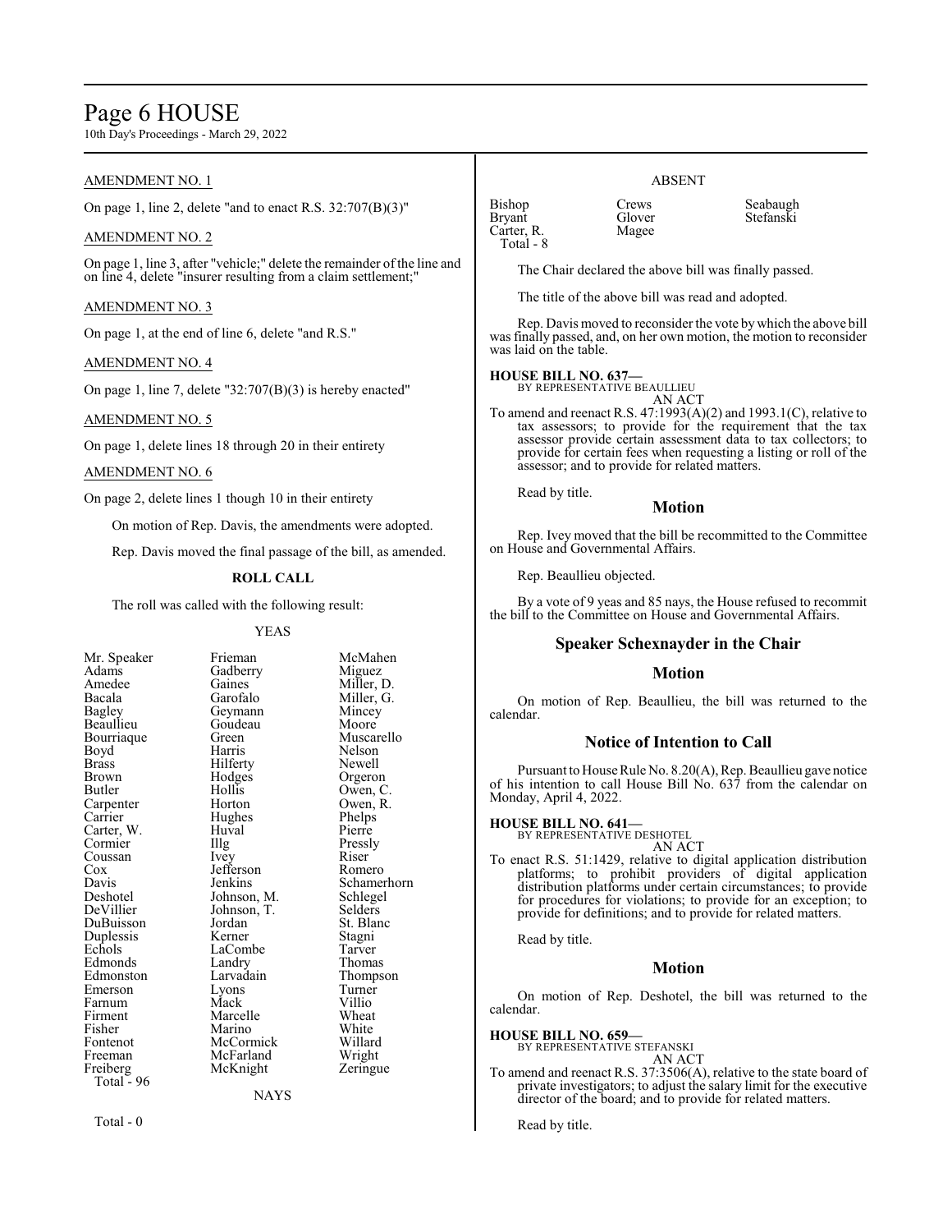AMENDMENT NO. 1

On page 1, line 2, delete "and to enact R.S. 32:707(B)(3)"

AMENDMENT NO. 2

On page 1, line 3, after "vehicle;" delete the remainder of the line and on line 4, delete "insurer resulting from a claim settlement;"

AMENDMENT NO. 3

On page 1, at the end of line 6, delete "and R.S."

AMENDMENT NO. 4

On page 1, line 7, delete "32:707(B)(3) is hereby enacted"

AMENDMENT NO. 5

On page 1, delete lines 18 through 20 in their entirety

AMENDMENT NO. 6

On page 2, delete lines 1 though 10 in their entirety

On motion of Rep. Davis, the amendments were adopted.

Rep. Davis moved the final passage of the bill, as amended.

**ROLL CALL**

The roll was called with the following result:

YEAS

| | | |
|---|---|---|
| Mr. Speaker | Frieman | McMahen |
| Adams | Gadberry | Miguez |
| Amedee | Gaines | Miller, D. |
| Bacala | Garofalo | Miller, G. |
| Bagley | Geymann | Mincey |
| Beaullieu | Goudeau | Moore |
| Bourriaque | Green | Muscarello |
| Boyd | Harris | Nelson |
| Brass | Hilferty | Newell |
| Brown | Hodges | Orgeron |
| Butler | Hollis | Owen, C. |
| Carpenter | Horton | Owen, R. |
| Carrier | Hughes | Phelps |
| Carter, W. | Huval | Pierre |
| Cormier | Illg | Pressly |
| Coussan | Ivey | Riser |
| Cox | Jefferson | Romero |
| Davis | Jenkins | Schamerhorn |
| Deshotel | Johnson, M. | Schlegel |
| DeVillier | Johnson, T. | Selders |
| DuBuisson | Jordan | St. Blanc |
| Duplessis | Kerner | Stagni |
| Echols | LaCombe | Tarver |
| Edmonds | Landry | Thomas |
| Edmonston | Larvadain | Thompson |
| Emerson | Lyons | Turner |
| Farnum | Mack | Villio |
| Firment | Marcelle | Wheat |
| Fisher | Marino | White |
| Fontenot | McCormick | Willard |
| Freeman | McFarland | Wright |
| Freiberg | McKnight | Zeringue |
| Total - 96 | | |

NAYS

Total - 0

ABSENT

| | | |
|---|---|---|
| Bishop | Crews | Seabaugh |
| Bryant | Glover | Stefanski |
| Carter, R. | Magee | |
| Total - 8 | | |

The Chair declared the above bill was finally passed.

The title of the above bill was read and adopted.

Rep. Davis moved to reconsider the vote by which the above bill was finally passed, and, on her own motion, the motion to reconsider was laid on the table.

**HOUSE BILL NO. 637—**
BY REPRESENTATIVE BEAULLIEU
AN ACT
To amend and reenact R.S. 47:1993(A)(2) and 1993.1(C), relative to tax assessors; to provide for the requirement that the tax assessor provide certain assessment data to tax collectors; to provide for certain fees when requesting a listing or roll of the assessor; and to provide for related matters.

Read by title.

## Motion

Rep. Ivey moved that the bill be recommitted to the Committee on House and Governmental Affairs.

Rep. Beaullieu objected.

By a vote of 9 yeas and 85 nays, the House refused to recommit the bill to the Committee on House and Governmental Affairs.

## Speaker Schexnayder in the Chair

## Motion

On motion of Rep. Beaullieu, the bill was returned to the calendar.

## Notice of Intention to Call

Pursuant to House Rule No. 8.20(A), Rep. Beaullieu gave notice of his intention to call House Bill No. 637 from the calendar on Monday, April 4, 2022.

**HOUSE BILL NO. 641—**
BY REPRESENTATIVE DESHOTEL
AN ACT
To enact R.S. 51:1429, relative to digital application distribution platforms; to prohibit providers of digital application distribution platforms under certain circumstances; to provide for procedures for violations; to provide for an exception; to provide for definitions; and to provide for related matters.

Read by title.

## Motion

On motion of Rep. Deshotel, the bill was returned to the calendar.

**HOUSE BILL NO. 659—**
BY REPRESENTATIVE STEFANSKI
AN ACT
To amend and reenact R.S. 37:3506(A), relative to the state board of private investigators; to adjust the salary limit for the executive director of the board; and to provide for related matters.

Read by title.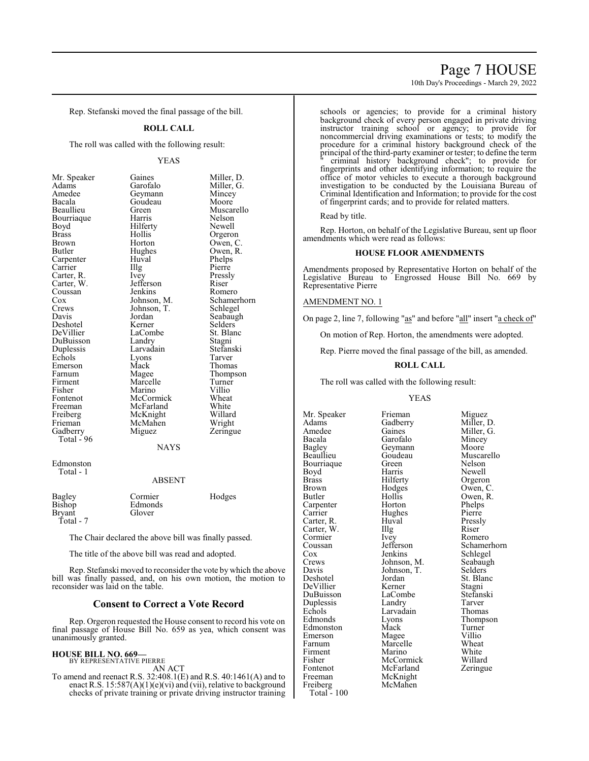Rep. Stefanski moved the final passage of the bill.

**ROLL CALL**

The roll was called with the following result:

YEAS

| | | |
|---|---|---|
| Mr. Speaker | Gaines | Miller, D. |
| Adams | Garofalo | Miller, G. |
| Amedee | Geymann | Mincey |
| Bacala | Goudeau | Moore |
| Beaullieu | Green | Muscarello |
| Bourriaque | Harris | Nelson |
| Boyd | Hilferty | Newell |
| Brass | Hollis | Orgeron |
| Brown | Horton | Owen, C. |
| Butler | Hughes | Owen, R. |
| Carpenter | Huval | Phelps |
| Carrier | Illg | Pierre |
| Carter, R. | Ivey | Pressly |
| Carter, W. | Jefferson | Riser |
| Coussan | Jenkins | Romero |
| Cox | Johnson, M. | Schamerhorn |
| Crews | Johnson, T. | Schlegel |
| Davis | Jordan | Seabaugh |
| Deshotel | Kerner | Selders |
| DeVillier | LaCombe | St. Blanc |
| DuBuisson | Landry | Stagni |
| Duplessis | Larvadain | Stefanski |
| Echols | Lyons | Tarver |
| Emerson | Mack | Thomas |
| Farnum | Magee | Thompson |
| Firment | Marcelle | Turner |
| Fisher | Marino | Villio |
| Fontenot | McCormick | Wheat |
| Freeman | McFarland | White |
| Freiberg | McKnight | Willard |
| Frieman | McMahen | Wright |
| Gadberry | Miguez | Zeringue |

Total - 96

NAYS

Edmonston
Total - 1

ABSENT

| | | |
|---|---|---|
| Bagley | Cormier | Hodges |
| Bishop | Edmonds | |
| Bryant | Glover | |

Total - 7

The Chair declared the above bill was finally passed.

The title of the above bill was read and adopted.

Rep. Stefanski moved to reconsider the vote by which the above bill was finally passed, and, on his own motion, the motion to reconsider was laid on the table.

## Consent to Correct a Vote Record

Rep. Orgeron requested the House consent to record his vote on final passage of House Bill No. 659 as yea, which consent was unanimously granted.

**HOUSE BILL NO. 669—**
BY REPRESENTATIVE PIERRE

AN ACT

To amend and reenact R.S. 32:408.1(E) and R.S. 40:1461(A) and to enact R.S. 15:587(A)(1)(e)(vi) and (vii), relative to background checks of private training or private driving instructor training schools or agencies; to provide for a criminal history background check of every person engaged in private driving instructor training school or agency; to provide for noncommercial driving examinations or tests; to modify the procedure for a criminal history background check of the principal of the third-party examiner or tester; to define the term " criminal history background check"; to provide for fingerprints and other identifying information; to require the office of motor vehicles to execute a thorough background investigation to be conducted by the Louisiana Bureau of Criminal Identification and Information; to provide for the cost of fingerprint cards; and to provide for related matters.

Read by title.

Rep. Horton, on behalf of the Legislative Bureau, sent up floor amendments which were read as follows:

**HOUSE FLOOR AMENDMENTS**

Amendments proposed by Representative Horton on behalf of the Legislative Bureau to Engrossed House Bill No. 669 by Representative Pierre

AMENDMENT NO. 1

On page 2, line 7, following "as" and before "all" insert "a check of"

On motion of Rep. Horton, the amendments were adopted.

Rep. Pierre moved the final passage of the bill, as amended.

**ROLL CALL**

The roll was called with the following result:

YEAS

| | | |
|---|---|---|
| Mr. Speaker | Frieman | Miguez |
| Adams | Gadberry | Miller, D. |
| Amedee | Gaines | Miller, G. |
| Bacala | Garofalo | Mincey |
| Bagley | Geymann | Moore |
| Beaullieu | Goudeau | Muscarello |
| Bourriaque | Green | Nelson |
| Boyd | Harris | Newell |
| Brass | Hilferty | Orgeron |
| Brown | Hodges | Owen, C. |
| Butler | Hollis | Owen, R. |
| Carpenter | Horton | Phelps |
| Carrier | Hughes | Pierre |
| Carter, R. | Huval | Pressly |
| Carter, W. | Illg | Riser |
| Cormier | Ivey | Romero |
| Coussan | Jefferson | Schamerhorn |
| Cox | Jenkins | Schlegel |
| Crews | Johnson, M. | Seabaugh |
| Davis | Johnson, T. | Selders |
| Deshotel | Jordan | St. Blanc |
| DeVillier | Kerner | Stagni |
| DuBuisson | LaCombe | Stefanski |
| Duplessis | Landry | Tarver |
| Echols | Larvadain | Thomas |
| Edmonds | Lyons | Thompson |
| Edmonston | Mack | Turner |
| Emerson | Magee | Villio |
| Farnum | Marcelle | Wheat |
| Firment | Marino | White |
| Fisher | McCormick | Willard |
| Fontenot | McFarland | Zeringue |
| Freeman | McKnight | |
| Freiberg | McMahen | |

Total - 100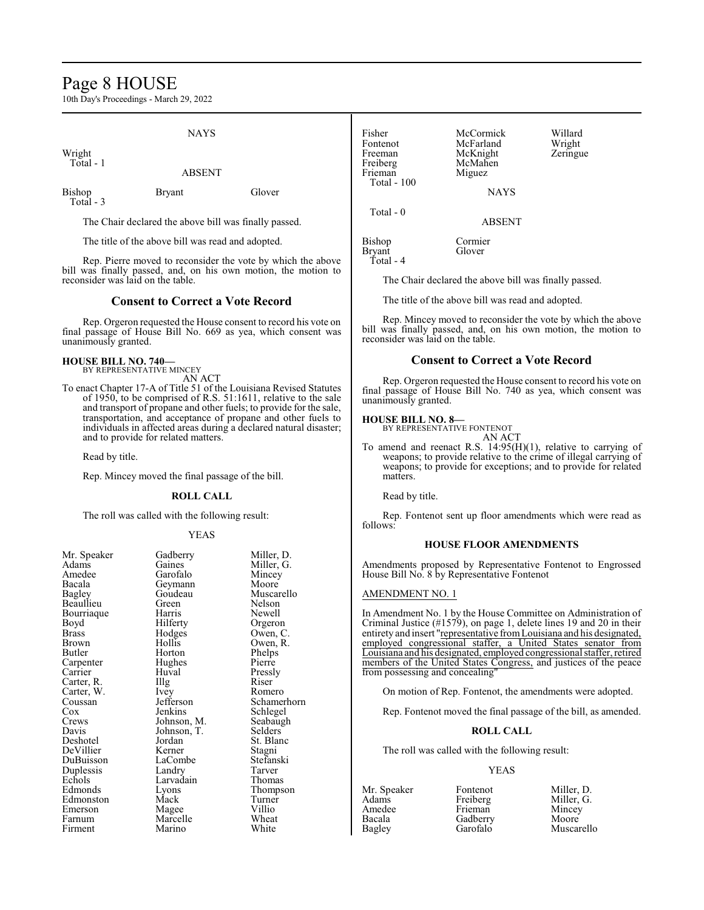NAYS

Wright
  Total - 1

ABSENT

Bishop Bryant Glover
  Total - 3

The Chair declared the above bill was finally passed.

The title of the above bill was read and adopted.

Rep. Pierre moved to reconsider the vote by which the above bill was finally passed, and, on his own motion, the motion to reconsider was laid on the table.

## Consent to Correct a Vote Record

Rep. Orgeron requested the House consent to record his vote on final passage of House Bill No. 669 as yea, which consent was unanimously granted.

**HOUSE BILL NO. 740—**
BY REPRESENTATIVE MINCEY
AN ACT

To enact Chapter 17-A of Title 51 of the Louisiana Revised Statutes of 1950, to be comprised of R.S. 51:1611, relative to the sale and transport of propane and other fuels; to provide for the sale, transportation, and acceptance of propane and other fuels to individuals in affected areas during a declared natural disaster; and to provide for related matters.

Read by title.

Rep. Mincey moved the final passage of the bill.

### ROLL CALL

The roll was called with the following result:

YEAS

| | | |
|---|---|---|
| Mr. Speaker | Gadberry | Miller, D. |
| Adams | Gaines | Miller, G. |
| Amedee | Garofalo | Mincey |
| Bacala | Geymann | Moore |
| Bagley | Goudeau | Muscarello |
| Beaullieu | Green | Nelson |
| Bourriaque | Harris | Newell |
| Boyd | Hilferty | Orgeron |
| Brass | Hodges | Owen, C. |
| Brown | Hollis | Owen, R. |
| Butler | Horton | Phelps |
| Carpenter | Hughes | Pierre |
| Carrier | Huval | Pressly |
| Carter, R. | Illg | Riser |
| Carter, W. | Ivey | Romero |
| Coussan | Jefferson | Schamerhorn |
| Cox | Jenkins | Schlegel |
| Crews | Johnson, M. | Seabaugh |
| Davis | Johnson, T. | Selders |
| Deshotel | Jordan | St. Blanc |
| DeVillier | Kerner | Stagni |
| DuBuisson | LaCombe | Stefanski |
| Duplessis | Landry | Tarver |
| Echols | Larvadain | Thomas |
| Edmonds | Lyons | Thompson |
| Edmonston | Mack | Turner |
| Emerson | Magee | Villio |
| Farnum | Marcelle | Wheat |
| Firment | Marino | White |
| Fisher | McCormick | Willard |
| Fontenot | McFarland | Wright |
| Freeman | McKnight | Zeringue |
| Freiberg | McMahen | |
| Frieman | Miguez | |

  Total - 100

NAYS

  Total - 0

ABSENT

Bishop Cormier
Bryant Glover
  Total - 4

The Chair declared the above bill was finally passed.

The title of the above bill was read and adopted.

Rep. Mincey moved to reconsider the vote by which the above bill was finally passed, and, on his own motion, the motion to reconsider was laid on the table.

## Consent to Correct a Vote Record

Rep. Orgeron requested the House consent to record his vote on final passage of House Bill No. 740 as yea, which consent was unanimously granted.

**HOUSE BILL NO. 8—**
BY REPRESENTATIVE FONTENOT
AN ACT

To amend and reenact R.S. 14:95(H)(1), relative to carrying of weapons; to provide relative to the crime of illegal carrying of weapons; to provide for exceptions; and to provide for related matters.

Read by title.

Rep. Fontenot sent up floor amendments which were read as follows:

### HOUSE FLOOR AMENDMENTS

Amendments proposed by Representative Fontenot to Engrossed House Bill No. 8 by Representative Fontenot

AMENDMENT NO. 1

In Amendment No. 1 by the House Committee on Administration of Criminal Justice (#1579), on page 1, delete lines 19 and 20 in their entirety and insert "representative from Louisiana and his designated, employed congressional staffer, a United States senator from Louisiana and his designated, employed congressional staffer, retired members of the United States Congress, and justices of the peace from possessing and concealing"

On motion of Rep. Fontenot, the amendments were adopted.

Rep. Fontenot moved the final passage of the bill, as amended.

### ROLL CALL

The roll was called with the following result:

YEAS

| | | |
|---|---|---|
| Mr. Speaker | Fontenot | Miller, D. |
| Adams | Freiberg | Miller, G. |
| Amedee | Frieman | Mincey |
| Bacala | Gadberry | Moore |
| Bagley | Garofalo | Muscarello |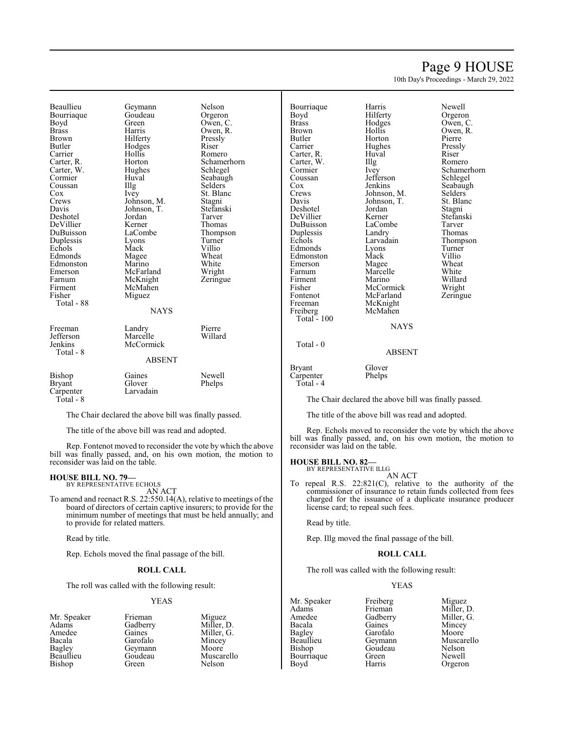| | | |
|---|---|---|
| Beaullieu | Geymann | Nelson |
| Bourriaque | Goudeau | Orgeron |
| Boyd | Green | Owen, C. |
| Brass | Harris | Owen, R. |
| Brown | Hilferty | Pressly |
| Butler | Hodges | Riser |
| Carrier | Hollis | Romero |
| Carter, R. | Horton | Schamerhorn |
| Carter, W. | Hughes | Schlegel |
| Cormier | Huval | Seabaugh |
| Coussan | Illg | Selders |
| Cox | Ivey | St. Blanc |
| Crews | Johnson, M. | Stagni |
| Davis | Johnson, T. | Stefanski |
| Deshotel | Jordan | Tarver |
| DeVillier | Kerner | Thomas |
| DuBuisson | LaCombe | Thompson |
| Duplessis | Lyons | Turner |
| Echols | Mack | Villio |
| Edmonds | Magee | Wheat |
| Edmonston | Marino | White |
| Emerson | McFarland | Wright |
| Farnum | McKnight | Zeringue |
| Firment | McMahen | |
| Fisher | Miguez | |

Total - 88

NAYS

| | | |
|---|---|---|
| Freeman | Landry | Pierre |
| Jefferson | Marcelle | Willard |
| Jenkins | McCormick | |

Total - 8

ABSENT

| | | |
|---|---|---|
| Bishop | Gaines | Newell |
| Bryant | Glover | Phelps |
| Carpenter | Larvadain | |

Total - 8

The Chair declared the above bill was finally passed.

The title of the above bill was read and adopted.

Rep. Fontenot moved to reconsider the vote by which the above bill was finally passed, and, on his own motion, the motion to reconsider was laid on the table.

**HOUSE BILL NO. 79—**
BY REPRESENTATIVE ECHOS

AN ACT

To amend and reenact R.S. 22:550.14(A), relative to meetings of the board of directors of certain captive insurers; to provide for the minimum number of meetings that must be held annually; and to provide for related matters.

Read by title.

Rep. Echols moved the final passage of the bill.

**ROLL CALL**

The roll was called with the following result:

YEAS

| | | |
|---|---|---|
| Mr. Speaker | Frieman | Miguez |
| Adams | Gadberry | Miller, D. |
| Amedee | Gaines | Miller, G. |
| Bacala | Garofalo | Mincey |
| Bagley | Geymann | Moore |
| Beaullieu | Goudeau | Muscarello |
| Bishop | Green | Nelson |
| Bourriaque | Harris | Newell |
| Boyd | Hilferty | Orgeron |
| Brass | Hodges | Owen, C. |
| Brown | Hollis | Owen, R. |
| Butler | Horton | Pierre |
| Carrier | Hughes | Pressly |
| Carter, R. | Huval | Riser |
| Carter, W. | Illg | Romero |
| Cormier | Ivey | Schamerhorn |
| Coussan | Jefferson | Schlegel |
| Cox | Jenkins | Seabaugh |
| Crews | Johnson, M. | Selders |
| Davis | Johnson, T. | St. Blanc |
| Deshotel | Jordan | Stagni |
| DeVillier | Kerner | Stefanski |
| DuBuisson | LaCombe | Tarver |
| Duplessis | Landry | Thomas |
| Echols | Larvadain | Thompson |
| Edmonds | Lyons | Turner |
| Edmonston | Mack | Villio |
| Emerson | Magee | Wheat |
| Farnum | Marcelle | White |
| Firment | Marino | Willard |
| Fisher | McCormick | Wright |
| Fontenot | McFarland | Zeringue |
| Freeman | McKnight | |
| Freiberg | McMahen | |

Total - 100

NAYS

Total - 0

ABSENT

| | |
|---|---|
| Bryant | Glover |
| Carpenter | Phelps |

Total - 4

The Chair declared the above bill was finally passed.

The title of the above bill was read and adopted.

Rep. Echols moved to reconsider the vote by which the above bill was finally passed, and, on his own motion, the motion to reconsider was laid on the table.

**HOUSE BILL NO. 82—**
BY REPRESENTATIVE ILLG

AN ACT

To repeal R.S. 22:821(C), relative to the authority of the commissioner of insurance to retain funds collected from fees charged for the issuance of a duplicate insurance producer license card; to repeal such fees.

Read by title.

Rep. Illg moved the final passage of the bill.

**ROLL CALL**

The roll was called with the following result:

YEAS

| | | |
|---|---|---|
| Mr. Speaker | Freiberg | Miguez |
| Adams | Frieman | Miller, D. |
| Amedee | Gadberry | Miller, G. |
| Bacala | Gaines | Mincey |
| Bagley | Garofalo | Moore |
| Beaullieu | Geymann | Muscarello |
| Bishop | Goudeau | Nelson |
| Bourriaque | Green | Newell |
| Boyd | Harris | Orgeron |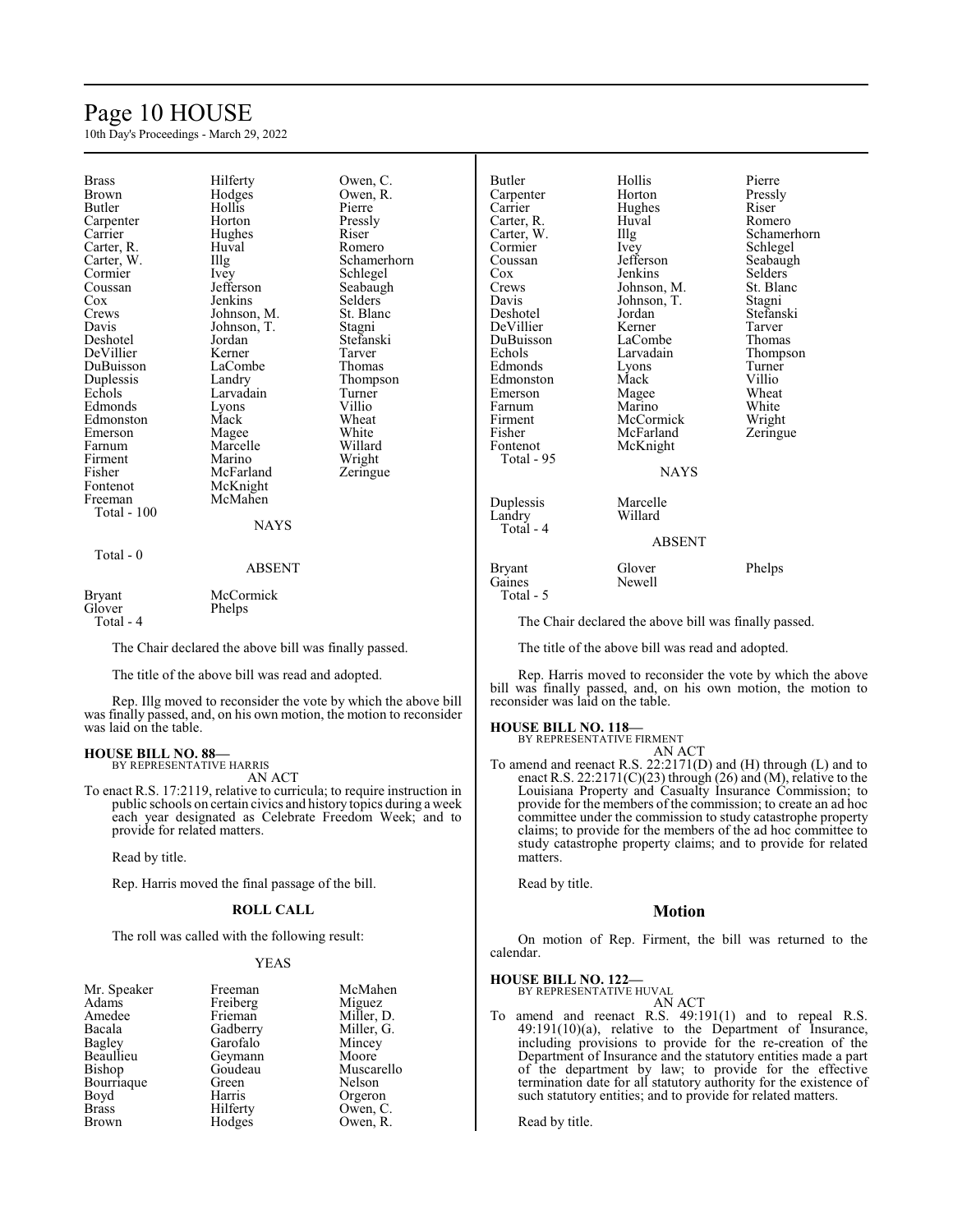| | | |
|---|---|---|
| Brass | Hilferty | Owen, C. |
| Brown | Hodges | Owen, R. |
| Butler | Hollis | Pierre |
| Carpenter | Horton | Pressly |
| Carrier | Hughes | Riser |
| Carter, R. | Huval | Romero |
| Carter, W. | Illg | Schamerhorn |
| Cormier | Ivey | Schlegel |
| Coussan | Jefferson | Seabaugh |
| Cox | Jenkins | Selders |
| Crews | Johnson, M. | St. Blanc |
| Davis | Johnson, T. | Stagni |
| Deshotel | Jordan | Stefanski |
| DeVillier | Kerner | Tarver |
| DuBuisson | LaCombe | Thomas |
| Duplessis | Landry | Thompson |
| Echols | Larvadain | Turner |
| Edmonds | Lyons | Villio |
| Edmonston | Mack | Wheat |
| Emerson | Magee | White |
| Farnum | Marcelle | Willard |
| Firment | Marino | Wright |
| Fisher | McFarland | Zeringue |
| Fontenot | McKnight | |
| Freeman | McMahen | |

Total - 100

NAYS

Total - 0

ABSENT

| | |
|---|---|
| Bryant | McCormick |
| Glover | Phelps |

Total - 4

The Chair declared the above bill was finally passed.

The title of the above bill was read and adopted.

Rep. Illg moved to reconsider the vote by which the above bill was finally passed, and, on his own motion, the motion to reconsider was laid on the table.

**HOUSE BILL NO. 88—**
BY REPRESENTATIVE HARRIS

AN ACT

To enact R.S. 17:2119, relative to curricula; to require instruction in public schools on certain civics and history topics during a week each year designated as Celebrate Freedom Week; and to provide for related matters.

Read by title.

Rep. Harris moved the final passage of the bill.

**ROLL CALL**

The roll was called with the following result:

YEAS

| | | |
|---|---|---|
| Mr. Speaker | Freeman | McMahen |
| Adams | Freiberg | Miguez |
| Amedee | Frieman | Miller, D. |
| Bacala | Gadberry | Miller, G. |
| Bagley | Garofalo | Mincey |
| Beaullieu | Geymann | Moore |
| Bishop | Goudeau | Muscarello |
| Bourriaque | Green | Nelson |
| Boyd | Harris | Orgeron |
| Brass | Hilferty | Owen, C. |
| Brown | Hodges | Owen, R. |
| Butler | Hollis | Pierre |
| Carpenter | Horton | Pressly |
| Carrier | Hughes | Riser |
| Carter, R. | Huval | Romero |
| Carter, W. | Illg | Schamerhorn |
| Cormier | Ivey | Schlegel |
| Coussan | Jefferson | Seabaugh |
| Cox | Jenkins | Selders |
| Crews | Johnson, M. | St. Blanc |
| Davis | Johnson, T. | Stagni |
| Deshotel | Jordan | Stefanski |
| DeVillier | Kerner | Tarver |
| DuBuisson | LaCombe | Thomas |
| Echols | Larvadain | Thompson |
| Edmonds | Lyons | Turner |
| Edmonston | Mack | Villio |
| Emerson | Magee | Wheat |
| Farnum | Marino | White |
| Firment | McCormick | Wright |
| Fisher | McFarland | Zeringue |
| Fontenot | McKnight | |

Total - 95

NAYS

| | |
|---|---|
| Duplessis | Marcelle |
| Landry | Willard |

Total - 4

ABSENT

| | | |
|---|---|---|
| Bryant | Glover | Phelps |
| Gaines | Newell | |

Total - 5

The Chair declared the above bill was finally passed.

The title of the above bill was read and adopted.

Rep. Harris moved to reconsider the vote by which the above bill was finally passed, and, on his own motion, the motion to reconsider was laid on the table.

**HOUSE BILL NO. 118—**
BY REPRESENTATIVE FIRMENT

AN ACT

To amend and reenact R.S. 22:2171(D) and (H) through (L) and to enact R.S. 22:2171(C)(23) through (26) and (M), relative to the Louisiana Property and Casualty Insurance Commission; to provide for the members of the commission; to create an ad hoc committee under the commission to study catastrophe property claims; to provide for the members of the ad hoc committee to study catastrophe property claims; and to provide for related matters.

Read by title.

## Motion

On motion of Rep. Firment, the bill was returned to the calendar.

**HOUSE BILL NO. 122—**
BY REPRESENTATIVE HUVAL

AN ACT

To amend and reenact R.S. 49:191(1) and to repeal R.S. 49:191(10)(a), relative to the Department of Insurance, including provisions to provide for the re-creation of the Department of Insurance and the statutory entities made a part of the department by law; to provide for the effective termination date for all statutory authority for the existence of such statutory entities; and to provide for related matters.

Read by title.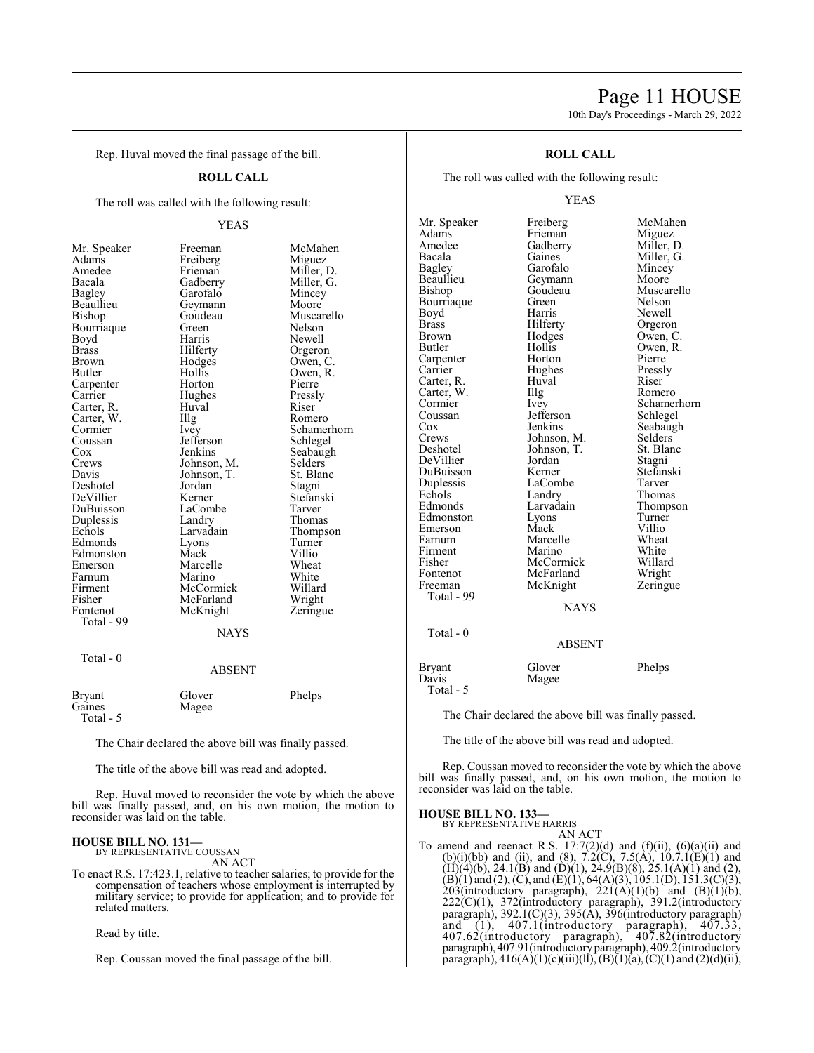Rep. Huval moved the final passage of the bill.

**ROLL CALL**

The roll was called with the following result:

YEAS

| | | |
|---|---|---|
| Mr. Speaker | Freeman | McMahen |
| Adams | Freiberg | Miguez |
| Amedee | Frieman | Miller, D. |
| Bacala | Gadberry | Miller, G. |
| Bagley | Garofalo | Mincey |
| Beaullieu | Geymann | Moore |
| Bishop | Goudeau | Muscarello |
| Bourriaque | Green | Nelson |
| Boyd | Harris | Newell |
| Brass | Hilferty | Orgeron |
| Brown | Hodges | Owen, C. |
| Butler | Hollis | Owen, R. |
| Carpenter | Horton | Pierre |
| Carrier | Hughes | Pressly |
| Carter, R. | Huval | Riser |
| Carter, W. | Illg | Romero |
| Cormier | Ivey | Schamerhorn |
| Coussan | Jefferson | Schlegel |
| Cox | Jenkins | Seabaugh |
| Crews | Johnson, M. | Selders |
| Davis | Johnson, T. | St. Blanc |
| Deshotel | Jordan | Stagni |
| DeVillier | Kerner | Stefanski |
| DuBuisson | LaCombe | Tarver |
| Duplessis | Landry | Thomas |
| Echols | Larvadain | Thompson |
| Edmonds | Lyons | Turner |
| Edmonston | Mack | Villio |
| Emerson | Marcelle | Wheat |
| Farnum | Marino | White |
| Firment | McCormick | Willard |
| Fisher | McFarland | Wright |
| Fontenot | McKnight | Zeringue |

Total - 99

NAYS

Total - 0

ABSENT

| | | |
|---|---|---|
| Bryant | Glover | Phelps |
| Gaines | Magee | |

Total - 5

The Chair declared the above bill was finally passed.

The title of the above bill was read and adopted.

Rep. Huval moved to reconsider the vote by which the above bill was finally passed, and, on his own motion, the motion to reconsider was laid on the table.

**HOUSE BILL NO. 131—**
BY REPRESENTATIVE COUSSAN

AN ACT

To enact R.S. 17:423.1, relative to teacher salaries; to provide for the compensation of teachers whose employment is interrupted by military service; to provide for application; and to provide for related matters.

Read by title.

Rep. Coussan moved the final passage of the bill.

**ROLL CALL**

The roll was called with the following result:

YEAS

| | | |
|---|---|---|
| Mr. Speaker | Freiberg | McMahen |
| Adams | Frieman | Miguez |
| Amedee | Gadberry | Miller, D. |
| Bacala | Gaines | Miller, G. |
| Bagley | Garofalo | Mincey |
| Beaullieu | Geymann | Moore |
| Bishop | Goudeau | Muscarello |
| Bourriaque | Green | Nelson |
| Boyd | Harris | Newell |
| Brass | Hilferty | Orgeron |
| Brown | Hodges | Owen, C. |
| Butler | Hollis | Owen, R. |
| Carpenter | Horton | Pierre |
| Carrier | Hughes | Pressly |
| Carter, R. | Huval | Riser |
| Carter, W. | Illg | Romero |
| Cormier | Ivey | Schamerhorn |
| Coussan | Jefferson | Schlegel |
| Cox | Jenkins | Seabaugh |
| Crews | Johnson, M. | Selders |
| Deshotel | Johnson, T. | St. Blanc |
| DeVillier | Jordan | Stagni |
| DuBuisson | Kerner | Stefanski |
| Duplessis | LaCombe | Tarver |
| Echols | Landry | Thomas |
| Edmonds | Larvadain | Thompson |
| Edmonston | Lyons | Turner |
| Emerson | Mack | Villio |
| Farnum | Marcelle | Wheat |
| Firment | Marino | White |
| Fisher | McCormick | Willard |
| Fontenot | McFarland | Wright |
| Freeman | McKnight | Zeringue |

Total - 99

NAYS

Total - 0

ABSENT

| | | |
|---|---|---|
| Bryant | Glover | Phelps |
| Davis | Magee | |

Total - 5

The Chair declared the above bill was finally passed.

The title of the above bill was read and adopted.

Rep. Coussan moved to reconsider the vote by which the above bill was finally passed, and, on his own motion, the motion to reconsider was laid on the table.

**HOUSE BILL NO. 133—**
BY REPRESENTATIVE HARRIS

AN ACT

To amend and reenact R.S. 17:7(2)(d) and (f)(ii), (6)(a)(ii) and (b)(i)(bb) and (ii), and (8), 7.2(C), 7.5(A), 10.7.1(E)(1) and (H)(4)(b), 24.1(B) and (D)(1), 24.9(B)(8), 25.1(A)(1) and (2), (B)(1) and (2), (C), and (E)(1), 64(A)(3), 105.1(D), 151.3(C)(3), 203(introductory paragraph), 221(A)(1)(b) and (B)(1)(b), 222(C)(1), 372(introductory paragraph), 391.2(introductory paragraph), 392.1(C)(3), 395(A), 396(introductory paragraph) and (1), 407.1(introductory paragraph), 407.33, 407.62(introductory paragraph), 407.82(introductory paragraph), 407.91(introductory paragraph), 409.2(introductory paragraph), 416(A)(1)(c)(iii)(ll), (B)(1)(a), (C)(1) and (2)(d)(ii),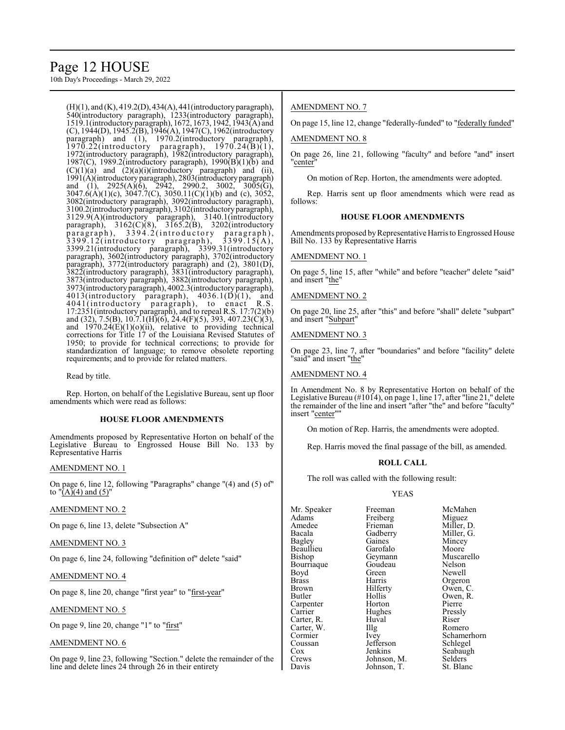(H)(1), and (K), 419.2(D), 434(A), 441(introductory paragraph), 540(introductory paragraph), 1233(introductory paragraph), 1519.1(introductory paragraph), 1672, 1673, 1942, 1943(A) and (C), 1944(D), 1945.2(B), 1946(A), 1947(C), 1962(introductory paragraph) and (1), 1970.2(introductory paragraph), 1970.22(introductory paragraph), 1970.24(B)(1), 1972(introductory paragraph), 1982(introductory paragraph), 1987(C), 1989.2(introductory paragraph), 1990(B)(1)(b) and (C)(1)(a) and (2)(a)(i)(introductory paragraph) and (ii), 1991(A)(introductory paragraph), 2803(introductory paragraph) and (1), 2925(A)(6), 2942, 2990.2, 3002, 3005(G), 3047.6(A)(1)(c), 3047.7(C), 3050.11(C)(1)(b) and (c), 3052, 3082(introductory paragraph), 3092(introductory paragraph), 3100.2(introductory paragraph), 3102(introductory paragraph), 3129.9(A)(introductory paragraph), 3140.1(introductory paragraph), 3162(C)(8), 3165.2(B), 3202(introductory paragraph), 3394.2(introductory paragraph), 3399.12(introductory paragraph), 3399.15(A), 3399.21(introductory paragraph), 3399.31(introductory paragraph), 3602(introductory paragraph), 3702(introductory paragraph), 3772(introductory paragraph) and (2), 3801(D), 3822(introductory paragraph), 3831(introductory paragraph), 3873(introductory paragraph), 3882(introductory paragraph), 3973(introductory paragraph), 4002.3(introductory paragraph), 4013(introductory paragraph), 4036.1(D)(1), and 4041(introductory paragraph), to enact R.S. 17:2351(introductory paragraph), and to repeal R.S. 17:7(2)(b) and (32), 7.5(B), 10.7.1(H)(6), 24.4(F)(5), 393, 407.23(C)(3), and 1970.24(E)(1)(o)(ii), relative to providing technical corrections for Title 17 of the Louisiana Revised Statutes of 1950; to provide for technical corrections; to provide for standardization of language; to remove obsolete reporting requirements; and to provide for related matters.

Read by title.

Rep. Horton, on behalf of the Legislative Bureau, sent up floor amendments which were read as follows:

### HOUSE FLOOR AMENDMENTS

Amendments proposed by Representative Horton on behalf of the Legislative Bureau to Engrossed House Bill No. 133 by Representative Harris

AMENDMENT NO. 1

On page 6, line 12, following "Paragraphs" change "(4) and (5) of" to "(A)(4) and (5)"

AMENDMENT NO. 2

On page 6, line 13, delete "Subsection A"

AMENDMENT NO. 3

On page 6, line 24, following "definition of" delete "said"

AMENDMENT NO. 4

On page 8, line 20, change "first year" to "first-year"

AMENDMENT NO. 5

On page 9, line 20, change "1" to "first"

AMENDMENT NO. 6

On page 9, line 23, following "Section." delete the remainder of the line and delete lines 24 through 26 in their entirety

AMENDMENT NO. 7

On page 15, line 12, change "federally-funded" to "federally funded"

AMENDMENT NO. 8

On page 26, line 21, following "faculty" and before "and" insert "center"

On motion of Rep. Horton, the amendments were adopted.

Rep. Harris sent up floor amendments which were read as follows:

### HOUSE FLOOR AMENDMENTS

Amendments proposed by Representative Harris to Engrossed House Bill No. 133 by Representative Harris

AMENDMENT NO. 1

On page 5, line 15, after "while" and before "teacher" delete "said" and insert "the"

AMENDMENT NO. 2

On page 20, line 25, after "this" and before "shall" delete "subpart" and insert "Subpart"

AMENDMENT NO. 3

On page 23, line 7, after "boundaries" and before "facility" delete "said" and insert "the"

AMENDMENT NO. 4

In Amendment No. 8 by Representative Horton on behalf of the Legislative Bureau (#1014), on page 1, line 17, after "line 21," delete the remainder of the line and insert "after "the" and before "faculty" insert "center""

On motion of Rep. Harris, the amendments were adopted.

Rep. Harris moved the final passage of the bill, as amended.

### ROLL CALL

The roll was called with the following result:

YEAS

| | | |
|---|---|---|
| Mr. Speaker | Freeman | McMahen |
| Adams | Freiberg | Miguez |
| Amedee | Frieman | Miller, D. |
| Bacala | Gadberry | Miller, G. |
| Bagley | Gaines | Mincey |
| Beaullieu | Garofalo | Moore |
| Bishop | Geymann | Muscarello |
| Bourriaque | Goudeau | Nelson |
| Boyd | Green | Newell |
| Brass | Harris | Orgeron |
| Brown | Hilferty | Owen, C. |
| Butler | Hollis | Owen, R. |
| Carpenter | Horton | Pierre |
| Carrier | Hughes | Pressly |
| Carter, R. | Huval | Riser |
| Carter, W. | Illg | Romero |
| Cormier | Ivey | Schamerhorn |
| Coussan | Jefferson | Schlegel |
| Cox | Jenkins | Seabaugh |
| Crews | Johnson, M. | Selders |
| Davis | Johnson, T. | St. Blanc |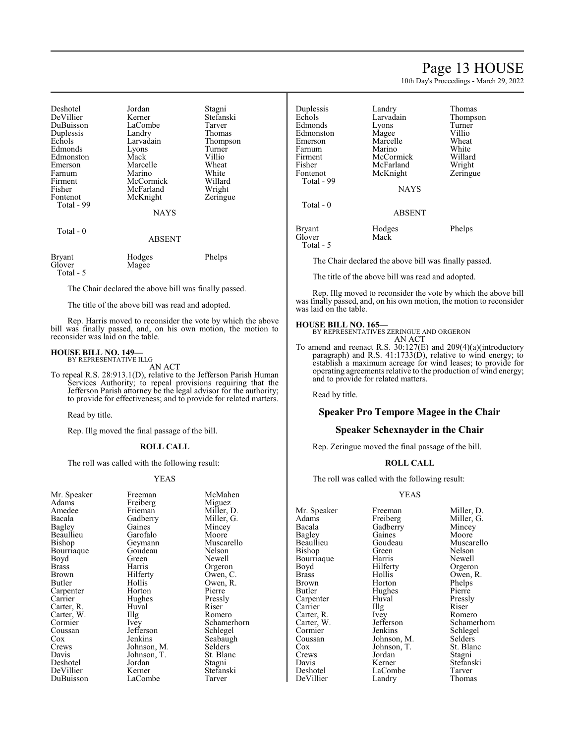| Deshotel | Jordan | Stagni |
|---|---|---|
| DeVillier | Kerner | Stefanski |
| DuBuisson | LaCombe | Tarver |
| Duplessis | Landry | Thomas |
| Echols | Larvadain | Thompson |
| Edmonds | Lyons | Turner |
| Edmonston | Mack | Villio |
| Emerson | Marcelle | Wheat |
| Farnum | Marino | White |
| Firment | McCormick | Willard |
| Fisher | McFarland | Wright |
| Fontenot | McKnight | Zeringue |

Total - 99

NAYS

Total - 0

ABSENT

| Bryant | Hodges | Phelps |
|---|---|---|
| Glover | Magee | |

Total - 5

The Chair declared the above bill was finally passed.

The title of the above bill was read and adopted.

Rep. Harris moved to reconsider the vote by which the above bill was finally passed, and, on his own motion, the motion to reconsider was laid on the table.

**HOUSE BILL NO. 149—**
BY REPRESENTATIVE ILLG
AN ACT

To repeal R.S. 28:913.1(D), relative to the Jefferson Parish Human Services Authority; to repeal provisions requiring that the Jefferson Parish attorney be the legal advisor for the authority; to provide for effectiveness; and to provide for related matters.

Read by title.

Rep. Illg moved the final passage of the bill.

**ROLL CALL**

The roll was called with the following result:

YEAS

| Mr. Speaker | Freeman | McMahen |
|---|---|---|
| Adams | Freiberg | Miguez |
| Amedee | Frieman | Miller, D. |
| Bacala | Gadberry | Miller, G. |
| Bagley | Gaines | Mincey |
| Beaullieu | Garofalo | Moore |
| Bishop | Geymann | Muscarello |
| Bourriaque | Goudeau | Nelson |
| Boyd | Green | Newell |
| Brass | Harris | Orgeron |
| Brown | Hilferty | Owen, C. |
| Butler | Hollis | Owen, R. |
| Carpenter | Horton | Pierre |
| Carrier | Hughes | Pressly |
| Carter, R. | Huval | Riser |
| Carter, W. | Illg | Romero |
| Cormier | Ivey | Schamerhorn |
| Coussan | Jefferson | Schlegel |
| Cox | Jenkins | Seabaugh |
| Crews | Johnson, M. | Selders |
| Davis | Johnson, T. | St. Blanc |
| Deshotel | Jordan | Stagni |
| DeVillier | Kerner | Stefanski |
| DuBuisson | LaCombe | Tarver |
| Duplessis | Landry | Thomas |
| Echols | Larvadain | Thompson |
| Edmonds | Lyons | Turner |
| Edmonston | Magee | Villio |
| Emerson | Marcelle | Wheat |
| Farnum | Marino | White |
| Firment | McCormick | Willard |
| Fisher | McFarland | Wright |
| Fontenot | McKnight | Zeringue |

Total - 99

NAYS

Total - 0

ABSENT

| Bryant | Hodges | Phelps |
|---|---|---|
| Glover | Mack | |

Total - 5

The Chair declared the above bill was finally passed.

The title of the above bill was read and adopted.

Rep. Illg moved to reconsider the vote by which the above bill was finally passed, and, on his own motion, the motion to reconsider was laid on the table.

**HOUSE BILL NO. 165—**
BY REPRESENTATIVES ZERINGUE AND ORGERON
AN ACT

To amend and reenact R.S. 30:127(E) and 209(4)(a)(introductory paragraph) and R.S. 41:1733(D), relative to wind energy; to establish a maximum acreage for wind leases; to provide for operating agreements relative to the production of wind energy; and to provide for related matters.

Read by title.

## Speaker Pro Tempore Magee in the Chair

## Speaker Schexnayder in the Chair

Rep. Zeringue moved the final passage of the bill.

**ROLL CALL**

The roll was called with the following result:

YEAS

| Mr. Speaker | Freeman | Miller, D. |
|---|---|---|
| Adams | Freiberg | Miller, G. |
| Bacala | Gadberry | Mincey |
| Bagley | Gaines | Moore |
| Beaullieu | Goudeau | Muscarello |
| Bishop | Green | Nelson |
| Bourriaque | Harris | Newell |
| Boyd | Hilferty | Orgeron |
| Brass | Hollis | Owen, R. |
| Brown | Horton | Phelps |
| Butler | Hughes | Pierre |
| Carpenter | Huval | Pressly |
| Carrier | Illg | Riser |
| Carter, R. | Ivey | Romero |
| Carter, W. | Jefferson | Schamerhorn |
| Cormier | Jenkins | Schlegel |
| Coussan | Johnson, M. | Selders |
| Cox | Johnson, T. | St. Blanc |
| Crews | Jordan | Stagni |
| Davis | Kerner | Stefanski |
| Deshotel | LaCombe | Tarver |
| DeVillier | Landry | Thomas |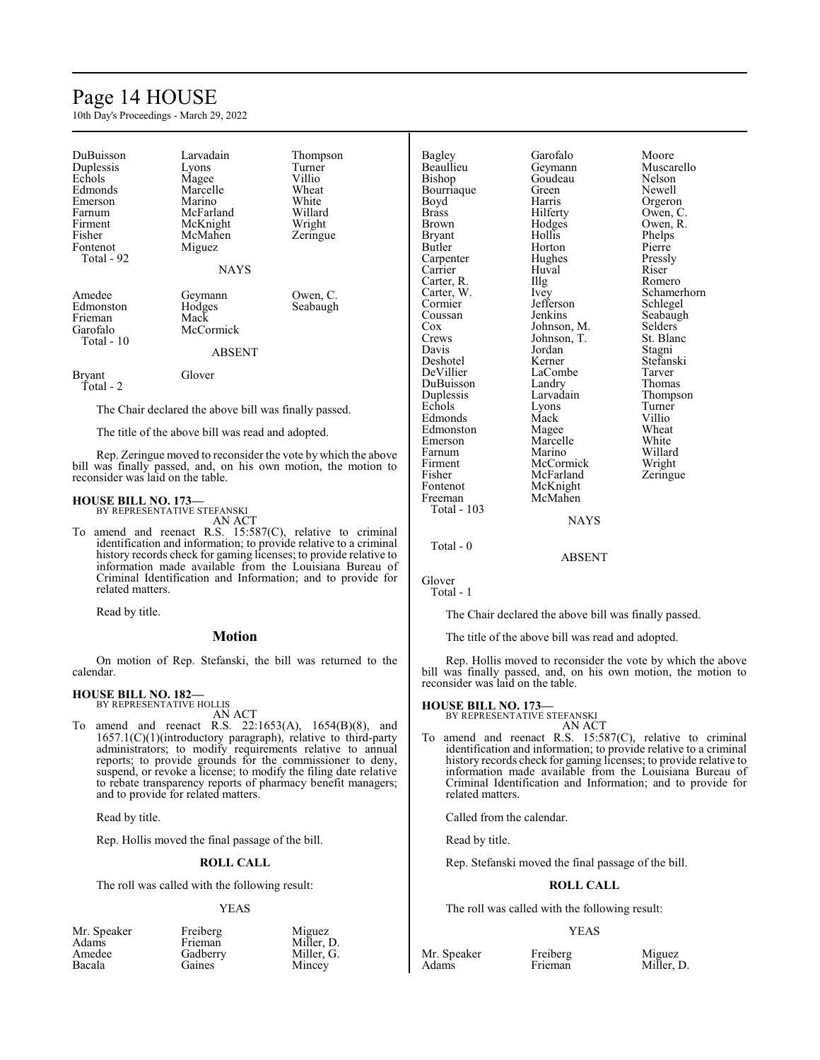| | | |
|---|---|---|
| DuBuisson | Larvadain | Thompson |
| Duplessis | Lyons | Turner |
| Echols | Magee | Villio |
| Edmonds | Marcelle | Wheat |
| Emerson | Marino | White |
| Farnum | McFarland | Willard |
| Firment | McKnight | Wright |
| Fisher | McMahen | Zeringue |
| Fontenot | Miguez | |

Total - 92

NAYS

| | | |
|---|---|---|
| Amedee | Geymann | Owen, C. |
| Edmonston | Hodges | Seabaugh |
| Frieman | Mack | |
| Garofalo | McCormick | |

Total - 10

ABSENT

| | |
|---|---|
| Bryant | Glover |

Total - 2

The Chair declared the above bill was finally passed.

The title of the above bill was read and adopted.

Rep. Zeringue moved to reconsider the vote by which the above bill was finally passed, and, on his own motion, the motion to reconsider was laid on the table.

**HOUSE BILL NO. 173—**
BY REPRESENTATIVE STEFANSKI
AN ACT

To amend and reenact R.S. 15:587(C), relative to criminal identification and information; to provide relative to a criminal history records check for gaming licenses; to provide relative to information made available from the Louisiana Bureau of Criminal Identification and Information; and to provide for related matters.

Read by title.

## Motion

On motion of Rep. Stefanski, the bill was returned to the calendar.

**HOUSE BILL NO. 182—**
BY REPRESENTATIVE HOLLIS
AN ACT

To amend and reenact R.S. 22:1653(A), 1654(B)(8), and 1657.1(C)(1)(introductory paragraph), relative to third-party administrators; to modify requirements relative to annual reports; to provide grounds for the commissioner to deny, suspend, or revoke a license; to modify the filing date relative to rebate transparency reports of pharmacy benefit managers; and to provide for related matters.

Read by title.

Rep. Hollis moved the final passage of the bill.

**ROLL CALL**

The roll was called with the following result:

YEAS

| | | |
|---|---|---|
| Mr. Speaker | Freiberg | Miguez |
| Adams | Frieman | Miller, D. |
| Amedee | Gadberry | Miller, G. |
| Bacala | Gaines | Mincey |
| Bagley | Garofalo | Moore |
| Beaullieu | Geymann | Muscarello |
| Bishop | Goudeau | Nelson |
| Bourriaque | Green | Newell |
| Boyd | Harris | Orgeron |
| Brass | Hilferty | Owen, C. |
| Brown | Hodges | Owen, R. |
| Bryant | Hollis | Phelps |
| Butler | Horton | Pierre |
| Carpenter | Hughes | Pressly |
| Carrier | Huval | Riser |
| Carter, R. | Illg | Romero |
| Carter, W. | Ivey | Schamerhorn |
| Cormier | Jefferson | Schlegel |
| Coussan | Jenkins | Seabaugh |
| Cox | Johnson, M. | Selders |
| Crews | Johnson, T. | St. Blanc |
| Davis | Jordan | Stagni |
| Deshotel | Kerner | Stefanski |
| DeVillier | LaCombe | Tarver |
| DuBuisson | Landry | Thomas |
| Duplessis | Larvadain | Thompson |
| Echols | Lyons | Turner |
| Edmonds | Mack | Villio |
| Edmonston | Magee | Wheat |
| Emerson | Marcelle | White |
| Farnum | Marino | Willard |
| Firment | McCormick | Wright |
| Fisher | McFarland | Zeringue |
| Fontenot | McKnight | |
| Freeman | McMahen | |

Total - 103

NAYS

Total - 0

ABSENT

Glover

Total - 1

The Chair declared the above bill was finally passed.

The title of the above bill was read and adopted.

Rep. Hollis moved to reconsider the vote by which the above bill was finally passed, and, on his own motion, the motion to reconsider was laid on the table.

**HOUSE BILL NO. 173—**
BY REPRESENTATIVE STEFANSKI
AN ACT

To amend and reenact R.S. 15:587(C), relative to criminal identification and information; to provide relative to a criminal history records check for gaming licenses; to provide relative to information made available from the Louisiana Bureau of Criminal Identification and Information; and to provide for related matters.

Called from the calendar.

Read by title.

Rep. Stefanski moved the final passage of the bill.

**ROLL CALL**

The roll was called with the following result:

YEAS

| | | |
|---|---|---|
| Mr. Speaker | Freiberg | Miguez |
| Adams | Frieman | Miller, D. |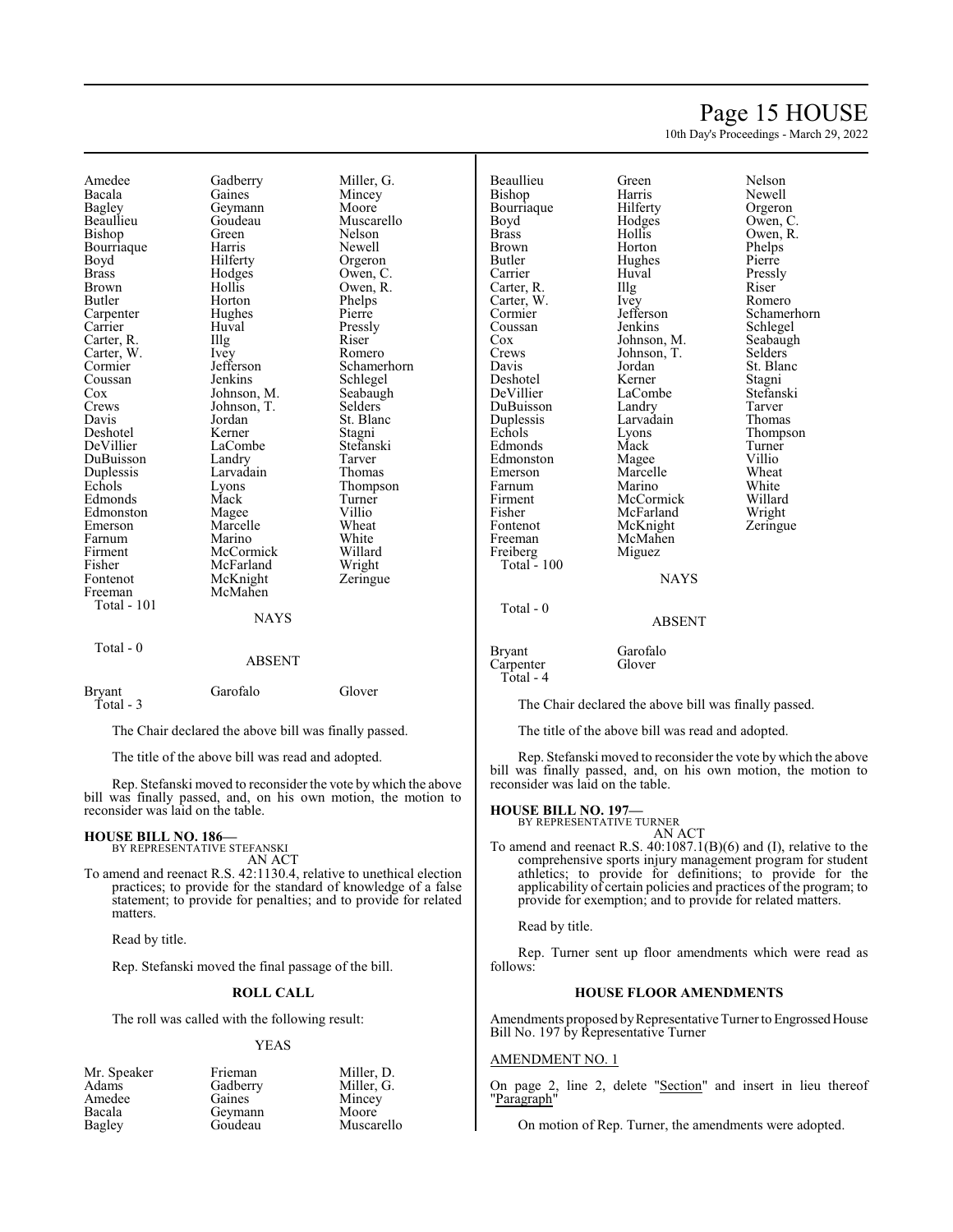| | | |
|---|---|---|
| Amedee | Gadberry | Miller, G. |
| Bacala | Gaines | Mincey |
| Bagley | Geymann | Moore |
| Beaullieu | Goudeau | Muscarello |
| Bishop | Green | Nelson |
| Bourriaque | Harris | Newell |
| Boyd | Hilferty | Orgeron |
| Brass | Hodges | Owen, C. |
| Brown | Hollis | Owen, R. |
| Butler | Horton | Phelps |
| Carpenter | Hughes | Pierre |
| Carrier | Huval | Pressly |
| Carter, R. | Illg | Riser |
| Carter, W. | Ivey | Romero |
| Cormier | Jefferson | Schamerhorn |
| Coussan | Jenkins | Schlegel |
| Cox | Johnson, M. | Seabaugh |
| Crews | Johnson, T. | Selders |
| Davis | Jordan | St. Blanc |
| Deshotel | Kerner | Stagni |
| DeVillier | LaCombe | Stefanski |
| DuBuisson | Landry | Tarver |
| Duplessis | Larvadain | Thomas |
| Echols | Lyons | Thompson |
| Edmonds | Mack | Turner |
| Edmonston | Magee | Villio |
| Emerson | Marcelle | Wheat |
| Farnum | Marino | White |
| Firment | McCormick | Willard |
| Fisher | McFarland | Wright |
| Fontenot | McKnight | Zeringue |
| Freeman | McMahen | |
| Total - 101 | | |

NAYS

Total - 0

ABSENT

| | | |
|---|---|---|
| Bryant | Garofalo | Glover |
| Total - 3 | | |

The Chair declared the above bill was finally passed.

The title of the above bill was read and adopted.

Rep. Stefanski moved to reconsider the vote by which the above bill was finally passed, and, on his own motion, the motion to reconsider was laid on the table.

**HOUSE BILL NO. 186—**
BY REPRESENTATIVE STEFANSKI
AN ACT

To amend and reenact R.S. 42:1130.4, relative to unethical election practices; to provide for the standard of knowledge of a false statement; to provide for penalties; and to provide for related matters.

Read by title.

Rep. Stefanski moved the final passage of the bill.

**ROLL CALL**

The roll was called with the following result:

YEAS

| | | |
|---|---|---|
| Mr. Speaker | Frieman | Miller, D. |
| Adams | Gadberry | Miller, G. |
| Amedee | Gaines | Mincey |
| Bacala | Geymann | Moore |
| Bagley | Goudeau | Muscarello |
| Beaullieu | Green | Nelson |
| Bishop | Harris | Newell |
| Bourriaque | Hilferty | Orgeron |
| Boyd | Hodges | Owen, C. |
| Brass | Hollis | Owen, R. |
| Brown | Horton | Phelps |
| Butler | Hughes | Pierre |
| Carrier | Huval | Pressly |
| Carter, R. | Illg | Riser |
| Carter, W. | Ivey | Romero |
| Cormier | Jefferson | Schamerhorn |
| Coussan | Jenkins | Schlegel |
| Cox | Johnson, M. | Seabaugh |
| Crews | Johnson, T. | Selders |
| Davis | Jordan | St. Blanc |
| Deshotel | Kerner | Stagni |
| DeVillier | LaCombe | Stefanski |
| DuBuisson | Landry | Tarver |
| Duplessis | Larvadain | Thomas |
| Echols | Lyons | Thompson |
| Edmonds | Mack | Turner |
| Edmonston | Magee | Villio |
| Emerson | Marcelle | Wheat |
| Farnum | Marino | White |
| Firment | McCormick | Willard |
| Fisher | McFarland | Wright |
| Fontenot | McKnight | Zeringue |
| Freeman | McMahen | |
| Freiberg | Miguez | |
| Total - 100 | | |

NAYS

Total - 0

ABSENT

| | |
|---|---|
| Bryant | Garofalo |
| Carpenter | Glover |
| Total - 4 | |

The Chair declared the above bill was finally passed.

The title of the above bill was read and adopted.

Rep. Stefanski moved to reconsider the vote by which the above bill was finally passed, and, on his own motion, the motion to reconsider was laid on the table.

**HOUSE BILL NO. 197—**
BY REPRESENTATIVE TURNER
AN ACT

To amend and reenact R.S. 40:1087.1(B)(6) and (I), relative to the comprehensive sports injury management program for student athletics; to provide for definitions; to provide for the applicability of certain policies and practices of the program; to provide for exemption; and to provide for related matters.

Read by title.

Rep. Turner sent up floor amendments which were read as follows:

**HOUSE FLOOR AMENDMENTS**

Amendments proposed by Representative Turner to Engrossed House Bill No. 197 by Representative Turner

AMENDMENT NO. 1

On page 2, line 2, delete "Section" and insert in lieu thereof "Paragraph"

On motion of Rep. Turner, the amendments were adopted.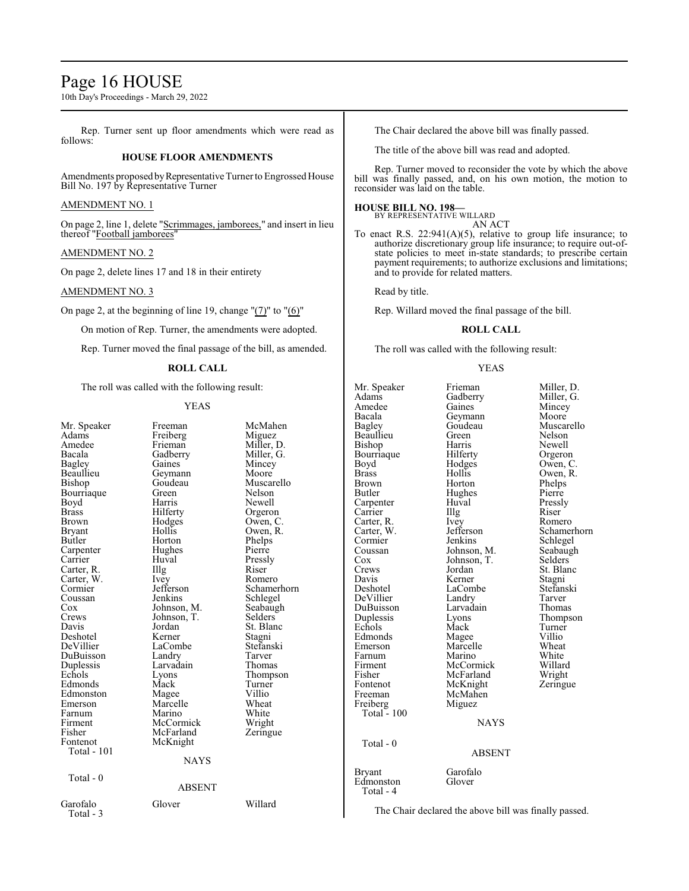Rep. Turner sent up floor amendments which were read as follows:

## HOUSE FLOOR AMENDMENTS

Amendments proposed by Representative Turner to Engrossed House Bill No. 197 by Representative Turner

AMENDMENT NO. 1

On page 2, line 1, delete "Scrimmages, jamborees," and insert in lieu thereof "Football jamborees"

AMENDMENT NO. 2

On page 2, delete lines 17 and 18 in their entirety

AMENDMENT NO. 3

On page 2, at the beginning of line 19, change "(7)" to "(6)"

On motion of Rep. Turner, the amendments were adopted.

Rep. Turner moved the final passage of the bill, as amended.

### ROLL CALL

The roll was called with the following result:

YEAS

| | | |
|---|---|---|
| Mr. Speaker | Freeman | McMahen |
| Adams | Freiberg | Miguez |
| Amedee | Frieman | Miller, D. |
| Bacala | Gadberry | Miller, G. |
| Bagley | Gaines | Mincey |
| Beaullieu | Geymann | Moore |
| Bishop | Goudeau | Muscarello |
| Bourriaque | Green | Nelson |
| Boyd | Harris | Newell |
| Brass | Hilferty | Orgeron |
| Brown | Hodges | Owen, C. |
| Bryant | Hollis | Owen, R. |
| Butler | Horton | Phelps |
| Carpenter | Hughes | Pierre |
| Carrier | Huval | Pressly |
| Carter, R. | Illg | Riser |
| Carter, W. | Ivey | Romero |
| Cormier | Jefferson | Schamerhorn |
| Coussan | Jenkins | Schlegel |
| Cox | Johnson, M. | Seabaugh |
| Crews | Johnson, T. | Selders |
| Davis | Jordan | St. Blanc |
| Deshotel | Kerner | Stagni |
| DeVillier | LaCombe | Stefanski |
| DuBuisson | Landry | Tarver |
| Duplessis | Larvadain | Thomas |
| Echols | Lyons | Thompson |
| Edmonds | Mack | Turner |
| Edmonston | Magee | Villio |
| Emerson | Marcelle | Wheat |
| Farnum | Marino | White |
| Firment | McCormick | Wright |
| Fisher | McFarland | Zeringue |
| Fontenot | McKnight | |

Total - 101

NAYS

Total - 0

ABSENT

| | | |
|---|---|---|
| Garofalo | Glover | Willard |

Total - 3

The Chair declared the above bill was finally passed.

The title of the above bill was read and adopted.

Rep. Turner moved to reconsider the vote by which the above bill was finally passed, and, on his own motion, the motion to reconsider was laid on the table.

**HOUSE BILL NO. 198—**
BY REPRESENTATIVE WILLARD
AN ACT

To enact R.S. 22:941(A)(5), relative to group life insurance; to authorize discretionary group life insurance; to require out-of-state policies to meet in-state standards; to prescribe certain payment requirements; to authorize exclusions and limitations; and to provide for related matters.

Read by title.

Rep. Willard moved the final passage of the bill.

### ROLL CALL

The roll was called with the following result:

YEAS

| | | |
|---|---|---|
| Mr. Speaker | Frieman | Miller, D. |
| Adams | Gadberry | Miller, G. |
| Amedee | Gaines | Mincey |
| Bacala | Geymann | Moore |
| Bagley | Goudeau | Muscarello |
| Beaullieu | Green | Nelson |
| Bishop | Harris | Newell |
| Bourriaque | Hilferty | Orgeron |
| Boyd | Hodges | Owen, C. |
| Brass | Hollis | Owen, R. |
| Brown | Horton | Phelps |
| Butler | Hughes | Pierre |
| Carpenter | Huval | Pressly |
| Carrier | Illg | Riser |
| Carter, R. | Ivey | Romero |
| Carter, W. | Jefferson | Schamerhorn |
| Cormier | Jenkins | Schlegel |
| Coussan | Johnson, M. | Seabaugh |
| Cox | Johnson, T. | Selders |
| Crews | Jordan | St. Blanc |
| Davis | Kerner | Stagni |
| Deshotel | LaCombe | Stefanski |
| DeVillier | Landry | Tarver |
| DuBuisson | Larvadain | Thomas |
| Duplessis | Lyons | Thompson |
| Echols | Mack | Turner |
| Edmonds | Magee | Villio |
| Emerson | Marcelle | Wheat |
| Farnum | Marino | White |
| Firment | McCormick | Willard |
| Fisher | McFarland | Wright |
| Fontenot | McKnight | Zeringue |
| Freeman | McMahen | |
| Freiberg | Miguez | |

Total - 100

NAYS

Total - 0

ABSENT

| | |
|---|---|
| Bryant | Garofalo |
| Edmonston | Glover |

Total - 4

The Chair declared the above bill was finally passed.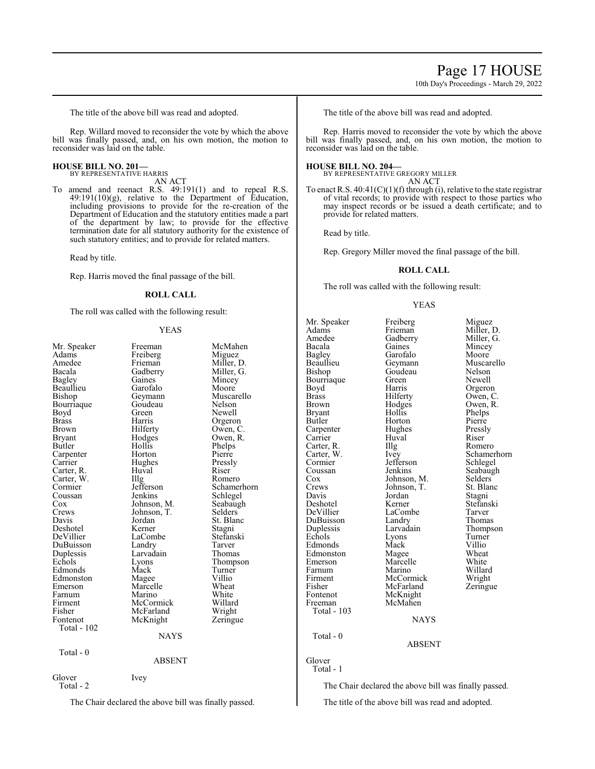The title of the above bill was read and adopted.

Rep. Willard moved to reconsider the vote by which the above bill was finally passed, and, on his own motion, the motion to reconsider was laid on the table.

**HOUSE BILL NO. 201—**
BY REPRESENTATIVE HARRIS
AN ACT

To amend and reenact R.S. 49:191(1) and to repeal R.S. 49:191(10)(g), relative to the Department of Education, including provisions to provide for the re-creation of the Department of Education and the statutory entities made a part of the department by law; to provide for the effective termination date for all statutory authority for the existence of such statutory entities; and to provide for related matters.

Read by title.

Rep. Harris moved the final passage of the bill.

**ROLL CALL**

The roll was called with the following result:

YEAS

| | | |
|---|---|---|
| Mr. Speaker | Freeman | McMahen |
| Adams | Freiberg | Miguez |
| Amedee | Frieman | Miller, D. |
| Bacala | Gadberry | Miller, G. |
| Bagley | Gaines | Mincey |
| Beaullieu | Garofalo | Moore |
| Bishop | Geymann | Muscarello |
| Bourriaque | Goudeau | Nelson |
| Boyd | Green | Newell |
| Brass | Harris | Orgeron |
| Brown | Hilferty | Owen, C. |
| Bryant | Hodges | Owen, R. |
| Butler | Hollis | Phelps |
| Carpenter | Horton | Pierre |
| Carrier | Hughes | Pressly |
| Carter, R. | Huval | Riser |
| Carter, W. | Illg | Romero |
| Cormier | Jefferson | Schamerhorn |
| Coussan | Jenkins | Schlegel |
| Cox | Johnson, M. | Seabaugh |
| Crews | Johnson, T. | Selders |
| Davis | Jordan | St. Blanc |
| Deshotel | Kerner | Stagni |
| DeVillier | LaCombe | Stefanski |
| DuBuisson | Landry | Tarver |
| Duplessis | Larvadain | Thomas |
| Echols | Lyons | Thompson |
| Edmonds | Mack | Turner |
| Edmonston | Magee | Villio |
| Emerson | Marcelle | Wheat |
| Farnum | Marino | White |
| Firment | McCormick | Willard |
| Fisher | McFarland | Wright |
| Fontenot | McKnight | Zeringue |

Total - 102

NAYS

Total - 0

ABSENT

Glover    Ivey

Total - 2

The Chair declared the above bill was finally passed.

The title of the above bill was read and adopted.

Rep. Harris moved to reconsider the vote by which the above bill was finally passed, and, on his own motion, the motion to reconsider was laid on the table.

**HOUSE BILL NO. 204—**
BY REPRESENTATIVE GREGORY MILLER
AN ACT

To enact R.S. 40:41(C)(1)(f) through (i), relative to the state registrar of vital records; to provide with respect to those parties who may inspect records or be issued a death certificate; and to provide for related matters.

Read by title.

Rep. Gregory Miller moved the final passage of the bill.

**ROLL CALL**

The roll was called with the following result:

YEAS

| | | |
|---|---|---|
| Mr. Speaker | Freiberg | Miguez |
| Adams | Frieman | Miller, D. |
| Amedee | Gadberry | Miller, G. |
| Bacala | Gaines | Mincey |
| Bagley | Garofalo | Moore |
| Beaullieu | Geymann | Muscarello |
| Bishop | Goudeau | Nelson |
| Bourriaque | Green | Newell |
| Boyd | Harris | Orgeron |
| Brass | Hilferty | Owen, C. |
| Brown | Hodges | Owen, R. |
| Bryant | Hollis | Phelps |
| Butler | Horton | Pierre |
| Carpenter | Hughes | Pressly |
| Carrier | Huval | Riser |
| Carter, R. | Illg | Romero |
| Carter, W. | Ivey | Schamerhorn |
| Cormier | Jefferson | Schlegel |
| Coussan | Jenkins | Seabaugh |
| Cox | Johnson, M. | Selders |
| Crews | Johnson, T. | St. Blanc |
| Davis | Jordan | Stagni |
| Deshotel | Kerner | Stefanski |
| DeVillier | LaCombe | Tarver |
| DuBuisson | Landry | Thomas |
| Duplessis | Larvadain | Thompson |
| Echols | Lyons | Turner |
| Edmonds | Mack | Villio |
| Edmonston | Magee | Wheat |
| Emerson | Marcelle | White |
| Farnum | Marino | Willard |
| Firment | McCormick | Wright |
| Fisher | McFarland | Zeringue |
| Fontenot | McKnight | |
| Freeman | McMahen | |

Total - 103

NAYS

Total - 0

ABSENT

Glover

Total - 1

The Chair declared the above bill was finally passed.

The title of the above bill was read and adopted.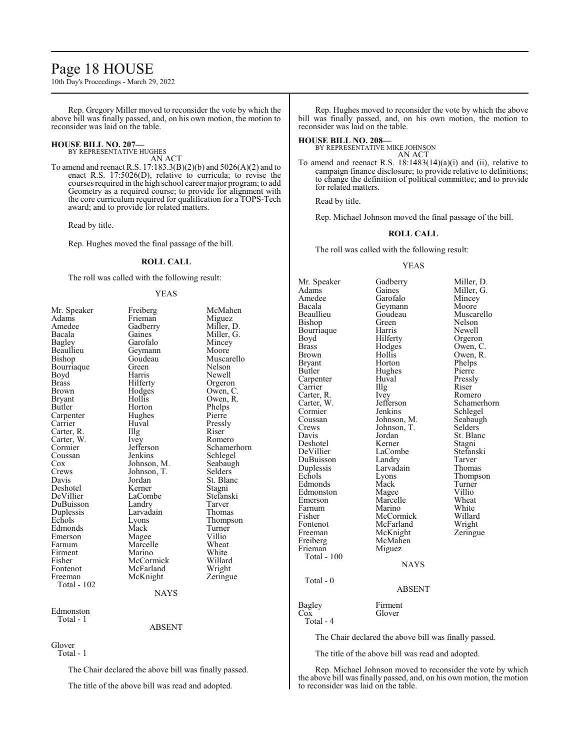Rep. Gregory Miller moved to reconsider the vote by which the above bill was finally passed, and, on his own motion, the motion to reconsider was laid on the table.

**HOUSE BILL NO. 207—**
BY REPRESENTATIVE HUGHES
AN ACT

To amend and reenact R.S. 17:183.3(B)(2)(b) and 5026(A)(2) and to enact R.S. 17:5026(D), relative to curricula; to revise the courses required in the high school career major program; to add Geometry as a required course; to provide for alignment with the core curriculum required for qualification for a TOPS-Tech award; and to provide for related matters.

Read by title.

Rep. Hughes moved the final passage of the bill.

**ROLL CALL**

The roll was called with the following result:

YEAS

| | | |
|---|---|---|
| Mr. Speaker | Freiberg | McMahen |
| Adams | Frieman | Miguez |
| Amedee | Gadberry | Miller, D. |
| Bacala | Gaines | Miller, G. |
| Bagley | Garofalo | Mincey |
| Beaullieu | Geymann | Moore |
| Bishop | Goudeau | Muscarello |
| Bourriaque | Green | Nelson |
| Boyd | Harris | Newell |
| Brass | Hilferty | Orgeron |
| Brown | Hodges | Owen, C. |
| Bryant | Hollis | Owen, R. |
| Butler | Horton | Phelps |
| Carpenter | Hughes | Pierre |
| Carrier | Huval | Pressly |
| Carter, R. | Illg | Riser |
| Carter, W. | Ivey | Romero |
| Cormier | Jefferson | Schamerhorn |
| Coussan | Jenkins | Schlegel |
| Cox | Johnson, M. | Seabaugh |
| Crews | Johnson, T. | Selders |
| Davis | Jordan | St. Blanc |
| Deshotel | Kerner | Stagni |
| DeVillier | LaCombe | Stefanski |
| DuBuisson | Landry | Tarver |
| Duplessis | Larvadain | Thomas |
| Echols | Lyons | Thompson |
| Edmonds | Mack | Turner |
| Emerson | Magee | Villio |
| Farnum | Marcelle | Wheat |
| Firment | Marino | White |
| Fisher | McCormick | Willard |
| Fontenot | McFarland | Wright |
| Freeman | McKnight | Zeringue |

Total - 102

NAYS

Edmonston
Total - 1

ABSENT

Glover
Total - 1

The Chair declared the above bill was finally passed.

The title of the above bill was read and adopted.

Rep. Hughes moved to reconsider the vote by which the above bill was finally passed, and, on his own motion, the motion to reconsider was laid on the table.

**HOUSE BILL NO. 208—**
BY REPRESENTATIVE MIKE JOHNSON
AN ACT

To amend and reenact R.S. 18:1483(14)(a)(i) and (ii), relative to campaign finance disclosure; to provide relative to definitions; to change the definition of political committee; and to provide for related matters.

Read by title.

Rep. Michael Johnson moved the final passage of the bill.

**ROLL CALL**

The roll was called with the following result:

YEAS

| | | |
|---|---|---|
| Mr. Speaker | Gadberry | Miller, D. |
| Adams | Gaines | Miller, G. |
| Amedee | Garofalo | Mincey |
| Bacala | Geymann | Moore |
| Beaullieu | Goudeau | Muscarello |
| Bishop | Green | Nelson |
| Bourriaque | Harris | Newell |
| Boyd | Hilferty | Orgeron |
| Brass | Hodges | Owen, C. |
| Brown | Hollis | Owen, R. |
| Bryant | Horton | Phelps |
| Butler | Hughes | Pierre |
| Carpenter | Huval | Pressly |
| Carrier | Illg | Riser |
| Carter, R. | Ivey | Romero |
| Carter, W. | Jefferson | Schamerhorn |
| Cormier | Jenkins | Schlegel |
| Coussan | Johnson, M. | Seabaugh |
| Crews | Johnson, T. | Selders |
| Davis | Jordan | St. Blanc |
| Deshotel | Kerner | Stagni |
| DeVillier | LaCombe | Stefanski |
| DuBuisson | Landry | Tarver |
| Duplessis | Larvadain | Thomas |
| Echols | Lyons | Thompson |
| Edmonds | Mack | Turner |
| Edmonston | Magee | Villio |
| Emerson | Marcelle | Wheat |
| Farnum | Marino | White |
| Fisher | McCormick | Willard |
| Fontenot | McFarland | Wright |
| Freeman | McKnight | Zeringue |
| Freiberg | McMahen | |
| Frieman | Miguez | |

Total - 100

NAYS

Total - 0

ABSENT

| | |
|---|---|
| Bagley | Firment |
| Cox | Glover |

Total - 4

The Chair declared the above bill was finally passed.

The title of the above bill was read and adopted.

Rep. Michael Johnson moved to reconsider the vote by which the above bill was finally passed, and, on his own motion, the motion to reconsider was laid on the table.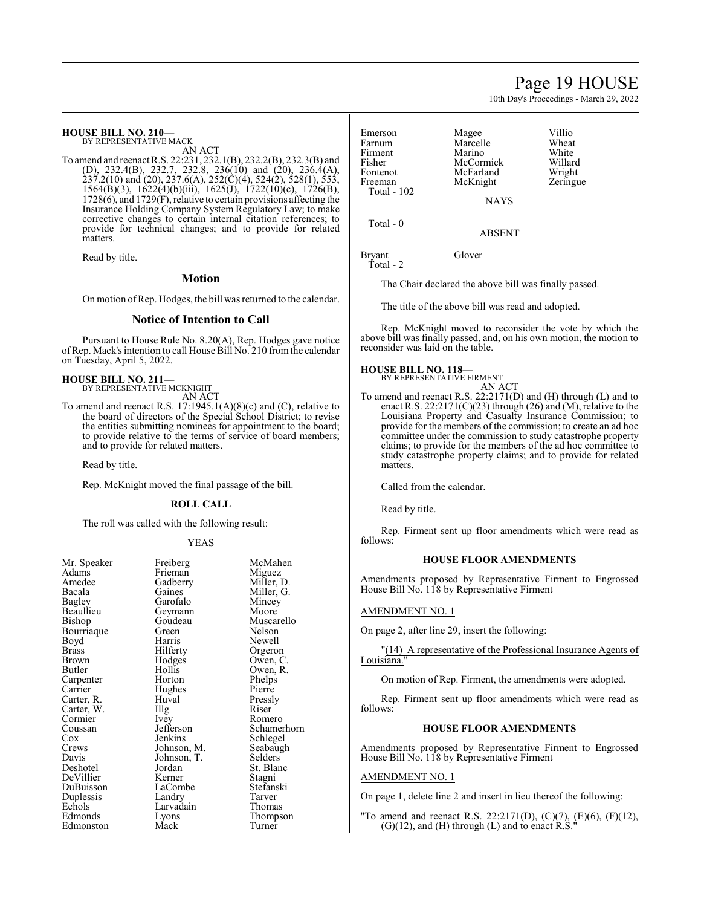**HOUSE BILL NO. 210—**
BY REPRESENTATIVE MACK
AN ACT

To amend and reenact R.S. 22:231, 232.1(B), 232.2(B), 232.3(B) and (D), 232.4(B), 232.7, 232.8, 236(10) and (20), 236.4(A), 237.2(10) and (20), 237.6(A), 252(C)(4), 524(2), 528(1), 553, 1564(B)(3), 1622(4)(b)(iii), 1625(J), 1722(10)(c), 1726(B), 1728(6), and 1729(F), relative to certain provisions affecting the Insurance Holding Company System Regulatory Law; to make corrective changes to certain internal citation references; to provide for technical changes; and to provide for related matters.

Read by title.

## Motion

On motion of Rep. Hodges, the bill was returned to the calendar.

## Notice of Intention to Call

Pursuant to House Rule No. 8.20(A), Rep. Hodges gave notice of Rep. Mack's intention to call House Bill No. 210 from the calendar on Tuesday, April 5, 2022.

**HOUSE BILL NO. 211—**
BY REPRESENTATIVE MCKNIGHT
AN ACT

To amend and reenact R.S. 17:1945.1(A)(8)(c) and (C), relative to the board of directors of the Special School District; to revise the entities submitting nominees for appointment to the board; to provide relative to the terms of service of board members; and to provide for related matters.

Read by title.

Rep. McKnight moved the final passage of the bill.

### ROLL CALL

The roll was called with the following result:

YEAS

| | | |
|---|---|---|
| Mr. Speaker | Freiberg | McMahen |
| Adams | Frieman | Miguez |
| Amedee | Gadberry | Miller, D. |
| Bacala | Gaines | Miller, G. |
| Bagley | Garofalo | Mincey |
| Beaullieu | Geymann | Moore |
| Bishop | Goudeau | Muscarello |
| Bourriaque | Green | Nelson |
| Boyd | Harris | Newell |
| Brass | Hilferty | Orgeron |
| Brown | Hodges | Owen, C. |
| Butler | Hollis | Owen, R. |
| Carpenter | Horton | Phelps |
| Carrier | Hughes | Pierre |
| Carter, R. | Huval | Pressly |
| Carter, W. | Illg | Riser |
| Cormier | Ivey | Romero |
| Coussan | Jefferson | Schamerhorn |
| Cox | Jenkins | Schlegel |
| Crews | Johnson, M. | Seabaugh |
| Davis | Johnson, T. | Selders |
| Deshotel | Jordan | St. Blanc |
| DeVillier | Kerner | Stagni |
| DuBuisson | LaCombe | Stefanski |
| Duplessis | Landry | Tarver |
| Echols | Larvadain | Thomas |
| Edmonds | Lyons | Thompson |
| Edmonston | Mack | Turner |
| Emerson | Magee | Villio |
| Farnum | Marcelle | Wheat |
| Firment | Marino | White |
| Fisher | McCormick | Willard |
| Fontenot | McFarland | Wright |
| Freeman | McKnight | Zeringue |

Total - 102

NAYS

Total - 0

ABSENT

| | |
|---|---|
| Bryant | Glover |

Total - 2

The Chair declared the above bill was finally passed.

The title of the above bill was read and adopted.

Rep. McKnight moved to reconsider the vote by which the above bill was finally passed, and, on his own motion, the motion to reconsider was laid on the table.

**HOUSE BILL NO. 118—**
BY REPRESENTATIVE FIRMENT
AN ACT

To amend and reenact R.S. 22:2171(D) and (H) through (L) and to enact R.S. 22:2171(C)(23) through (26) and (M), relative to the Louisiana Property and Casualty Insurance Commission; to provide for the members of the commission; to create an ad hoc committee under the commission to study catastrophe property claims; to provide for the members of the ad hoc committee to study catastrophe property claims; and to provide for related matters.

Called from the calendar.

Read by title.

Rep. Firment sent up floor amendments which were read as follows:

### HOUSE FLOOR AMENDMENTS

Amendments proposed by Representative Firment to Engrossed House Bill No. 118 by Representative Firment

AMENDMENT NO. 1

On page 2, after line 29, insert the following:

"(14) A representative of the Professional Insurance Agents of Louisiana."

On motion of Rep. Firment, the amendments were adopted.

Rep. Firment sent up floor amendments which were read as follows:

### HOUSE FLOOR AMENDMENTS

Amendments proposed by Representative Firment to Engrossed House Bill No. 118 by Representative Firment

AMENDMENT NO. 1

On page 1, delete line 2 and insert in lieu thereof the following:

"To amend and reenact R.S. 22:2171(D), (C)(7), (E)(6), (F)(12), (G)(12), and (H) through (L) and to enact R.S."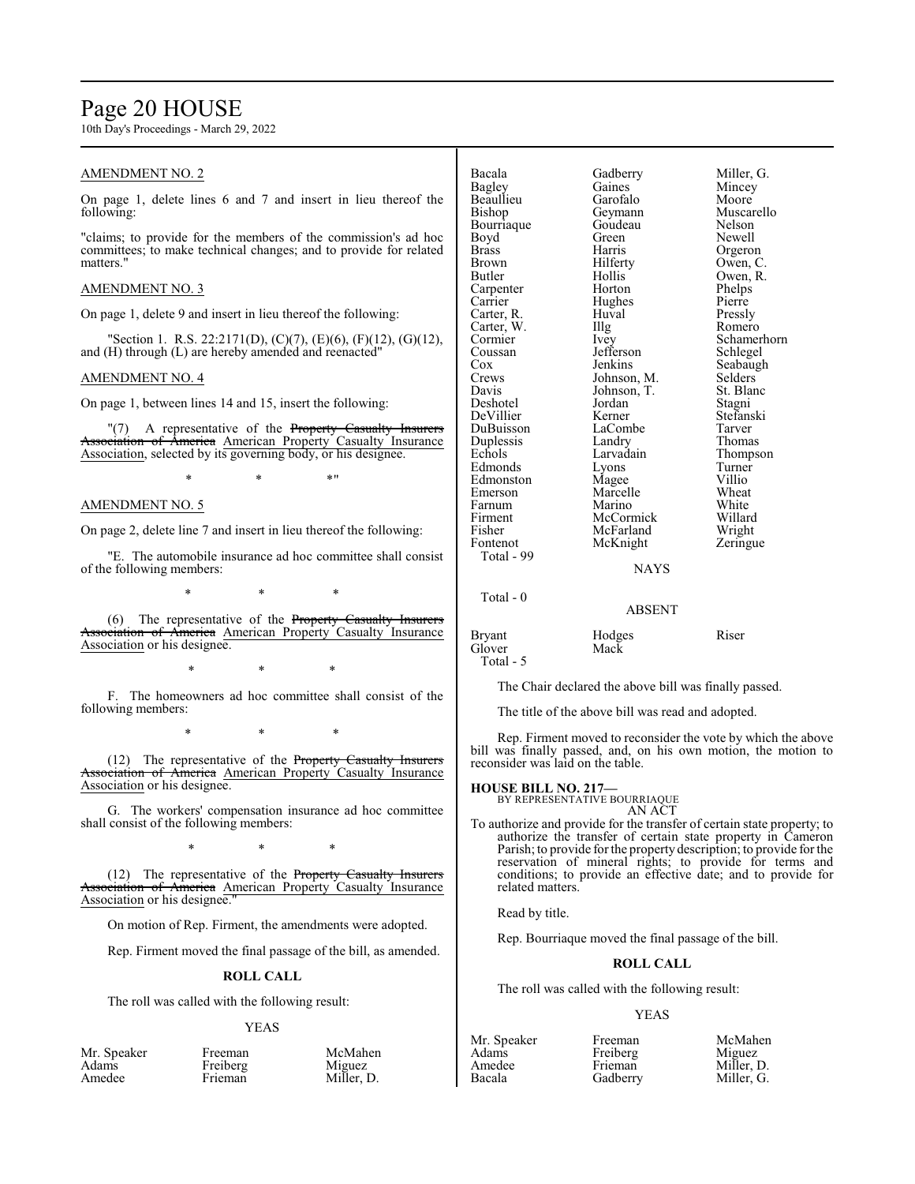AMENDMENT NO. 2

On page 1, delete lines 6 and 7 and insert in lieu thereof the following:

"claims; to provide for the members of the commission's ad hoc committees; to make technical changes; and to provide for related matters."

AMENDMENT NO. 3

On page 1, delete 9 and insert in lieu thereof the following:

"Section 1. R.S. 22:2171(D), (C)(7), (E)(6), (F)(12), (G)(12), and (H) through (L) are hereby amended and reenacted"

AMENDMENT NO. 4

On page 1, between lines 14 and 15, insert the following:

"(7) A representative of the ~~Property Casualty Insurers Association of America~~ American Property Casualty Insurance Association, selected by its governing body, or his designee.

\* \* \*"

AMENDMENT NO. 5

On page 2, delete line 7 and insert in lieu thereof the following:

"E. The automobile insurance ad hoc committee shall consist of the following members:

\* \* \*

(6) The representative of the ~~Property Casualty Insurers Association of America~~ American Property Casualty Insurance Association or his designee.

\* \* \*

F. The homeowners ad hoc committee shall consist of the following members:

\* \* \*

(12) The representative of the ~~Property Casualty Insurers Association of America~~ American Property Casualty Insurance Association or his designee.

G. The workers' compensation insurance ad hoc committee shall consist of the following members:

\* \* \*

(12) The representative of the ~~Property Casualty Insurers Association of America~~ American Property Casualty Insurance Association or his designee."

On motion of Rep. Firment, the amendments were adopted.

Rep. Firment moved the final passage of the bill, as amended.

**ROLL CALL**

The roll was called with the following result:

YEAS

| | | |
|---|---|---|
| Mr. Speaker | Freeman | McMahen |
| Adams | Freiberg | Miguez |
| Amedee | Frieman | Miller, D. |
| Bacala | Gadberry | Miller, G. |
| Bagley | Gaines | Mincey |
| Beaullieu | Garofalo | Moore |
| Bishop | Geymann | Muscarello |
| Bourriaque | Goudeau | Nelson |
| Boyd | Green | Newell |
| Brass | Harris | Orgeron |
| Brown | Hilferty | Owen, C. |
| Butler | Hollis | Owen, R. |
| Carpenter | Horton | Phelps |
| Carrier | Hughes | Pierre |
| Carter, R. | Huval | Pressly |
| Carter, W. | Illg | Romero |
| Cormier | Ivey | Schamerhorn |
| Coussan | Jefferson | Schlegel |
| Cox | Jenkins | Seabaugh |
| Crews | Johnson, M. | Selders |
| Davis | Johnson, T. | St. Blanc |
| Deshotel | Jordan | Stagni |
| DeVillier | Kerner | Stefanski |
| DuBuisson | LaCombe | Tarver |
| Duplessis | Landry | Thomas |
| Echols | Larvadain | Thompson |
| Edmonds | Lyons | Turner |
| Edmonston | Magee | Villio |
| Emerson | Marcelle | Wheat |
| Farnum | Marino | White |
| Firment | McCormick | Willard |
| Fisher | McFarland | Wright |
| Fontenot | McKnight | Zeringue |

Total - 99

NAYS

Total - 0

ABSENT

| | | |
|---|---|---|
| Bryant | Hodges | Riser |
| Glover | Mack | |

Total - 5

The Chair declared the above bill was finally passed.

The title of the above bill was read and adopted.

Rep. Firment moved to reconsider the vote by which the above bill was finally passed, and, on his own motion, the motion to reconsider was laid on the table.

**HOUSE BILL NO. 217—**
BY REPRESENTATIVE BOURRIAQUE
AN ACT

To authorize and provide for the transfer of certain state property; to authorize the transfer of certain state property in Cameron Parish; to provide for the property description; to provide for the reservation of mineral rights; to provide for terms and conditions; to provide an effective date; and to provide for related matters.

Read by title.

Rep. Bourriaque moved the final passage of the bill.

**ROLL CALL**

The roll was called with the following result:

YEAS

| | | |
|---|---|---|
| Mr. Speaker | Freeman | McMahen |
| Adams | Freiberg | Miguez |
| Amedee | Frieman | Miller, D. |
| Bacala | Gadberry | Miller, G. |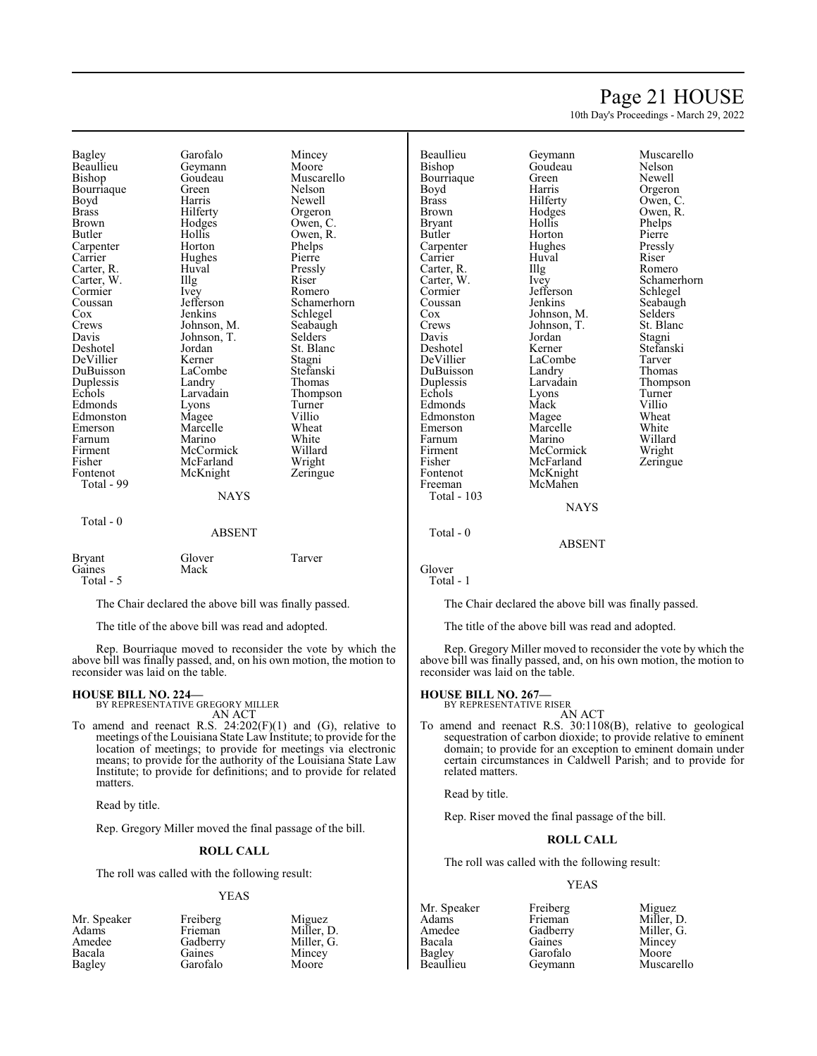| | | |
|---|---|---|
| Bagley | Garofalo | Mincey |
| Beaullieu | Geymann | Moore |
| Bishop | Goudeau | Muscarello |
| Bourriaque | Green | Nelson |
| Boyd | Harris | Newell |
| Brass | Hilferty | Orgeron |
| Brown | Hodges | Owen, C. |
| Butler | Hollis | Owen, R. |
| Carpenter | Horton | Phelps |
| Carrier | Hughes | Pierre |
| Carter, R. | Huval | Pressly |
| Carter, W. | Illg | Riser |
| Cormier | Ivey | Romero |
| Coussan | Jefferson | Schamerhorn |
| Cox | Jenkins | Schlegel |
| Crews | Johnson, M. | Seabaugh |
| Davis | Johnson, T. | Selders |
| Deshotel | Jordan | St. Blanc |
| DeVillier | Kerner | Stagni |
| DuBuisson | LaCombe | Stefanski |
| Duplessis | Landry | Thomas |
| Echols | Larvadain | Thompson |
| Edmonds | Lyons | Turner |
| Edmonston | Magee | Villio |
| Emerson | Marcelle | Wheat |
| Farnum | Marino | White |
| Firment | McCormick | Willard |
| Fisher | McFarland | Wright |
| Fontenot | McKnight | Zeringue |

Total - 99

NAYS

Total - 0

ABSENT

| | | |
|---|---|---|
| Bryant | Glover | Tarver |
| Gaines | Mack | |

Total - 5

The Chair declared the above bill was finally passed.

The title of the above bill was read and adopted.

Rep. Bourriaque moved to reconsider the vote by which the above bill was finally passed, and, on his own motion, the motion to reconsider was laid on the table.

**HOUSE BILL NO. 224—**
BY REPRESENTATIVE GREGORY MILLER
AN ACT

To amend and reenact R.S. 24:202(F)(1) and (G), relative to meetings of the Louisiana State Law Institute; to provide for the location of meetings; to provide for meetings via electronic means; to provide for the authority of the Louisiana State Law Institute; to provide for definitions; and to provide for related matters.

Read by title.

Rep. Gregory Miller moved the final passage of the bill.

**ROLL CALL**

The roll was called with the following result:

YEAS

| | | |
|---|---|---|
| Mr. Speaker | Freiberg | Miguez |
| Adams | Frieman | Miller, D. |
| Amedee | Gadberry | Miller, G. |
| Bacala | Gaines | Mincey |
| Bagley | Garofalo | Moore |
| Beaullieu | Geymann | Muscarello |
| Bishop | Goudeau | Nelson |
| Bourriaque | Green | Newell |
| Boyd | Harris | Orgeron |
| Brass | Hilferty | Owen, C. |
| Brown | Hodges | Owen, R. |
| Bryant | Hollis | Phelps |
| Butler | Horton | Pierre |
| Carpenter | Hughes | Pressly |
| Carrier | Huval | Riser |
| Carter, R. | Illg | Romero |
| Carter, W. | Ivey | Schamerhorn |
| Cormier | Jefferson | Schlegel |
| Coussan | Jenkins | Seabaugh |
| Cox | Johnson, M. | Selders |
| Crews | Johnson, T. | St. Blanc |
| Davis | Jordan | Stagni |
| Deshotel | Kerner | Stefanski |
| DeVillier | LaCombe | Tarver |
| DuBuisson | Landry | Thomas |
| Duplessis | Larvadain | Thompson |
| Echols | Lyons | Turner |
| Edmonds | Mack | Villio |
| Edmonston | Magee | Wheat |
| Emerson | Marcelle | White |
| Farnum | Marino | Willard |
| Firment | McCormick | Wright |
| Fisher | McFarland | Zeringue |
| Fontenot | McKnight | |
| Freeman | McMahen | |

Total - 103

NAYS

Total - 0

ABSENT

Glover

Total - 1

The Chair declared the above bill was finally passed.

The title of the above bill was read and adopted.

Rep. Gregory Miller moved to reconsider the vote by which the above bill was finally passed, and, on his own motion, the motion to reconsider was laid on the table.

**HOUSE BILL NO. 267—**
BY REPRESENTATIVE RISER
AN ACT

To amend and reenact R.S. 30:1108(B), relative to geological sequestration of carbon dioxide; to provide relative to eminent domain; to provide for an exception to eminent domain under certain circumstances in Caldwell Parish; and to provide for related matters.

Read by title.

Rep. Riser moved the final passage of the bill.

**ROLL CALL**

The roll was called with the following result:

YEAS

| | | |
|---|---|---|
| Mr. Speaker | Freiberg | Miguez |
| Adams | Frieman | Miller, D. |
| Amedee | Gadberry | Miller, G. |
| Bacala | Gaines | Mincey |
| Bagley | Garofalo | Moore |
| Beaullieu | Geymann | Muscarello |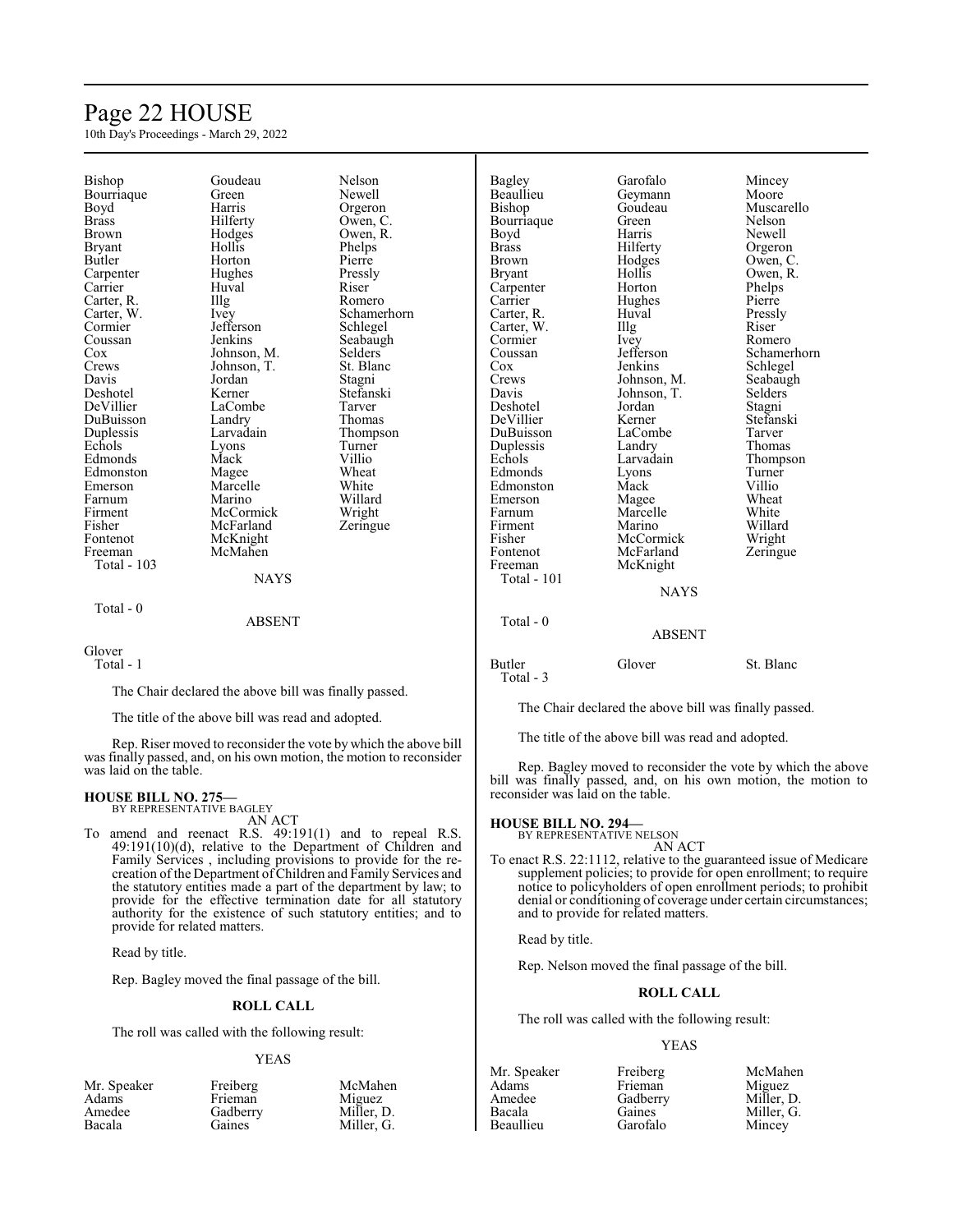| | | |
|---|---|---|
| Bishop | Goudeau | Nelson |
| Bourriaque | Green | Newell |
| Boyd | Harris | Orgeron |
| Brass | Hilferty | Owen, C. |
| Brown | Hodges | Owen, R. |
| Bryant | Hollis | Phelps |
| Butler | Horton | Pierre |
| Carpenter | Hughes | Pressly |
| Carrier | Huval | Riser |
| Carter, R. | Illg | Romero |
| Carter, W. | Ivey | Schamerhorn |
| Cormier | Jefferson | Schlegel |
| Coussan | Jenkins | Seabaugh |
| Cox | Johnson, M. | Selders |
| Crews | Johnson, T. | St. Blanc |
| Davis | Jordan | Stagni |
| Deshotel | Kerner | Stefanski |
| DeVillier | LaCombe | Tarver |
| DuBuisson | Landry | Thomas |
| Duplessis | Larvadain | Thompson |
| Echols | Lyons | Turner |
| Edmonds | Mack | Villio |
| Edmonston | Magee | Wheat |
| Emerson | Marcelle | White |
| Farnum | Marino | Willard |
| Firment | McCormick | Wright |
| Fisher | McFarland | Zeringue |
| Fontenot | McKnight | |
| Freeman | McMahen | |

Total - 103

NAYS

Total - 0

ABSENT

Glover

Total - 1

The Chair declared the above bill was finally passed.

The title of the above bill was read and adopted.

Rep. Riser moved to reconsider the vote by which the above bill was finally passed, and, on his own motion, the motion to reconsider was laid on the table.

**HOUSE BILL NO. 275—**
BY REPRESENTATIVE BAGLEY

AN ACT

To amend and reenact R.S. 49:191(1) and to repeal R.S. 49:191(10)(d), relative to the Department of Children and Family Services , including provisions to provide for the re-creation of the Department of Children and Family Services and the statutory entities made a part of the department by law; to provide for the effective termination date for all statutory authority for the existence of such statutory entities; and to provide for related matters.

Read by title.

Rep. Bagley moved the final passage of the bill.

**ROLL CALL**

The roll was called with the following result:

YEAS

| | | |
|---|---|---|
| Mr. Speaker | Freiberg | McMahen |
| Adams | Frieman | Miguez |
| Amedee | Gadberry | Miller, D. |
| Bacala | Gaines | Miller, G. |
| Bagley | Garofalo | Mincey |
| Beaullieu | Geymann | Moore |
| Bishop | Goudeau | Muscarello |
| Bourriaque | Green | Nelson |
| Boyd | Harris | Newell |
| Brass | Hilferty | Orgeron |
| Brown | Hodges | Owen, C. |
| Bryant | Hollis | Owen, R. |
| Carpenter | Horton | Phelps |
| Carrier | Hughes | Pierre |
| Carter, R. | Huval | Pressly |
| Carter, W. | Illg | Riser |
| Cormier | Ivey | Romero |
| Coussan | Jefferson | Schamerhorn |
| Cox | Jenkins | Schlegel |
| Crews | Johnson, M. | Seabaugh |
| Davis | Johnson, T. | Selders |
| Deshotel | Jordan | Stagni |
| DeVillier | Kerner | Stefanski |
| DuBuisson | LaCombe | Tarver |
| Duplessis | Landry | Thomas |
| Echols | Larvadain | Thompson |
| Edmonds | Lyons | Turner |
| Edmonston | Mack | Villio |
| Emerson | Magee | Wheat |
| Farnum | Marcelle | White |
| Firment | Marino | Willard |
| Fisher | McCormick | Wright |
| Fontenot | McFarland | Zeringue |
| Freeman | McKnight | |

Total - 101

NAYS

Total - 0

ABSENT

| | | |
|---|---|---|
| Butler | Glover | St. Blanc |

Total - 3

The Chair declared the above bill was finally passed.

The title of the above bill was read and adopted.

Rep. Bagley moved to reconsider the vote by which the above bill was finally passed, and, on his own motion, the motion to reconsider was laid on the table.

**HOUSE BILL NO. 294—**
BY REPRESENTATIVE NELSON

AN ACT

To enact R.S. 22:1112, relative to the guaranteed issue of Medicare supplement policies; to provide for open enrollment; to require notice to policyholders of open enrollment periods; to prohibit denial or conditioning of coverage under certain circumstances; and to provide for related matters.

Read by title.

Rep. Nelson moved the final passage of the bill.

**ROLL CALL**

The roll was called with the following result:

YEAS

| | | |
|---|---|---|
| Mr. Speaker | Freiberg | McMahen |
| Adams | Frieman | Miguez |
| Amedee | Gadberry | Miller, D. |
| Bacala | Gaines | Miller, G. |
| Beaullieu | Garofalo | Mincey |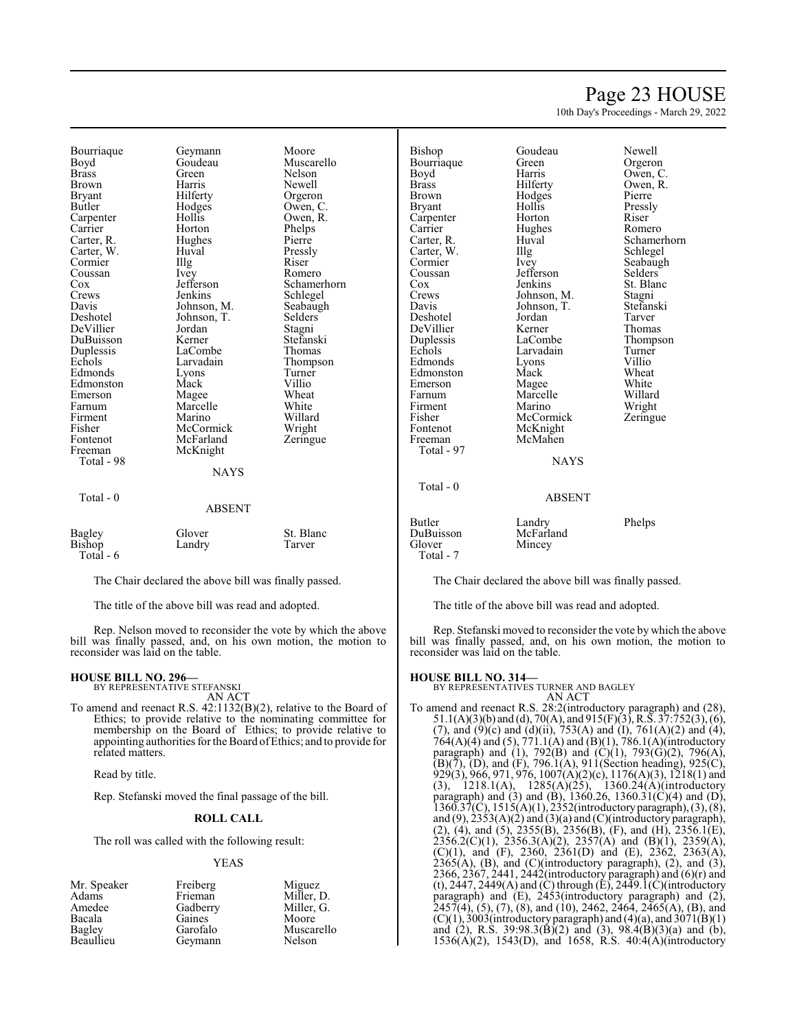| | | |
|---|---|---|
| Bourriaque | Geymann | Moore |
| Boyd | Goudeau | Muscarello |
| Brass | Green | Nelson |
| Brown | Harris | Newell |
| Bryant | Hilferty | Orgeron |
| Butler | Hodges | Owen, C. |
| Carpenter | Hollis | Owen, R. |
| Carrier | Horton | Phelps |
| Carter, R. | Hughes | Pierre |
| Carter, W. | Huval | Pressly |
| Cormier | Illg | Riser |
| Coussan | Ivey | Romero |
| Cox | Jefferson | Schamerhorn |
| Crews | Jenkins | Schlegel |
| Davis | Johnson, M. | Seabaugh |
| Deshotel | Johnson, T. | Selders |
| DeVillier | Jordan | Stagni |
| DuBuisson | Kerner | Stefanski |
| Duplessis | LaCombe | Thomas |
| Echols | Larvadain | Thompson |
| Edmonds | Lyons | Turner |
| Edmonston | Mack | Villio |
| Emerson | Magee | Wheat |
| Farnum | Marcelle | White |
| Firment | Marino | Willard |
| Fisher | McCormick | Wright |
| Fontenot | McFarland | Zeringue |
| Freeman | McKnight | |

Total - 98

NAYS

Total - 0

ABSENT

| | | |
|---|---|---|
| Bagley | Glover | St. Blanc |
| Bishop | Landry | Tarver |

Total - 6

The Chair declared the above bill was finally passed.

The title of the above bill was read and adopted.

Rep. Nelson moved to reconsider the vote by which the above bill was finally passed, and, on his own motion, the motion to reconsider was laid on the table.

**HOUSE BILL NO. 296—**
BY REPRESENTATIVE STEFANSKI
AN ACT

To amend and reenact R.S. 42:1132(B)(2), relative to the Board of Ethics; to provide relative to the nominating committee for membership on the Board of Ethics; to provide relative to appointing authorities for the Board of Ethics; and to provide for related matters.

Read by title.

Rep. Stefanski moved the final passage of the bill.

**ROLL CALL**

The roll was called with the following result:

YEAS

| | | |
|---|---|---|
| Mr. Speaker | Freiberg | Miguez |
| Adams | Frieman | Miller, D. |
| Amedee | Gadberry | Miller, G. |
| Bacala | Gaines | Moore |
| Bagley | Garofalo | Muscarello |
| Beaullieu | Geymann | Nelson |
| Bishop | Goudeau | Newell |
| Bourriaque | Green | Orgeron |
| Boyd | Harris | Owen, C. |
| Brass | Hilferty | Owen, R. |
| Brown | Hodges | Pierre |
| Bryant | Hollis | Pressly |
| Carpenter | Horton | Riser |
| Carrier | Hughes | Romero |
| Carter, R. | Huval | Schamerhorn |
| Carter, W. | Illg | Schlegel |
| Cormier | Ivey | Seabaugh |
| Coussan | Jefferson | Selders |
| Cox | Jenkins | St. Blanc |
| Crews | Johnson, M. | Stagni |
| Davis | Johnson, T. | Stefanski |
| Deshotel | Jordan | Tarver |
| DeVillier | Kerner | Thomas |
| Duplessis | LaCombe | Thompson |
| Echols | Larvadain | Turner |
| Edmonds | Lyons | Villio |
| Edmonston | Mack | Wheat |
| Emerson | Magee | White |
| Farnum | Marcelle | Willard |
| Firment | Marino | Wright |
| Fisher | McCormick | Zeringue |
| Fontenot | McKnight | |
| Freeman | McMahen | |

Total - 97

NAYS

Total - 0

ABSENT

| | | |
|---|---|---|
| Butler | Landry | Phelps |
| DuBuisson | McFarland | |
| Glover | Mincey | |

Total - 7

The Chair declared the above bill was finally passed.

The title of the above bill was read and adopted.

Rep. Stefanski moved to reconsider the vote by which the above bill was finally passed, and, on his own motion, the motion to reconsider was laid on the table.

**HOUSE BILL NO. 314—**
BY REPRESENTATIVES TURNER AND BAGLEY
AN ACT

To amend and reenact R.S. 28:2(introductory paragraph) and (28), 51.1(A)(3)(b) and (d), 70(A), and 915(F)(3), R.S. 37:752(3), (6), (7), and (9)(c) and (d)(ii), 753(A) and (I), 761(A)(2) and (4), 764(A)(4) and (5), 771.1(A) and (B)(1), 786.1(A)(introductory paragraph) and (1), 792(B) and (C)(1), 793(G)(2), 796(A), (B)(7), (D), and (F), 796.1(A), 911(Section heading), 925(C), 929(3), 966, 971, 976, 1007(A)(2)(c), 1176(A)(3), 1218(1) and (3), 1218.1(A), 1285(A)(25), 1360.24(A)(introductory paragraph) and (3) and (B), 1360.26, 1360.31(C)(4) and (D), 1360.37(C), 1515(A)(1), 2352(introductory paragraph), (3), (8), and (9), 2353(A)(2) and (3)(a) and (C)(introductory paragraph), (2), (4), and (5), 2355(B), 2356(B), (F), and (H), 2356.1(E), 2356.2(C)(1), 2356.3(A)(2), 2357(A) and (B)(1), 2359(A), (C)(1), and (F), 2360, 2361(D) and (E), 2362, 2363(A), 2365(A), (B), and (C)(introductory paragraph), (2), and (3), 2366, 2367, 2441, 2442(introductory paragraph) and (6)(r) and (t), 2447, 2449(A) and (C) through (E), 2449.1(C)(introductory paragraph) and (E), 2453(introductory paragraph) and (2), 2457(4), (5), (7), (8), and (10), 2462, 2464, 2465(A), (B), and (C)(1), 3003(introductory paragraph) and (4)(a), and 3071(B)(1) and (2), R.S. 39:98.3(B)(2) and (3), 98.4(B)(3)(a) and (b), 1536(A)(2), 1543(D), and 1658, R.S. 40:4(A)(introductory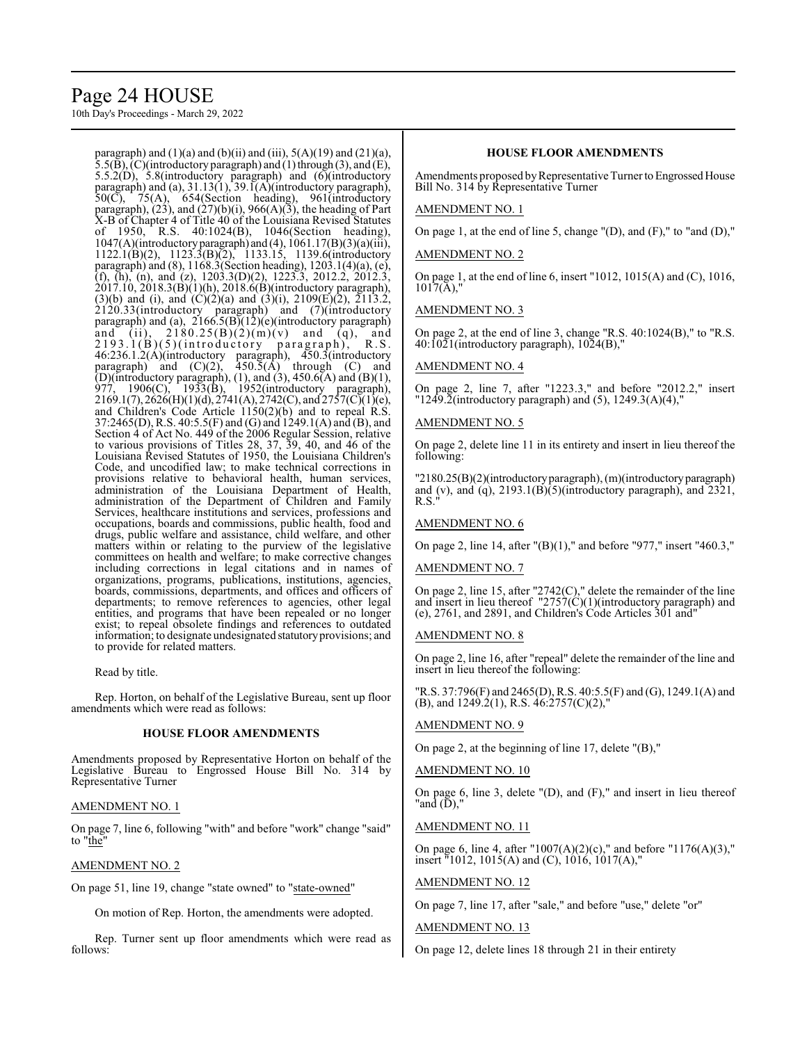paragraph) and (1)(a) and (b)(ii) and (iii), 5(A)(19) and (21)(a), 5.5(B), (C)(introductory paragraph) and (1) through (3), and (E), 5.5.2(D), 5.8(introductory paragraph) and (6)(introductory paragraph) and (a), 31.13(1), 39.1(A)(introductory paragraph), 50(C), 75(A), 654(Section heading), 961(introductory paragraph), (23), and (27)(b)(i), 966(A)(3), the heading of Part X-B of Chapter 4 of Title 40 of the Louisiana Revised Statutes of 1950, R.S. 40:1024(B), 1046(Section heading), 1047(A)(introductory paragraph) and (4), 1061.17(B)(3)(a)(iii), 1122.1(B)(2), 1123.3(B)(2), 1133.15, 1139.6(introductory paragraph) and (8), 1168.3(Section heading), 1203.1(4)(a), (e), (f), (h), (n), and (z), 1203.3(D)(2), 1223.3, 2012.2, 2012.3, 2017.10, 2018.3(B)(1)(h), 2018.6(B)(introductory paragraph), (3)(b) and (i), and (C)(2)(a) and (3)(i), 2109(E)(2), 2113.2, 2120.33(introductory paragraph) and (7)(introductory paragraph) and (a), 2166.5(B)(12)(e)(introductory paragraph) and (ii), 2180.25(B)(2)(m)(v) and (q), and 2193.1(B)(5)(introductory paragraph), R.S. 46:236.1.2(A)(introductory paragraph), 450.3(introductory paragraph) and (C)(2), 450.5(A) through (C) and (D)(introductory paragraph), (1), and (3), 450.6(A) and (B)(1), 977, 1906(C), 1933(B), 1952(introductory paragraph), 2169.1(7), 2626(H)(1)(d), 2741(A), 2742(C), and 2757(C)(1)(e), and Children's Code Article 1150(2)(b) and to repeal R.S. 37:2465(D), R.S. 40:5.5(F) and (G) and 1249.1(A) and (B), and Section 4 of Act No. 449 of the 2006 Regular Session, relative to various provisions of Titles 28, 37, 39, 40, and 46 of the Louisiana Revised Statutes of 1950, the Louisiana Children's Code, and uncodified law; to make technical corrections in provisions relative to behavioral health, human services, administration of the Louisiana Department of Health, administration of the Department of Children and Family Services, healthcare institutions and services, professions and occupations, boards and commissions, public health, food and drugs, public welfare and assistance, child welfare, and other matters within or relating to the purview of the legislative committees on health and welfare; to make corrective changes including corrections in legal citations and in names of organizations, programs, publications, institutions, agencies, boards, commissions, departments, and offices and officers of departments; to remove references to agencies, other legal entities, and programs that have been repealed or no longer exist; to repeal obsolete findings and references to outdated information; to designate undesignated statutory provisions; and to provide for related matters.

Read by title.

Rep. Horton, on behalf of the Legislative Bureau, sent up floor amendments which were read as follows:

### HOUSE FLOOR AMENDMENTS

Amendments proposed by Representative Horton on behalf of the Legislative Bureau to Engrossed House Bill No. 314 by Representative Turner

AMENDMENT NO. 1

On page 7, line 6, following "with" and before "work" change "said" to "the"

AMENDMENT NO. 2

On page 51, line 19, change "state owned" to "state-owned"

On motion of Rep. Horton, the amendments were adopted.

Rep. Turner sent up floor amendments which were read as follows:

### HOUSE FLOOR AMENDMENTS

Amendments proposed by Representative Turner to Engrossed House Bill No. 314 by Representative Turner

AMENDMENT NO. 1

On page 1, at the end of line 5, change "(D), and (F)," to "and (D),"

AMENDMENT NO. 2

On page 1, at the end of line 6, insert "1012, 1015(A) and (C), 1016, 1017(A),"

AMENDMENT NO. 3

On page 2, at the end of line 3, change "R.S. 40:1024(B)," to "R.S. 40:1021(introductory paragraph), 1024(B),"

AMENDMENT NO. 4

On page 2, line 7, after "1223.3," and before "2012.2," insert "1249.2(introductory paragraph) and (5), 1249.3(A)(4),"

AMENDMENT NO. 5

On page 2, delete line 11 in its entirety and insert in lieu thereof the following:

"2180.25(B)(2)(introductory paragraph), (m)(introductory paragraph) and (v), and (q), 2193.1(B)(5)(introductory paragraph), and 2321, R.S."

AMENDMENT NO. 6

On page 2, line 14, after "(B)(1)," and before "977," insert "460.3,"

AMENDMENT NO. 7

On page 2, line 15, after "2742(C)," delete the remainder of the line and insert in lieu thereof "2757(C)(1)(introductory paragraph) and (e), 2761, and 2891, and Children's Code Articles 301 and"

AMENDMENT NO. 8

On page 2, line 16, after "repeal" delete the remainder of the line and insert in lieu thereof the following:

"R.S. 37:796(F) and 2465(D), R.S. 40:5.5(F) and (G), 1249.1(A) and (B), and 1249.2(1), R.S. 46:2757(C)(2),"

AMENDMENT NO. 9

On page 2, at the beginning of line 17, delete "(B),"

AMENDMENT NO. 10

On page 6, line 3, delete "(D), and (F)," and insert in lieu thereof "and (D),"

AMENDMENT NO. 11

On page 6, line 4, after "1007(A)(2)(c)," and before "1176(A)(3)," insert "1012, 1015(A) and (C), 1016, 1017(A),"

AMENDMENT NO. 12

On page 7, line 17, after "sale," and before "use," delete "or"

AMENDMENT NO. 13

On page 12, delete lines 18 through 21 in their entirety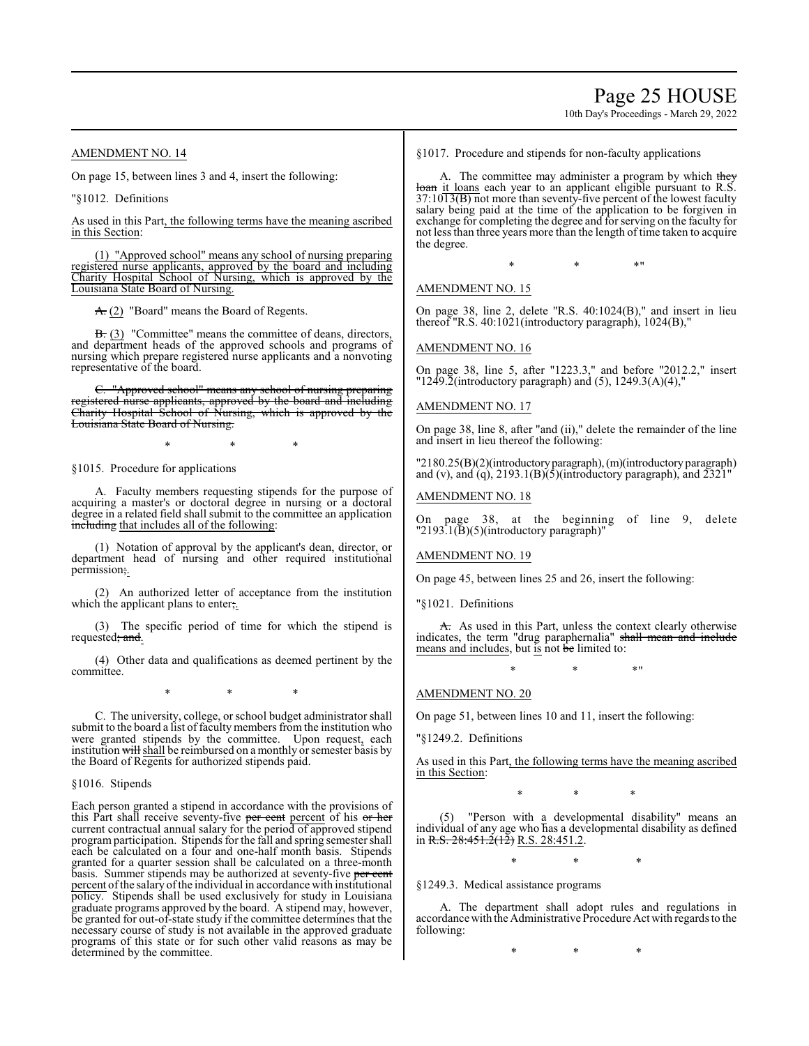AMENDMENT NO. 14

On page 15, between lines 3 and 4, insert the following:

"§1012. Definitions

As used in this Part, the following terms have the meaning ascribed in this Section:

(1) "Approved school" means any school of nursing preparing registered nurse applicants, approved by the board and including Charity Hospital School of Nursing, which is approved by the Louisiana State Board of Nursing.

~~A.~~ (2) "Board" means the Board of Regents.

~~B.~~ (3) "Committee" means the committee of deans, directors, and department heads of the approved schools and programs of nursing which prepare registered nurse applicants and a nonvoting representative of the board.

~~C. "Approved school" means any school of nursing preparing registered nurse applicants, approved by the board and including Charity Hospital School of Nursing, which is approved by the Louisiana State Board of Nursing.~~

\* \* \*

§1015. Procedure for applications

A. Faculty members requesting stipends for the purpose of acquiring a master's or doctoral degree in nursing or a doctoral degree in a related field shall submit to the committee an application ~~including~~ that includes all of the following:

(1) Notation of approval by the applicant's dean, director, or department head of nursing and other required institutional permission~~;~~.

(2) An authorized letter of acceptance from the institution which the applicant plans to enter~~;~~.

(3) The specific period of time for which the stipend is requested~~; and~~.

(4) Other data and qualifications as deemed pertinent by the committee.

\* \* \*

C. The university, college, or school budget administrator shall submit to the board a list of faculty members from the institution who were granted stipends by the committee. Upon request, each institution ~~will~~ shall be reimbursed on a monthly or semester basis by the Board of Regents for authorized stipends paid.

§1016. Stipends

Each person granted a stipend in accordance with the provisions of this Part shall receive seventy-five ~~per cent~~ percent of his ~~or her~~ current contractual annual salary for the period of approved stipend program participation. Stipends for the fall and spring semester shall each be calculated on a four and one-half month basis. Stipends granted for a quarter session shall be calculated on a three-month basis. Summer stipends may be authorized at seventy-five ~~per cent~~ percent of the salary of the individual in accordance with institutional policy. Stipends shall be used exclusively for study in Louisiana graduate programs approved by the board. A stipend may, however, be granted for out-of-state study if the committee determines that the necessary course of study is not available in the approved graduate programs of this state or for such other valid reasons as may be determined by the committee.

§1017. Procedure and stipends for non-faculty applications

A. The committee may administer a program by which ~~they loan~~ it loans each year to an applicant eligible pursuant to R.S. 37:1013(B) not more than seventy-five percent of the lowest faculty salary being paid at the time of the application to be forgiven in exchange for completing the degree and for serving on the faculty for not less than three years more than the length of time taken to acquire the degree.

\* \* \*"

AMENDMENT NO. 15

On page 38, line 2, delete "R.S. 40:1024(B)," and insert in lieu thereof "R.S. 40:1021(introductory paragraph), 1024(B),"

AMENDMENT NO. 16

On page 38, line 5, after "1223.3," and before "2012.2," insert "1249.2(introductory paragraph) and (5), 1249.3(A)(4),"

AMENDMENT NO. 17

On page 38, line 8, after "and (ii)," delete the remainder of the line and insert in lieu thereof the following:

"2180.25(B)(2)(introductory paragraph), (m)(introductory paragraph) and (v), and (q), 2193.1(B)(5)(introductory paragraph), and 2321"

AMENDMENT NO. 18

On page 38, at the beginning of line 9, delete "2193.1(B)(5)(introductory paragraph)"

AMENDMENT NO. 19

On page 45, between lines 25 and 26, insert the following:

"§1021. Definitions

~~A.~~ As used in this Part, unless the context clearly otherwise indicates, the term "drug paraphernalia" ~~shall mean and include~~ means and includes, but is not ~~be~~ limited to:

\* \* \*"

AMENDMENT NO. 20

On page 51, between lines 10 and 11, insert the following:

"§1249.2. Definitions

As used in this Part, the following terms have the meaning ascribed in this Section:

\* \* \*

(5) "Person with a developmental disability" means an individual of any age who has a developmental disability as defined in ~~R.S. 28:451.2(12)~~ R.S. 28:451.2.

\* \* \*

§1249.3. Medical assistance programs

A. The department shall adopt rules and regulations in accordance with the Administrative Procedure Act with regards to the following:

\* \* \*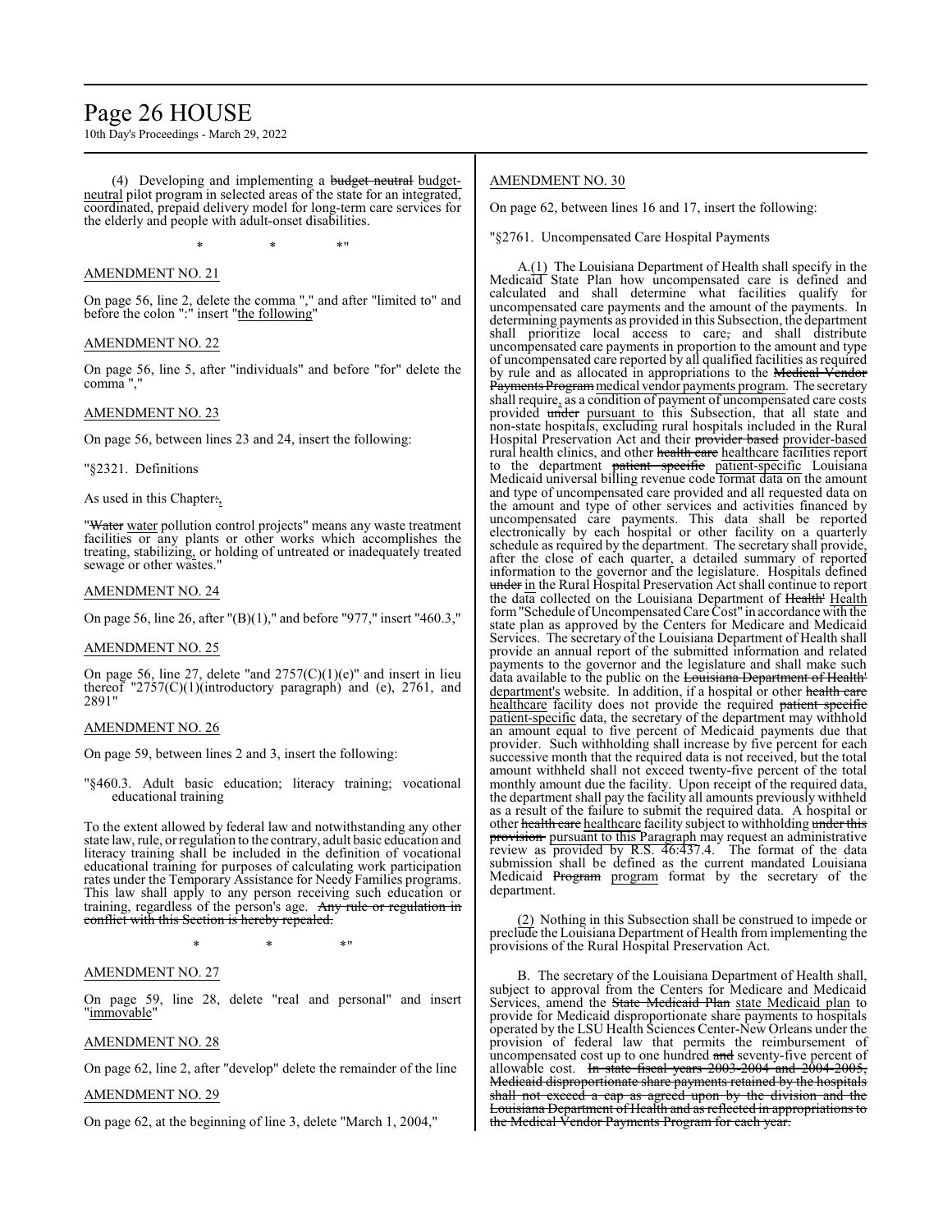(4) Developing and implementing a ~~budget neutral~~ budget-neutral pilot program in selected areas of the state for an integrated, coordinated, prepaid delivery model for long-term care services for the elderly and people with adult-onset disabilities.

\* \* \*"

AMENDMENT NO. 21

On page 56, line 2, delete the comma "," and after "limited to" and before the colon ":" insert "the following"

AMENDMENT NO. 22

On page 56, line 5, after "individuals" and before "for" delete the comma ","

AMENDMENT NO. 23

On page 56, between lines 23 and 24, insert the following:

"§2321. Definitions

As used in this Chapter~~:~~,

"~~Water~~ water pollution control projects" means any waste treatment facilities or any plants or other works which accomplishes the treating, stabilizing, or holding of untreated or inadequately treated sewage or other wastes."

AMENDMENT NO. 24

On page 56, line 26, after "(B)(1)," and before "977," insert "460.3,"

AMENDMENT NO. 25

On page 56, line 27, delete "and 2757(C)(1)(e)" and insert in lieu thereof "2757(C)(1)(introductory paragraph) and (e), 2761, and 2891"

AMENDMENT NO. 26

On page 59, between lines 2 and 3, insert the following:

"§460.3. Adult basic education; literacy training; vocational educational training

To the extent allowed by federal law and notwithstanding any other state law, rule, or regulation to the contrary, adult basic education and literacy training shall be included in the definition of vocational educational training for purposes of calculating work participation rates under the Temporary Assistance for Needy Families programs. This law shall apply to any person receiving such education or training, regardless of the person's age. ~~Any rule or regulation in conflict with this Section is hereby repealed.~~

\* \* \*"

AMENDMENT NO. 27

On page 59, line 28, delete "real and personal" and insert "immovable"

AMENDMENT NO. 28

On page 62, line 2, after "develop" delete the remainder of the line

AMENDMENT NO. 29

On page 62, at the beginning of line 3, delete "March 1, 2004,"

AMENDMENT NO. 30

On page 62, between lines 16 and 17, insert the following:

"§2761. Uncompensated Care Hospital Payments

A.(1) The Louisiana Department of Health shall specify in the Medicaid State Plan how uncompensated care is defined and calculated and shall determine what facilities qualify for uncompensated care payments and the amount of the payments. In determining payments as provided in this Subsection, the department shall prioritize local access to care~~,~~ and shall distribute uncompensated care payments in proportion to the amount and type of uncompensated care reported by all qualified facilities as required by rule and as allocated in appropriations to the ~~Medical Vendor Payments Program~~ medical vendor payments program. The secretary shall require, as a condition of payment of uncompensated care costs provided ~~under~~ pursuant to this Subsection, that all state and non-state hospitals, excluding rural hospitals included in the Rural Hospital Preservation Act and their ~~provider based~~ provider-based rural health clinics, and other ~~health care~~ healthcare facilities report to the department ~~patient specific~~ patient-specific Louisiana Medicaid universal billing revenue code format data on the amount and type of uncompensated care provided and all requested data on the amount and type of other services and activities financed by uncompensated care payments. This data shall be reported electronically by each hospital or other facility on a quarterly schedule as required by the department. The secretary shall provide, after the close of each quarter, a detailed summary of reported information to the governor and the legislature. Hospitals defined ~~under~~ in the Rural Hospital Preservation Act shall continue to report the data collected on the Louisiana Department of ~~Health'~~ Health form "Schedule of Uncompensated Care Cost" in accordance with the state plan as approved by the Centers for Medicare and Medicaid Services. The secretary of the Louisiana Department of Health shall provide an annual report of the submitted information and related payments to the governor and the legislature and shall make such data available to the public on the ~~Louisiana Department of Health'~~ department's website. In addition, if a hospital or other ~~health care~~ healthcare facility does not provide the required ~~patient specific~~ patient-specific data, the secretary of the department may withhold an amount equal to five percent of Medicaid payments due that provider. Such withholding shall increase by five percent for each successive month that the required data is not received, but the total amount withheld shall not exceed twenty-five percent of the total monthly amount due the facility. Upon receipt of the required data, the department shall pay the facility all amounts previously withheld as a result of the failure to submit the required data. A hospital or other ~~health care~~ healthcare facility subject to withholding ~~under this provision~~ pursuant to this Paragraph may request an administrative review as provided by R.S. 46:437.4. The format of the data submission shall be defined as the current mandated Louisiana Medicaid ~~Program~~ program format by the secretary of the department.

(2) Nothing in this Subsection shall be construed to impede or preclude the Louisiana Department of Health from implementing the provisions of the Rural Hospital Preservation Act.

B. The secretary of the Louisiana Department of Health shall, subject to approval from the Centers for Medicare and Medicaid Services, amend the ~~State Medicaid Plan~~ state Medicaid plan to provide for Medicaid disproportionate share payments to hospitals operated by the LSU Health Sciences Center-New Orleans under the provision of federal law that permits the reimbursement of uncompensated cost up to one hundred ~~and~~ seventy-five percent of allowable cost. ~~In state fiscal years 2003-2004 and 2004-2005, Medicaid disproportionate share payments retained by the hospitals shall not exceed a cap as agreed upon by the division and the Louisiana Department of Health and as reflected in appropriations to the Medical Vendor Payments Program for each year.~~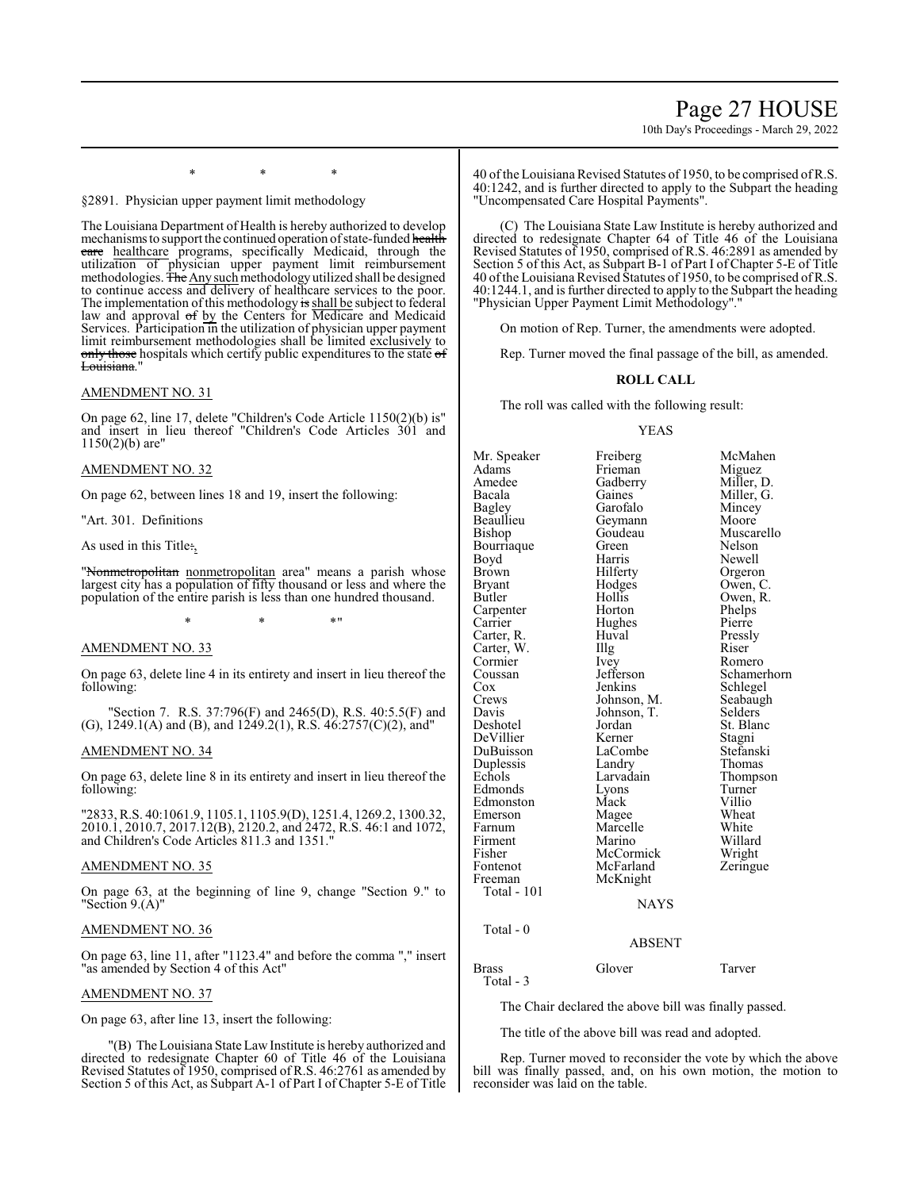\*   \*   \*

§2891. Physician upper payment limit methodology

The Louisiana Department of Health is hereby authorized to develop mechanisms to support the continued operation of state-funded ~~health care~~ healthcare programs, specifically Medicaid, through the utilization of physician upper payment limit reimbursement methodologies. ~~The~~ Any such methodology utilized shall be designed to continue access and delivery of healthcare services to the poor. The implementation of this methodology ~~is~~ shall be subject to federal law and approval ~~of~~ by the Centers for Medicare and Medicaid Services. Participation in the utilization of physician upper payment limit reimbursement methodologies shall be limited exclusively to ~~only those~~ hospitals which certify public expenditures to the state ~~of Louisiana~~."

AMENDMENT NO. 31

On page 62, line 17, delete "Children's Code Article 1150(2)(b) is" and insert in lieu thereof "Children's Code Articles 301 and 1150(2)(b) are"

AMENDMENT NO. 32

On page 62, between lines 18 and 19, insert the following:

"Art. 301. Definitions

As used in this Title~~:~~,

"~~Nonmetropolitan~~ nonmetropolitan area" means a parish whose largest city has a population of fifty thousand or less and where the population of the entire parish is less than one hundred thousand.

\*   \*   \*"

AMENDMENT NO. 33

On page 63, delete line 4 in its entirety and insert in lieu thereof the following:

"Section 7. R.S. 37:796(F) and 2465(D), R.S. 40:5.5(F) and (G), 1249.1(A) and (B), and 1249.2(1), R.S. 46:2757(C)(2), and"

AMENDMENT NO. 34

On page 63, delete line 8 in its entirety and insert in lieu thereof the following:

"2833, R.S. 40:1061.9, 1105.1, 1105.9(D), 1251.4, 1269.2, 1300.32, 2010.1, 2010.7, 2017.12(B), 2120.2, and 2472, R.S. 46:1 and 1072, and Children's Code Articles 811.3 and 1351."

AMENDMENT NO. 35

On page 63, at the beginning of line 9, change "Section 9." to "Section 9.(A)"

AMENDMENT NO. 36

On page 63, line 11, after "1123.4" and before the comma "," insert "as amended by Section 4 of this Act"

AMENDMENT NO. 37

On page 63, after line 13, insert the following:

"(B) The Louisiana State Law Institute is hereby authorized and directed to redesignate Chapter 60 of Title 46 of the Louisiana Revised Statutes of 1950, comprised of R.S. 46:2761 as amended by Section 5 of this Act, as Subpart A-1 of Part I of Chapter 5-E of Title 40 of the Louisiana Revised Statutes of 1950, to be comprised of R.S. 40:1242, and is further directed to apply to the Subpart the heading "Uncompensated Care Hospital Payments".

(C) The Louisiana State Law Institute is hereby authorized and directed to redesignate Chapter 64 of Title 46 of the Louisiana Revised Statutes of 1950, comprised of R.S. 46:2891 as amended by Section 5 of this Act, as Subpart B-1 of Part I of Chapter 5-E of Title 40 of the Louisiana Revised Statutes of 1950, to be comprised of R.S. 40:1244.1, and is further directed to apply to the Subpart the heading "Physician Upper Payment Limit Methodology"."

On motion of Rep. Turner, the amendments were adopted.

Rep. Turner moved the final passage of the bill, as amended.

**ROLL CALL**

The roll was called with the following result:

YEAS

| | | |
|---|---|---|
| Mr. Speaker | Freiberg | McMahen |
| Adams | Frieman | Miguez |
| Amedee | Gadberry | Miller, D. |
| Bacala | Gaines | Miller, G. |
| Bagley | Garofalo | Mincey |
| Beaullieu | Geymann | Moore |
| Bishop | Goudeau | Muscarello |
| Bourriaque | Green | Nelson |
| Boyd | Harris | Newell |
| Brown | Hilferty | Orgeron |
| Bryant | Hodges | Owen, C. |
| Butler | Hollis | Owen, R. |
| Carpenter | Horton | Phelps |
| Carrier | Hughes | Pierre |
| Carter, R. | Huval | Pressly |
| Carter, W. | Illg | Riser |
| Cormier | Ivey | Romero |
| Coussan | Jefferson | Schamerhorn |
| Cox | Jenkins | Schlegel |
| Crews | Johnson, M. | Seabaugh |
| Davis | Johnson, T. | Selders |
| Deshotel | Jordan | St. Blanc |
| DeVillier | Kerner | Stagni |
| DuBuisson | LaCombe | Stefanski |
| Duplessis | Landry | Thomas |
| Echols | Larvadain | Thompson |
| Edmonds | Lyons | Turner |
| Edmonston | Mack | Villio |
| Emerson | Magee | Wheat |
| Farnum | Marcelle | White |
| Firment | Marino | Willard |
| Fisher | McCormick | Wright |
| Fontenot | McFarland | Zeringue |
| Freeman | McKnight | |
| Total - 101 | | |

NAYS

Total - 0

ABSENT

| | | |
|---|---|---|
| Brass | Glover | Tarver |
| Total - 3 | | |

The Chair declared the above bill was finally passed.

The title of the above bill was read and adopted.

Rep. Turner moved to reconsider the vote by which the above bill was finally passed, and, on his own motion, the motion to reconsider was laid on the table.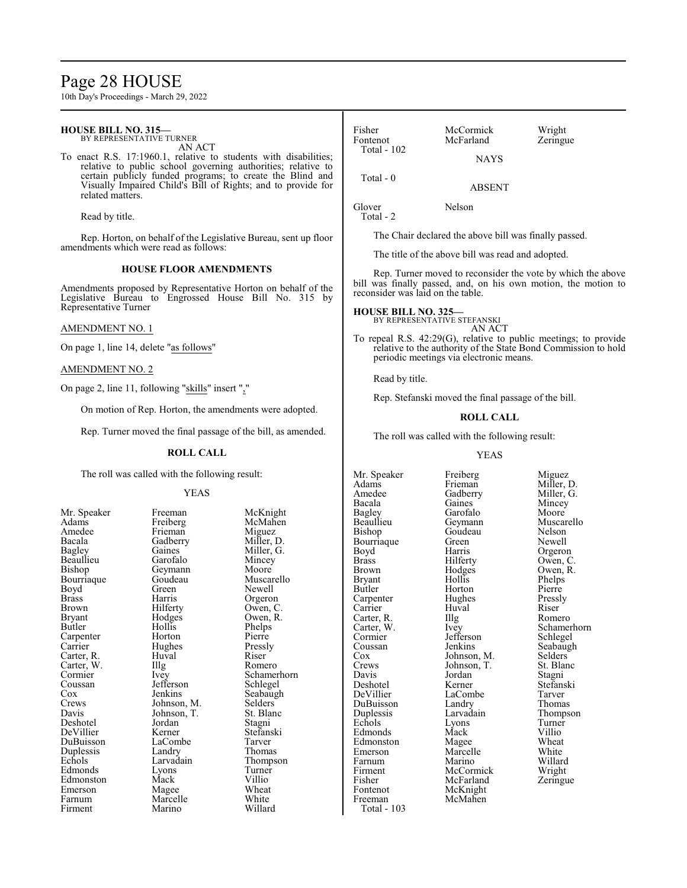**HOUSE BILL NO. 315—**
BY REPRESENTATIVE TURNER
AN ACT

To enact R.S. 17:1960.1, relative to students with disabilities; relative to public school governing authorities; relative to certain publicly funded programs; to create the Blind and Visually Impaired Child's Bill of Rights; and to provide for related matters.

Read by title.

Rep. Horton, on behalf of the Legislative Bureau, sent up floor amendments which were read as follows:

**HOUSE FLOOR AMENDMENTS**

Amendments proposed by Representative Horton on behalf of the Legislative Bureau to Engrossed House Bill No. 315 by Representative Turner

AMENDMENT NO. 1

On page 1, line 14, delete "as follows"

AMENDMENT NO. 2

On page 2, line 11, following "skills" insert ","

On motion of Rep. Horton, the amendments were adopted.

Rep. Turner moved the final passage of the bill, as amended.

**ROLL CALL**

The roll was called with the following result:

YEAS

| | | |
|---|---|---|
| Mr. Speaker | Freeman | McKnight |
| Adams | Freiberg | McMahen |
| Amedee | Frieman | Miguez |
| Bacala | Gadberry | Miller, D. |
| Bagley | Gaines | Miller, G. |
| Beaullieu | Garofalo | Mincey |
| Bishop | Geymann | Moore |
| Bourriaque | Goudeau | Muscarello |
| Boyd | Green | Newell |
| Brass | Harris | Orgeron |
| Brown | Hilferty | Owen, C. |
| Bryant | Hodges | Owen, R. |
| Butler | Hollis | Phelps |
| Carpenter | Horton | Pierre |
| Carrier | Hughes | Pressly |
| Carter, R. | Huval | Riser |
| Carter, W. | Illg | Romero |
| Cormier | Ivey | Schamerhorn |
| Coussan | Jefferson | Schlegel |
| Cox | Jenkins | Seabaugh |
| Crews | Johnson, M. | Selders |
| Davis | Johnson, T. | St. Blanc |
| Deshotel | Jordan | Stagni |
| DeVillier | Kerner | Stefanski |
| DuBuisson | LaCombe | Tarver |
| Duplessis | Landry | Thomas |
| Echols | Larvadain | Thompson |
| Edmonds | Lyons | Turner |
| Edmonston | Mack | Villio |
| Emerson | Magee | Wheat |
| Farnum | Marcelle | White |
| Firment | Marino | Willard |
| Fisher | McCormick | Wright |
| Fontenot | McFarland | Zeringue |

Total - 102

NAYS

Total - 0

ABSENT

| | |
|---|---|
| Glover | Nelson |

Total - 2

The Chair declared the above bill was finally passed.

The title of the above bill was read and adopted.

Rep. Turner moved to reconsider the vote by which the above bill was finally passed, and, on his own motion, the motion to reconsider was laid on the table.

**HOUSE BILL NO. 325—**
BY REPRESENTATIVE STEFANSKI
AN ACT

To repeal R.S. 42:29(G), relative to public meetings; to provide relative to the authority of the State Bond Commission to hold periodic meetings via electronic means.

Read by title.

Rep. Stefanski moved the final passage of the bill.

**ROLL CALL**

The roll was called with the following result:

YEAS

| | | |
|---|---|---|
| Mr. Speaker | Freiberg | Miguez |
| Adams | Frieman | Miller, D. |
| Amedee | Gadberry | Miller, G. |
| Bacala | Gaines | Mincey |
| Bagley | Garofalo | Moore |
| Beaullieu | Geymann | Muscarello |
| Bishop | Goudeau | Nelson |
| Bourriaque | Green | Newell |
| Boyd | Harris | Orgeron |
| Brass | Hilferty | Owen, C. |
| Brown | Hodges | Owen, R. |
| Bryant | Hollis | Phelps |
| Butler | Horton | Pierre |
| Carpenter | Hughes | Pressly |
| Carrier | Huval | Riser |
| Carter, R. | Illg | Romero |
| Carter, W. | Ivey | Schamerhorn |
| Cormier | Jefferson | Schlegel |
| Coussan | Jenkins | Seabaugh |
| Cox | Johnson, M. | Selders |
| Crews | Johnson, T. | St. Blanc |
| Davis | Jordan | Stagni |
| Deshotel | Kerner | Stefanski |
| DeVillier | LaCombe | Tarver |
| DuBuisson | Landry | Thomas |
| Duplessis | Larvadain | Thompson |
| Echols | Lyons | Turner |
| Edmonds | Mack | Villio |
| Edmonston | Magee | Wheat |
| Emerson | Marcelle | White |
| Farnum | Marino | Willard |
| Firment | McCormick | Wright |
| Fisher | McFarland | Zeringue |
| Fontenot | McKnight | |
| Freeman | McMahen | |

Total - 103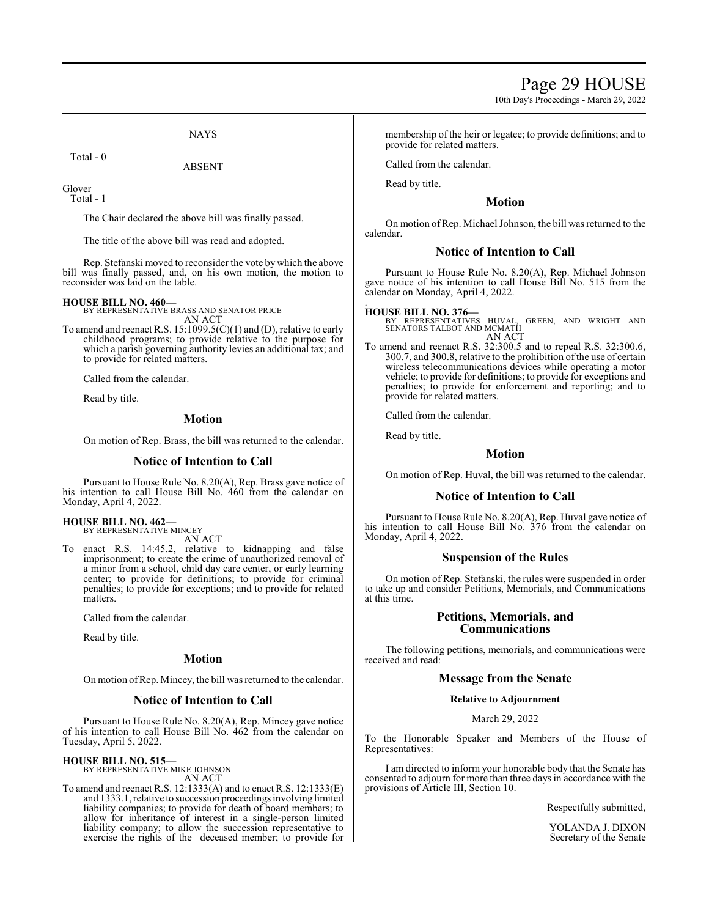NAYS

Total - 0

ABSENT

Glover
Total - 1

The Chair declared the above bill was finally passed.

The title of the above bill was read and adopted.

Rep. Stefanski moved to reconsider the vote by which the above bill was finally passed, and, on his own motion, the motion to reconsider was laid on the table.

**HOUSE BILL NO. 460—**
BY REPRESENTATIVE BRASS AND SENATOR PRICE
AN ACT

To amend and reenact R.S. 15:1099.5(C)(1) and (D), relative to early childhood programs; to provide relative to the purpose for which a parish governing authority levies an additional tax; and to provide for related matters.

Called from the calendar.

Read by title.

## Motion

On motion of Rep. Brass, the bill was returned to the calendar.

## Notice of Intention to Call

Pursuant to House Rule No. 8.20(A), Rep. Brass gave notice of his intention to call House Bill No. 460 from the calendar on Monday, April 4, 2022.

**HOUSE BILL NO. 462—**
BY REPRESENTATIVE MINCEY
AN ACT

To enact R.S. 14:45.2, relative to kidnapping and false imprisonment; to create the crime of unauthorized removal of a minor from a school, child day care center, or early learning center; to provide for definitions; to provide for criminal penalties; to provide for exceptions; and to provide for related matters.

Called from the calendar.

Read by title.

## Motion

On motion of Rep. Mincey, the bill was returned to the calendar.

## Notice of Intention to Call

Pursuant to House Rule No. 8.20(A), Rep. Mincey gave notice of his intention to call House Bill No. 462 from the calendar on Tuesday, April 5, 2022.

**HOUSE BILL NO. 515—**
BY REPRESENTATIVE MIKE JOHNSON
AN ACT

To amend and reenact R.S. 12:1333(A) and to enact R.S. 12:1333(E) and 1333.1, relative to succession proceedings involving limited liability companies; to provide for death of board members; to allow for inheritance of interest in a single-person limited liability company; to allow the succession representative to exercise the rights of the deceased member; to provide for membership of the heir or legatee; to provide definitions; and to provide for related matters.

Called from the calendar.

Read by title.

## Motion

On motion of Rep. Michael Johnson, the bill was returned to the calendar.

## Notice of Intention to Call

Pursuant to House Rule No. 8.20(A), Rep. Michael Johnson gave notice of his intention to call House Bill No. 515 from the calendar on Monday, April 4, 2022.

**HOUSE BILL NO. 376—**
BY REPRESENTATIVES HUVAL, GREEN, AND WRIGHT AND SENATORS TALBOT AND MCMATH
AN ACT

To amend and reenact R.S. 32:300.5 and to repeal R.S. 32:300.6, 300.7, and 300.8, relative to the prohibition of the use of certain wireless telecommunications devices while operating a motor vehicle; to provide for definitions; to provide for exceptions and penalties; to provide for enforcement and reporting; and to provide for related matters.

Called from the calendar.

Read by title.

## Motion

On motion of Rep. Huval, the bill was returned to the calendar.

## Notice of Intention to Call

Pursuant to House Rule No. 8.20(A), Rep. Huval gave notice of his intention to call House Bill No. 376 from the calendar on Monday, April 4, 2022.

## Suspension of the Rules

On motion of Rep. Stefanski, the rules were suspended in order to take up and consider Petitions, Memorials, and Communications at this time.

## Petitions, Memorials, and Communications

The following petitions, memorials, and communications were received and read:

## Message from the Senate

**Relative to Adjournment**

March 29, 2022

To the Honorable Speaker and Members of the House of Representatives:

I am directed to inform your honorable body that the Senate has consented to adjourn for more than three days in accordance with the provisions of Article III, Section 10.

Respectfully submitted,

YOLANDA J. DIXON
Secretary of the Senate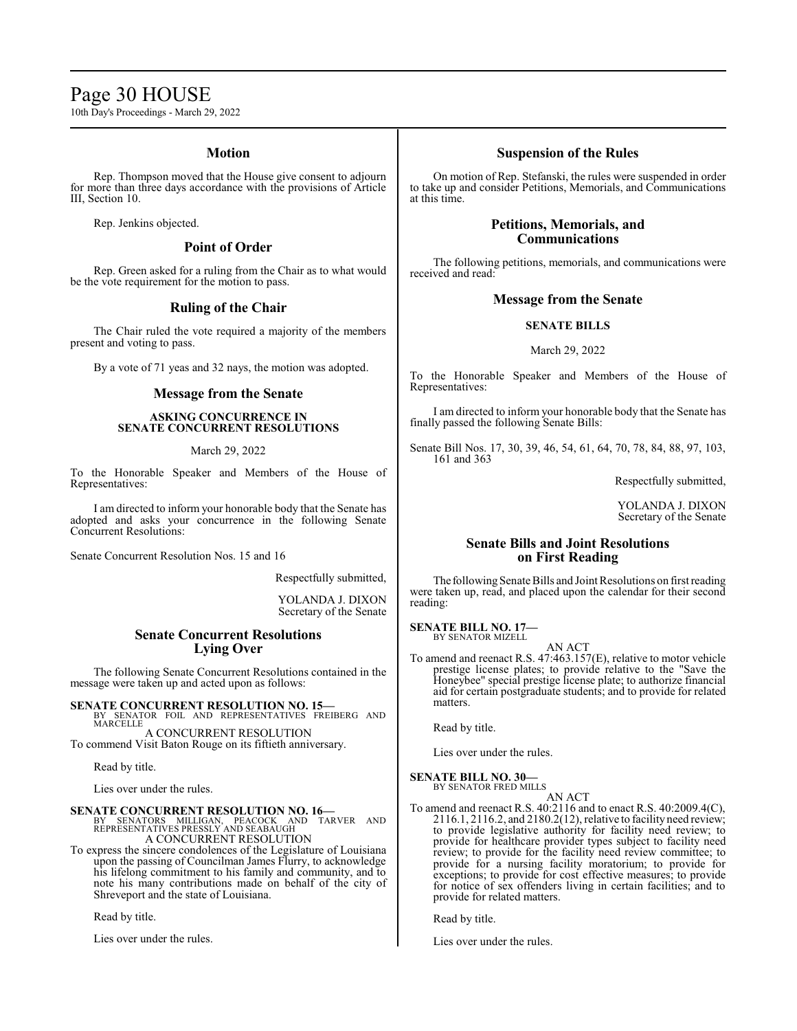## Motion

Rep. Thompson moved that the House give consent to adjourn for more than three days accordance with the provisions of Article III, Section 10.

Rep. Jenkins objected.

## Point of Order

Rep. Green asked for a ruling from the Chair as to what would be the vote requirement for the motion to pass.

## Ruling of the Chair

The Chair ruled the vote required a majority of the members present and voting to pass.

By a vote of 71 yeas and 32 nays, the motion was adopted.

## Message from the Senate

**ASKING CONCURRENCE IN SENATE CONCURRENT RESOLUTIONS**

March 29, 2022

To the Honorable Speaker and Members of the House of Representatives:

I am directed to inform your honorable body that the Senate has adopted and asks your concurrence in the following Senate Concurrent Resolutions:

Senate Concurrent Resolution Nos. 15 and 16

Respectfully submitted,

YOLANDA J. DIXON
Secretary of the Senate

## Senate Concurrent Resolutions Lying Over

The following Senate Concurrent Resolutions contained in the message were taken up and acted upon as follows:

**SENATE CONCURRENT RESOLUTION NO. 15—**
BY SENATOR FOIL AND REPRESENTATIVES FREIBERG AND MARCELLE
A CONCURRENT RESOLUTION
To commend Visit Baton Rouge on its fiftieth anniversary.

Read by title.

Lies over under the rules.

**SENATE CONCURRENT RESOLUTION NO. 16—**
BY SENATORS MILLIGAN, PEACOCK AND TARVER AND REPRESENTATIVES PRESSLY AND SEABAUGH
A CONCURRENT RESOLUTION
To express the sincere condolences of the Legislature of Louisiana upon the passing of Councilman James Flurry, to acknowledge his lifelong commitment to his family and community, and to note his many contributions made on behalf of the city of Shreveport and the state of Louisiana.

Read by title.

Lies over under the rules.

## Suspension of the Rules

On motion of Rep. Stefanski, the rules were suspended in order to take up and consider Petitions, Memorials, and Communications at this time.

## Petitions, Memorials, and Communications

The following petitions, memorials, and communications were received and read:

## Message from the Senate

**SENATE BILLS**

March 29, 2022

To the Honorable Speaker and Members of the House of Representatives:

I am directed to inform your honorable body that the Senate has finally passed the following Senate Bills:

Senate Bill Nos. 17, 30, 39, 46, 54, 61, 64, 70, 78, 84, 88, 97, 103, 161 and 363

Respectfully submitted,

YOLANDA J. DIXON
Secretary of the Senate

## Senate Bills and Joint Resolutions on First Reading

The following Senate Bills and Joint Resolutions on first reading were taken up, read, and placed upon the calendar for their second reading:

**SENATE BILL NO. 17—**
BY SENATOR MIZELL
AN ACT
To amend and reenact R.S. 47:463.157(E), relative to motor vehicle prestige license plates; to provide relative to the "Save the Honeybee" special prestige license plate; to authorize financial aid for certain postgraduate students; and to provide for related matters.

Read by title.

Lies over under the rules.

**SENATE BILL NO. 30—**
BY SENATOR FRED MILLS
AN ACT
To amend and reenact R.S. 40:2116 and to enact R.S. 40:2009.4(C), 2116.1, 2116.2, and 2180.2(12), relative to facility need review; to provide legislative authority for facility need review; to provide for healthcare provider types subject to facility need review; to provide for the facility need review committee; to provide for a nursing facility moratorium; to provide for exceptions; to provide for cost effective measures; to provide for notice of sex offenders living in certain facilities; and to provide for related matters.

Read by title.

Lies over under the rules.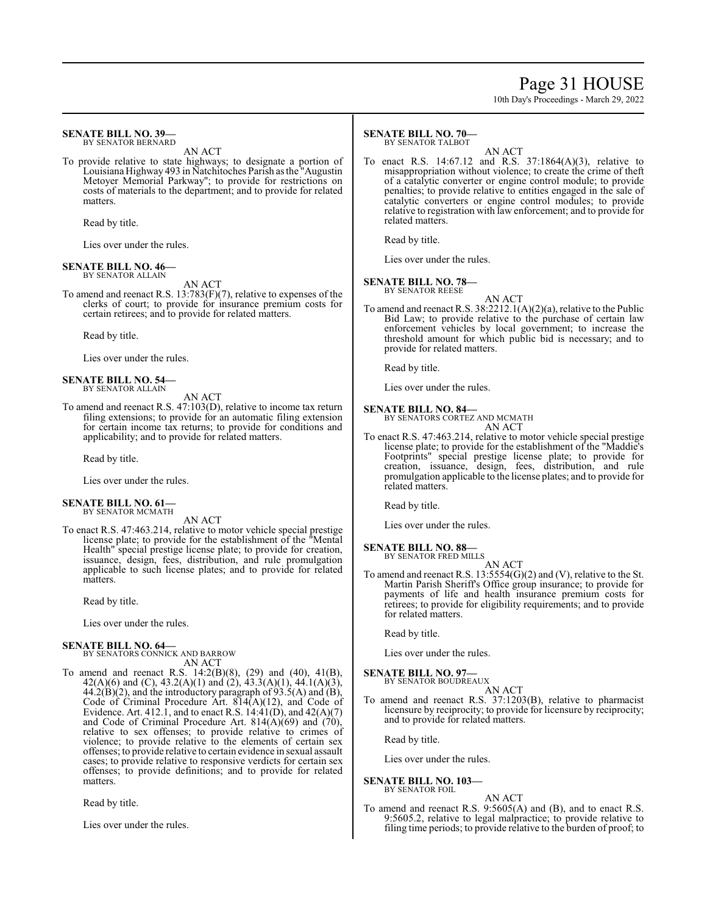**SENATE BILL NO. 39—**
BY SENATOR BERNARD

AN ACT

To provide relative to state highways; to designate a portion of Louisiana Highway 493 in Natchitoches Parish as the "Augustin Metoyer Memorial Parkway"; to provide for restrictions on costs of materials to the department; and to provide for related matters.

Read by title.

Lies over under the rules.

**SENATE BILL NO. 46—**
BY SENATOR ALLAIN

AN ACT

To amend and reenact R.S. 13:783(F)(7), relative to expenses of the clerks of court; to provide for insurance premium costs for certain retirees; and to provide for related matters.

Read by title.

Lies over under the rules.

**SENATE BILL NO. 54—**
BY SENATOR ALLAIN

AN ACT

To amend and reenact R.S. 47:103(D), relative to income tax return filing extensions; to provide for an automatic filing extension for certain income tax returns; to provide for conditions and applicability; and to provide for related matters.

Read by title.

Lies over under the rules.

**SENATE BILL NO. 61—**
BY SENATOR MCMATH

AN ACT

To enact R.S. 47:463.214, relative to motor vehicle special prestige license plate; to provide for the establishment of the "Mental Health" special prestige license plate; to provide for creation, issuance, design, fees, distribution, and rule promulgation applicable to such license plates; and to provide for related matters.

Read by title.

Lies over under the rules.

**SENATE BILL NO. 64—**
BY SENATORS CONNICK AND BARROW

AN ACT

To amend and reenact R.S. 14:2(B)(8), (29) and (40), 41(B), 42(A)(6) and (C), 43.2(A)(1) and (2), 43.3(A)(1), 44.1(A)(3), 44.2(B)(2), and the introductory paragraph of 93.5(A) and (B), Code of Criminal Procedure Art. 814(A)(12), and Code of Evidence. Art. 412.1, and to enact R.S. 14:41(D), and 42(A)(7) and Code of Criminal Procedure Art. 814(A)(69) and (70), relative to sex offenses; to provide relative to crimes of violence; to provide relative to the elements of certain sex offenses; to provide relative to certain evidence in sexual assault cases; to provide relative to responsive verdicts for certain sex offenses; to provide definitions; and to provide for related matters.

Read by title.

Lies over under the rules.

**SENATE BILL NO. 70—**
BY SENATOR TALBOT

AN ACT

To enact R.S. 14:67.12 and R.S. 37:1864(A)(3), relative to misappropriation without violence; to create the crime of theft of a catalytic converter or engine control module; to provide penalties; to provide relative to entities engaged in the sale of catalytic converters or engine control modules; to provide relative to registration with law enforcement; and to provide for related matters.

Read by title.

Lies over under the rules.

**SENATE BILL NO. 78—**
BY SENATOR REESE

AN ACT

To amend and reenact R.S. 38:2212.1(A)(2)(a), relative to the Public Bid Law; to provide relative to the purchase of certain law enforcement vehicles by local government; to increase the threshold amount for which public bid is necessary; and to provide for related matters.

Read by title.

Lies over under the rules.

**SENATE BILL NO. 84—**
BY SENATORS CORTEZ AND MCMATH

AN ACT

To enact R.S. 47:463.214, relative to motor vehicle special prestige license plate; to provide for the establishment of the "Maddie's Footprints" special prestige license plate; to provide for creation, issuance, design, fees, distribution, and rule promulgation applicable to the license plates; and to provide for related matters.

Read by title.

Lies over under the rules.

**SENATE BILL NO. 88—**
BY SENATOR FRED MILLS

AN ACT

To amend and reenact R.S. 13:5554(G)(2) and (V), relative to the St. Martin Parish Sheriff's Office group insurance; to provide for payments of life and health insurance premium costs for retirees; to provide for eligibility requirements; and to provide for related matters.

Read by title.

Lies over under the rules.

**SENATE BILL NO. 97—**
BY SENATOR BOUDREAUX

AN ACT

To amend and reenact R.S. 37:1203(B), relative to pharmacist licensure by reciprocity; to provide for licensure by reciprocity; and to provide for related matters.

Read by title.

Lies over under the rules.

**SENATE BILL NO. 103—**
BY SENATOR FOIL

AN ACT

To amend and reenact R.S. 9:5605(A) and (B), and to enact R.S. 9:5605.2, relative to legal malpractice; to provide relative to filing time periods; to provide relative to the burden of proof; to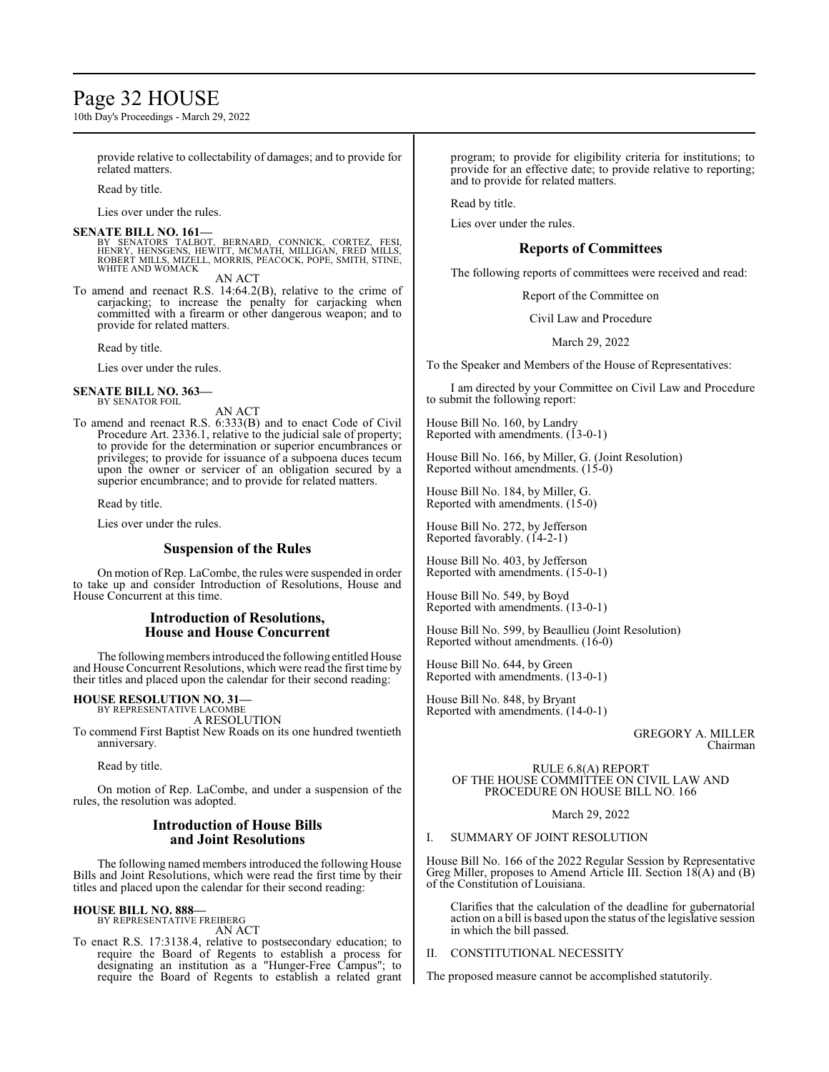provide relative to collectability of damages; and to provide for related matters.

Read by title.

Lies over under the rules.

**SENATE BILL NO. 161—**
BY SENATORS TALBOT, BERNARD, CONNICK, CORTEZ, FESI, HENRY, HENSGENS, HEWITT, MCMATH, MILLIGAN, FRED MILLS, ROBERT MILLS, MIZELL, MORRIS, PEACOCK, POPE, SMITH, STINE, WHITE AND WOMACK

AN ACT

To amend and reenact R.S. 14:64.2(B), relative to the crime of carjacking; to increase the penalty for carjacking when committed with a firearm or other dangerous weapon; and to provide for related matters.

Read by title.

Lies over under the rules.

**SENATE BILL NO. 363—**
BY SENATOR FOIL

AN ACT

To amend and reenact R.S. 6:333(B) and to enact Code of Civil Procedure Art. 2336.1, relative to the judicial sale of property; to provide for the determination or superior encumbrances or privileges; to provide for issuance of a subpoena duces tecum upon the owner or servicer of an obligation secured by a superior encumbrance; and to provide for related matters.

Read by title.

Lies over under the rules.

## Suspension of the Rules

On motion of Rep. LaCombe, the rules were suspended in order to take up and consider Introduction of Resolutions, House and House Concurrent at this time.

## Introduction of Resolutions, House and House Concurrent

The following members introduced the following entitled House and House Concurrent Resolutions, which were read the first time by their titles and placed upon the calendar for their second reading:

**HOUSE RESOLUTION NO. 31—**
BY REPRESENTATIVE LACOMBE

A RESOLUTION

To commend First Baptist New Roads on its one hundred twentieth anniversary.

Read by title.

On motion of Rep. LaCombe, and under a suspension of the rules, the resolution was adopted.

## Introduction of House Bills and Joint Resolutions

The following named members introduced the following House Bills and Joint Resolutions, which were read the first time by their titles and placed upon the calendar for their second reading:

**HOUSE BILL NO. 888—**
BY REPRESENTATIVE FREIBERG

AN ACT

To enact R.S. 17:3138.4, relative to postsecondary education; to require the Board of Regents to establish a process for designating an institution as a "Hunger-Free Campus"; to require the Board of Regents to establish a related grant program; to provide for eligibility criteria for institutions; to provide for an effective date; to provide relative to reporting; and to provide for related matters.

Read by title.

Lies over under the rules.

## Reports of Committees

The following reports of committees were received and read:

Report of the Committee on

Civil Law and Procedure

March 29, 2022

To the Speaker and Members of the House of Representatives:

I am directed by your Committee on Civil Law and Procedure to submit the following report:

House Bill No. 160, by Landry
Reported with amendments. (13-0-1)

House Bill No. 166, by Miller, G. (Joint Resolution)
Reported without amendments. (15-0)

House Bill No. 184, by Miller, G.
Reported with amendments. (15-0)

House Bill No. 272, by Jefferson
Reported favorably. (14-2-1)

House Bill No. 403, by Jefferson
Reported with amendments. (15-0-1)

House Bill No. 549, by Boyd
Reported with amendments. (13-0-1)

House Bill No. 599, by Beaullieu (Joint Resolution)
Reported without amendments. (16-0)

House Bill No. 644, by Green
Reported with amendments. (13-0-1)

House Bill No. 848, by Bryant
Reported with amendments. (14-0-1)

GREGORY A. MILLER
Chairman

RULE 6.8(A) REPORT
OF THE HOUSE COMMITTEE ON CIVIL LAW AND PROCEDURE ON HOUSE BILL NO. 166

March 29, 2022

I. SUMMARY OF JOINT RESOLUTION

House Bill No. 166 of the 2022 Regular Session by Representative Greg Miller, proposes to Amend Article III. Section 18(A) and (B) of the Constitution of Louisiana.

Clarifies that the calculation of the deadline for gubernatorial action on a bill is based upon the status of the legislative session in which the bill passed.

II. CONSTITUTIONAL NECESSITY

The proposed measure cannot be accomplished statutorily.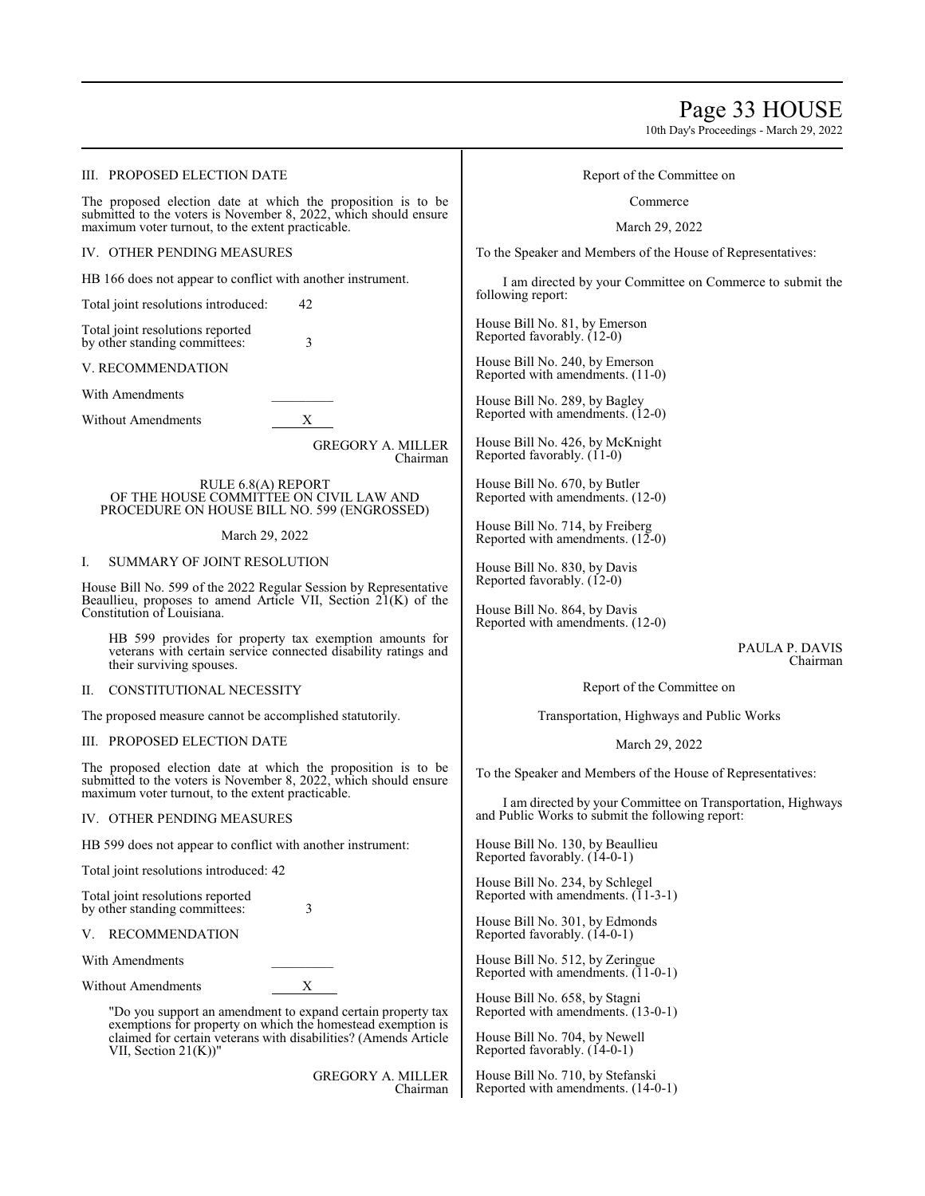III. PROPOSED ELECTION DATE

The proposed election date at which the proposition is to be submitted to the voters is November 8, 2022, which should ensure maximum voter turnout, to the extent practicable.

IV. OTHER PENDING MEASURES

HB 166 does not appear to conflict with another instrument.

Total joint resolutions introduced: 42

Total joint resolutions reported by other standing committees: 3

V. RECOMMENDATION

With Amendments ________

Without Amendments ___X___

GREGORY A. MILLER
Chairman

RULE 6.8(A) REPORT
OF THE HOUSE COMMITTEE ON CIVIL LAW AND PROCEDURE ON HOUSE BILL NO. 599 (ENGROSSED)

March 29, 2022

I. SUMMARY OF JOINT RESOLUTION

House Bill No. 599 of the 2022 Regular Session by Representative Beaullieu, proposes to amend Article VII, Section 21(K) of the Constitution of Louisiana.

HB 599 provides for property tax exemption amounts for veterans with certain service connected disability ratings and their surviving spouses.

II. CONSTITUTIONAL NECESSITY

The proposed measure cannot be accomplished statutorily.

III. PROPOSED ELECTION DATE

The proposed election date at which the proposition is to be submitted to the voters is November 8, 2022, which should ensure maximum voter turnout, to the extent practicable.

IV. OTHER PENDING MEASURES

HB 599 does not appear to conflict with another instrument:

Total joint resolutions introduced: 42

Total joint resolutions reported by other standing committees: 3

V. RECOMMENDATION

With Amendments ________

Without Amendments ___X___

"Do you support an amendment to expand certain property tax exemptions for property on which the homestead exemption is claimed for certain veterans with disabilities? (Amends Article VII, Section 21(K))"

GREGORY A. MILLER
Chairman

Report of the Committee on

Commerce

March 29, 2022

To the Speaker and Members of the House of Representatives:

I am directed by your Committee on Commerce to submit the following report:

House Bill No. 81, by Emerson
Reported favorably. (12-0)

House Bill No. 240, by Emerson
Reported with amendments. (11-0)

House Bill No. 289, by Bagley
Reported with amendments. (12-0)

House Bill No. 426, by McKnight
Reported favorably. (11-0)

House Bill No. 670, by Butler
Reported with amendments. (12-0)

House Bill No. 714, by Freiberg
Reported with amendments. (12-0)

House Bill No. 830, by Davis
Reported favorably. (12-0)

House Bill No. 864, by Davis
Reported with amendments. (12-0)

PAULA P. DAVIS
Chairman

Report of the Committee on

Transportation, Highways and Public Works

March 29, 2022

To the Speaker and Members of the House of Representatives:

I am directed by your Committee on Transportation, Highways and Public Works to submit the following report:

House Bill No. 130, by Beaullieu
Reported favorably. (14-0-1)

House Bill No. 234, by Schlegel
Reported with amendments. (11-3-1)

House Bill No. 301, by Edmonds
Reported favorably. (14-0-1)

House Bill No. 512, by Zeringue
Reported with amendments. (11-0-1)

House Bill No. 658, by Stagni
Reported with amendments. (13-0-1)

House Bill No. 704, by Newell
Reported favorably. (14-0-1)

House Bill No. 710, by Stefanski
Reported with amendments. (14-0-1)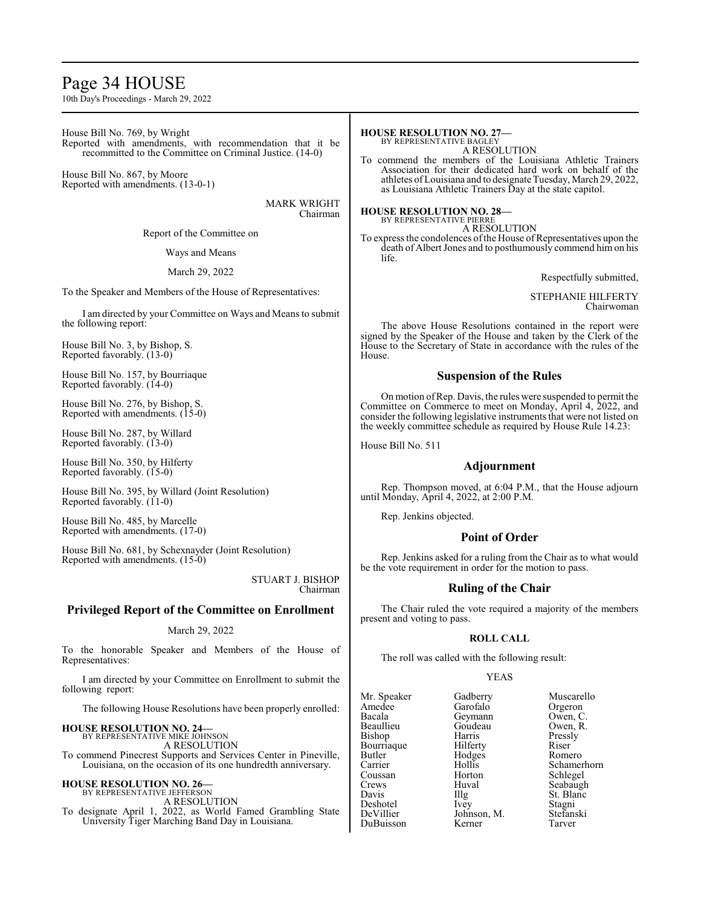House Bill No. 769, by Wright
Reported with amendments, with recommendation that it be recommitted to the Committee on Criminal Justice. (14-0)

House Bill No. 867, by Moore
Reported with amendments. (13-0-1)

MARK WRIGHT
Chairman

Report of the Committee on

Ways and Means

March 29, 2022

To the Speaker and Members of the House of Representatives:

I am directed by your Committee on Ways and Means to submit the following report:

House Bill No. 3, by Bishop, S.
Reported favorably. (13-0)

House Bill No. 157, by Bourriaque
Reported favorably. (14-0)

House Bill No. 276, by Bishop, S.
Reported with amendments. (15-0)

House Bill No. 287, by Willard
Reported favorably. (13-0)

House Bill No. 350, by Hilferty
Reported favorably. (15-0)

House Bill No. 395, by Willard (Joint Resolution)
Reported favorably. (11-0)

House Bill No. 485, by Marcelle
Reported with amendments. (17-0)

House Bill No. 681, by Schexnayder (Joint Resolution)
Reported with amendments. (15-0)

STUART J. BISHOP
Chairman

## Privileged Report of the Committee on Enrollment

March 29, 2022

To the honorable Speaker and Members of the House of Representatives:

I am directed by your Committee on Enrollment to submit the following report:

The following House Resolutions have been properly enrolled:

**HOUSE RESOLUTION NO. 24—**
BY REPRESENTATIVE MIKE JOHNSON
A RESOLUTION
To commend Pinecrest Supports and Services Center in Pineville, Louisiana, on the occasion of its one hundredth anniversary.

**HOUSE RESOLUTION NO. 26—**
BY REPRESENTATIVE JEFFERSON
A RESOLUTION
To designate April 1, 2022, as World Famed Grambling State University Tiger Marching Band Day in Louisiana.

**HOUSE RESOLUTION NO. 27—**
BY REPRESENTATIVE BAGLEY
A RESOLUTION
To commend the members of the Louisiana Athletic Trainers Association for their dedicated hard work on behalf of the athletes of Louisiana and to designate Tuesday, March 29, 2022, as Louisiana Athletic Trainers Day at the state capitol.

**HOUSE RESOLUTION NO. 28—**
BY REPRESENTATIVE PIERRE
A RESOLUTION
To express the condolences of the House of Representatives upon the death of Albert Jones and to posthumously commend him on his life.

Respectfully submitted,

STEPHANIE HILFERTY
Chairwoman

The above House Resolutions contained in the report were signed by the Speaker of the House and taken by the Clerk of the House to the Secretary of State in accordance with the rules of the House.

## Suspension of the Rules

On motion of Rep. Davis, the rules were suspended to permit the Committee on Commerce to meet on Monday, April 4, 2022, and consider the following legislative instruments that were not listed on the weekly committee schedule as required by House Rule 14.23:

House Bill No. 511

## Adjournment

Rep. Thompson moved, at 6:04 P.M., that the House adjourn until Monday, April 4, 2022, at 2:00 P.M.

Rep. Jenkins objected.

## Point of Order

Rep. Jenkins asked for a ruling from the Chair as to what would be the vote requirement in order for the motion to pass.

## Ruling of the Chair

The Chair ruled the vote required a majority of the members present and voting to pass.

**ROLL CALL**

The roll was called with the following result:

YEAS

| | | |
|---|---|---|
| Mr. Speaker | Gadberry | Muscarello |
| Amedee | Garofalo | Orgeron |
| Bacala | Geymann | Owen, C. |
| Beaullieu | Goudeau | Owen, R. |
| Bishop | Harris | Pressly |
| Bourriaque | Hilferty | Riser |
| Butler | Hodges | Romero |
| Carrier | Hollis | Schamerhorn |
| Coussan | Horton | Schlegel |
| Crews | Huval | Seabaugh |
| Davis | Illg | St. Blanc |
| Deshotel | Ivey | Stagni |
| DeVillier | Johnson, M. | Stefanski |
| DuBuisson | Kerner | Tarver |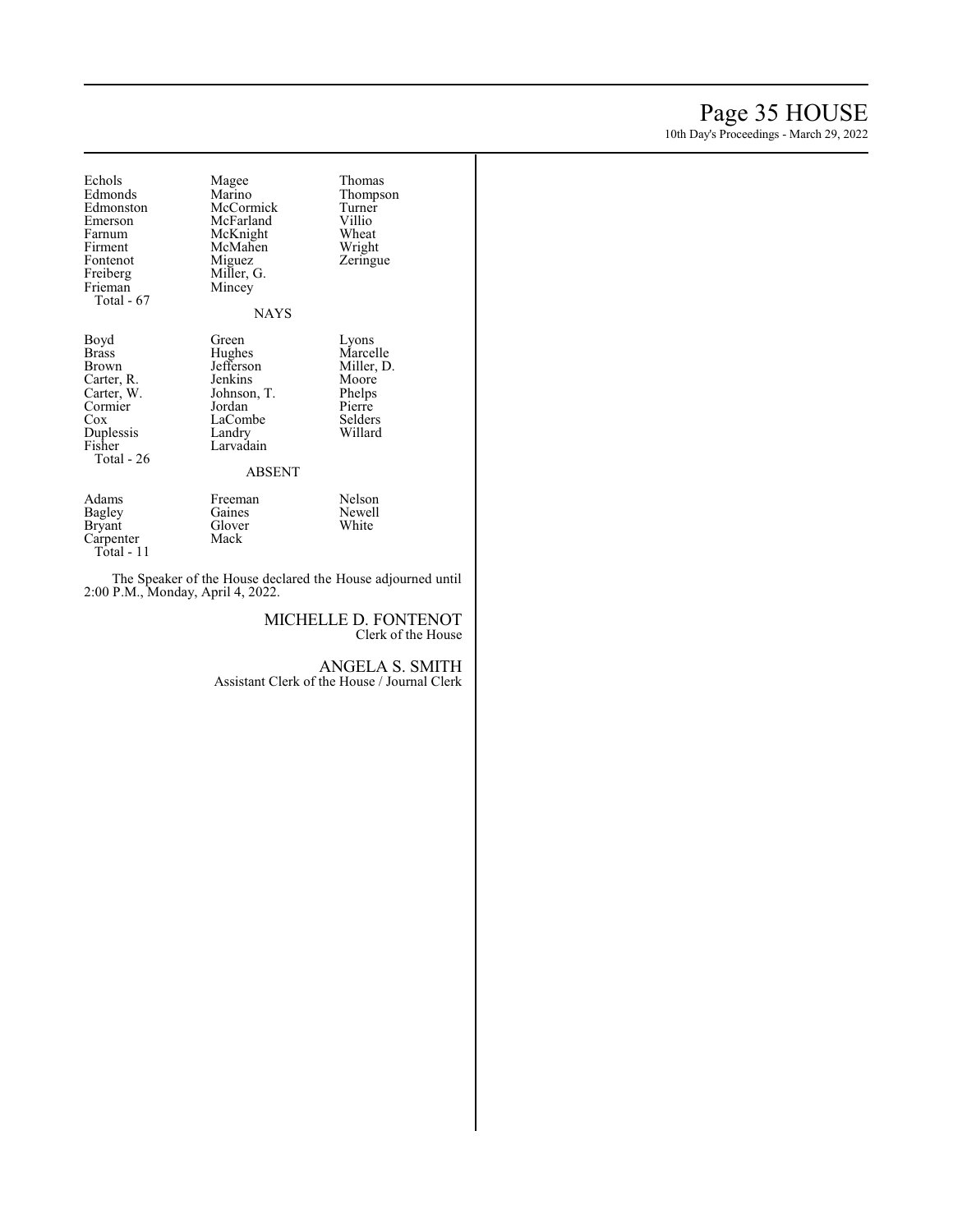| | | |
|---|---|---|
| Echols | Magee | Thomas |
| Edmonds | Marino | Thompson |
| Edmonston | McCormick | Turner |
| Emerson | McFarland | Villio |
| Farnum | McKnight | Wheat |
| Firment | McMahen | Wright |
| Fontenot | Miguez | Zeringue |
| Freiberg | Miller, G. | |
| Frieman | Mincey | |

Total - 67

NAYS

| | | |
|---|---|---|
| Boyd | Green | Lyons |
| Brass | Hughes | Marcelle |
| Brown | Jefferson | Miller, D. |
| Carter, R. | Jenkins | Moore |
| Carter, W. | Johnson, T. | Phelps |
| Cormier | Jordan | Pierre |
| Cox | LaCombe | Selders |
| Duplessis | Landry | Willard |
| Fisher | Larvadain | |

Total - 26

ABSENT

| | | |
|---|---|---|
| Adams | Freeman | Nelson |
| Bagley | Gaines | Newell |
| Bryant | Glover | White |
| Carpenter | Mack | |

Total - 11

The Speaker of the House declared the House adjourned until 2:00 P.M., Monday, April 4, 2022.

MICHELLE D. FONTENOT
Clerk of the House

ANGELA S. SMITH
Assistant Clerk of the House / Journal Clerk